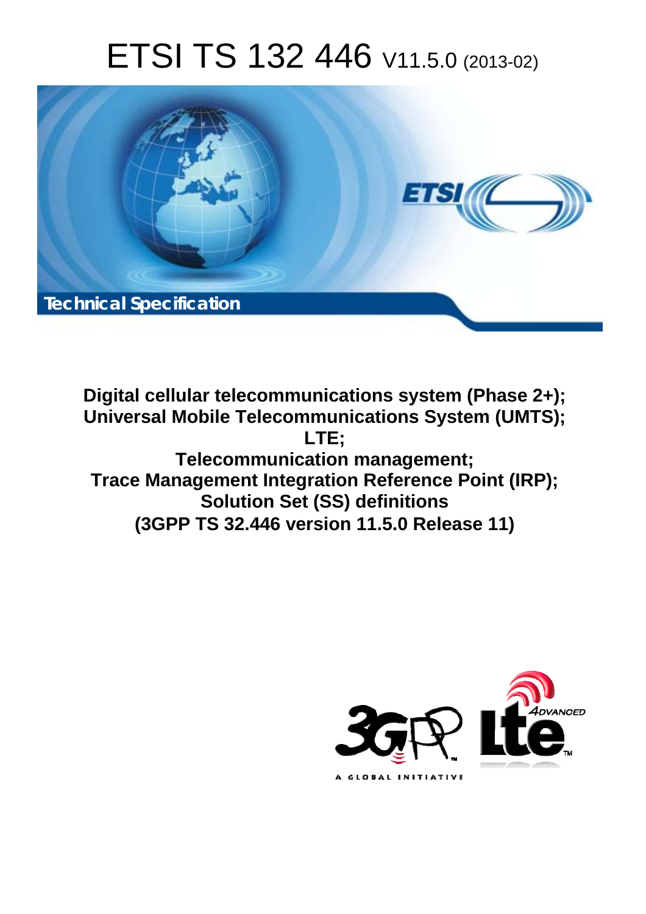# ETSI TS 132 446 V11.5.0 (2013-02)

Technical Specification

**Digital cellular telecommunications system (Phase 2+);**
**Universal Mobile Telecommunications System (UMTS);**
**LTE;**
**Telecommunication management;**
**Trace Management Integration Reference Point (IRP);**
**Solution Set (SS) definitions**
**(3GPP TS 32.446 version 11.5.0 Release 11)**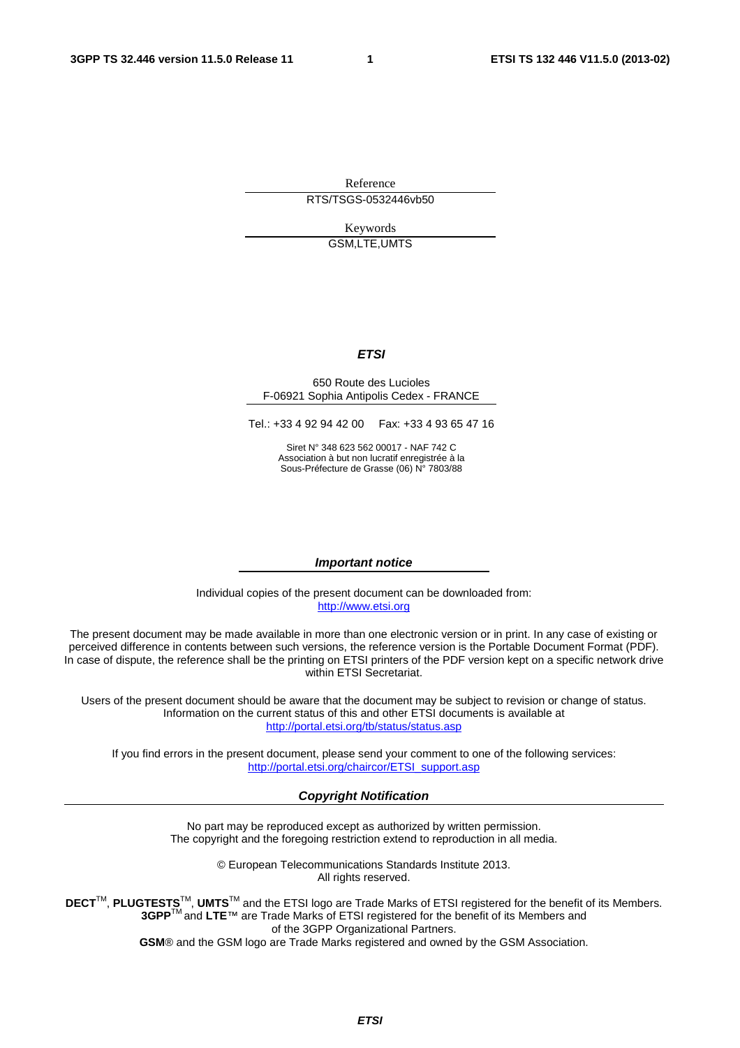Reference

RTS/TSGS-0532446vb50

Keywords

GSM,LTE,UMTS

***ETSI***

650 Route des Lucioles
F-06921 Sophia Antipolis Cedex - FRANCE

Tel.: +33 4 92 94 42 00    Fax: +33 4 93 65 47 16

Siret N° 348 623 562 00017 - NAF 742 C
Association à but non lucratif enregistrée à la
Sous-Préfecture de Grasse (06) N° 7803/88

***Important notice***

Individual copies of the present document can be downloaded from:
http://www.etsi.org

The present document may be made available in more than one electronic version or in print. In any case of existing or perceived difference in contents between such versions, the reference version is the Portable Document Format (PDF). In case of dispute, the reference shall be the printing on ETSI printers of the PDF version kept on a specific network drive within ETSI Secretariat.

Users of the present document should be aware that the document may be subject to revision or change of status. Information on the current status of this and other ETSI documents is available at
http://portal.etsi.org/tb/status/status.asp

If you find errors in the present document, please send your comment to one of the following services:
http://portal.etsi.org/chaircor/ETSI_support.asp

***Copyright Notification***

No part may be reproduced except as authorized by written permission.
The copyright and the foregoing restriction extend to reproduction in all media.

© European Telecommunications Standards Institute 2013.
All rights reserved.

**DECT**™, **PLUGTESTS**™, **UMTS**™ and the ETSI logo are Trade Marks of ETSI registered for the benefit of its Members.
**3GPP**™ and **LTE**™ are Trade Marks of ETSI registered for the benefit of its Members and
of the 3GPP Organizational Partners.
**GSM**® and the GSM logo are Trade Marks registered and owned by the GSM Association.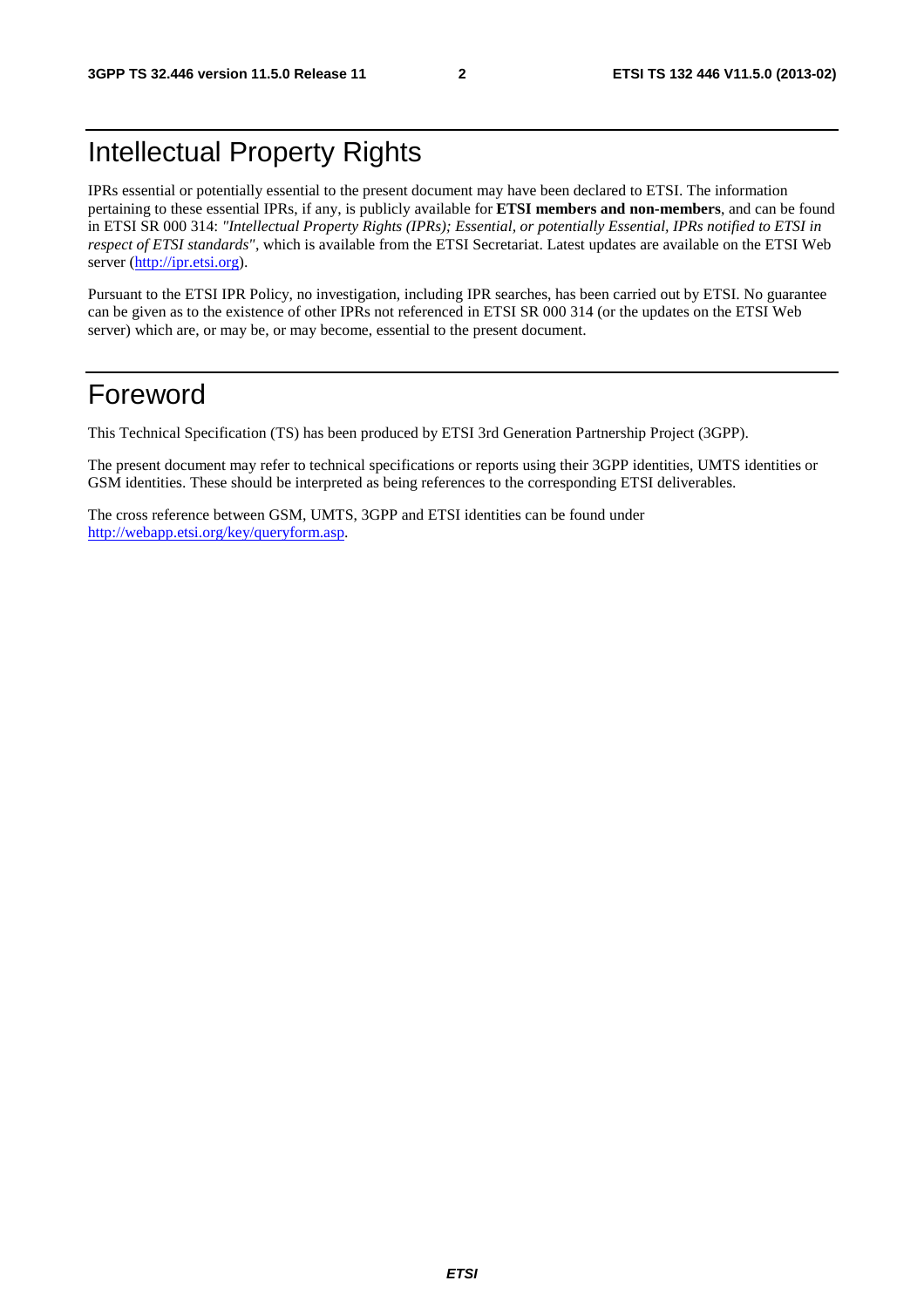# Intellectual Property Rights

IPRs essential or potentially essential to the present document may have been declared to ETSI. The information pertaining to these essential IPRs, if any, is publicly available for **ETSI members and non-members**, and can be found in ETSI SR 000 314: *"Intellectual Property Rights (IPRs); Essential, or potentially Essential, IPRs notified to ETSI in respect of ETSI standards"*, which is available from the ETSI Secretariat. Latest updates are available on the ETSI Web server (http://ipr.etsi.org).

Pursuant to the ETSI IPR Policy, no investigation, including IPR searches, has been carried out by ETSI. No guarantee can be given as to the existence of other IPRs not referenced in ETSI SR 000 314 (or the updates on the ETSI Web server) which are, or may be, or may become, essential to the present document.

# Foreword

This Technical Specification (TS) has been produced by ETSI 3rd Generation Partnership Project (3GPP).

The present document may refer to technical specifications or reports using their 3GPP identities, UMTS identities or GSM identities. These should be interpreted as being references to the corresponding ETSI deliverables.

The cross reference between GSM, UMTS, 3GPP and ETSI identities can be found under http://webapp.etsi.org/key/queryform.asp.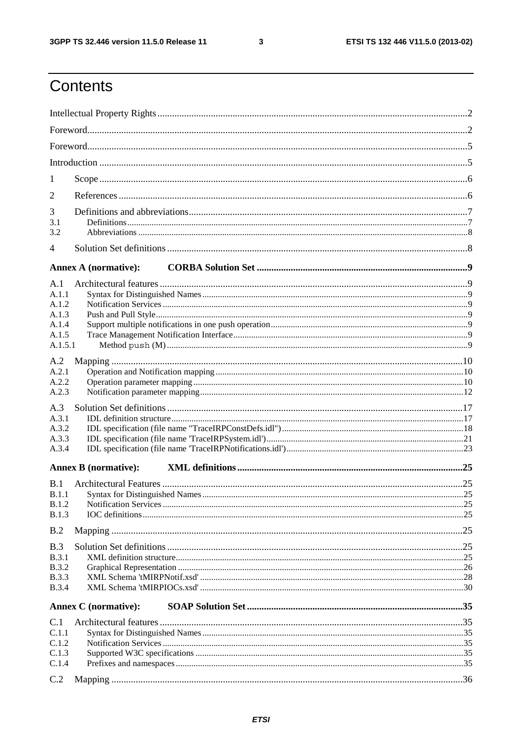# Contents

Intellectual Property Rights ..... 2

Foreword ..... 2

Foreword ..... 5

Introduction ..... 5

1 Scope ..... 6

2 References ..... 6

3 Definitions and abbreviations ..... 7
3.1 Definitions ..... 7
3.2 Abbreviations ..... 8

4 Solution Set definitions ..... 8

**Annex A (normative): CORBA Solution Set ..... 9**

A.1 Architectural features ..... 9
A.1.1 Syntax for Distinguished Names ..... 9
A.1.2 Notification Services ..... 9
A.1.3 Push and Pull Style ..... 9
A.1.4 Support multiple notifications in one push operation ..... 9
A.1.5 Trace Management Notification Interface ..... 9
A.1.5.1 Method `push` (M) ..... 9

A.2 Mapping ..... 10
A.2.1 Operation and Notification mapping ..... 10
A.2.2 Operation parameter mapping ..... 10
A.2.3 Notification parameter mapping ..... 12

A.3 Solution Set definitions ..... 17
A.3.1 IDL definition structure ..... 17
A.3.2 IDL specification (file name "TraceIRPConstDefs.idl") ..... 18
A.3.3 IDL specification (file name 'TraceIRPSystem.idl') ..... 21
A.3.4 IDL specification (file name 'TraceIRPNotifications.idl') ..... 23

**Annex B (normative): XML definitions ..... 25**

B.1 Architectural Features ..... 25
B.1.1 Syntax for Distinguished Names ..... 25
B.1.2 Notification Services ..... 25
B.1.3 IOC definitions ..... 25

B.2 Mapping ..... 25

B.3 Solution Set definitions ..... 25
B.3.1 XML definition structure ..... 25
B.3.2 Graphical Representation ..... 26
B.3.3 XML Schema 'tMIRPNotif.xsd' ..... 28
B.3.4 XML Schema 'tMIRPIOCs.xsd' ..... 30

**Annex C (normative): SOAP Solution Set ..... 35**

C.1 Architectural features ..... 35
C.1.1 Syntax for Distinguished Names ..... 35
C.1.2 Notification Services ..... 35
C.1.3 Supported W3C specifications ..... 35
C.1.4 Prefixes and namespaces ..... 35

C.2 Mapping ..... 36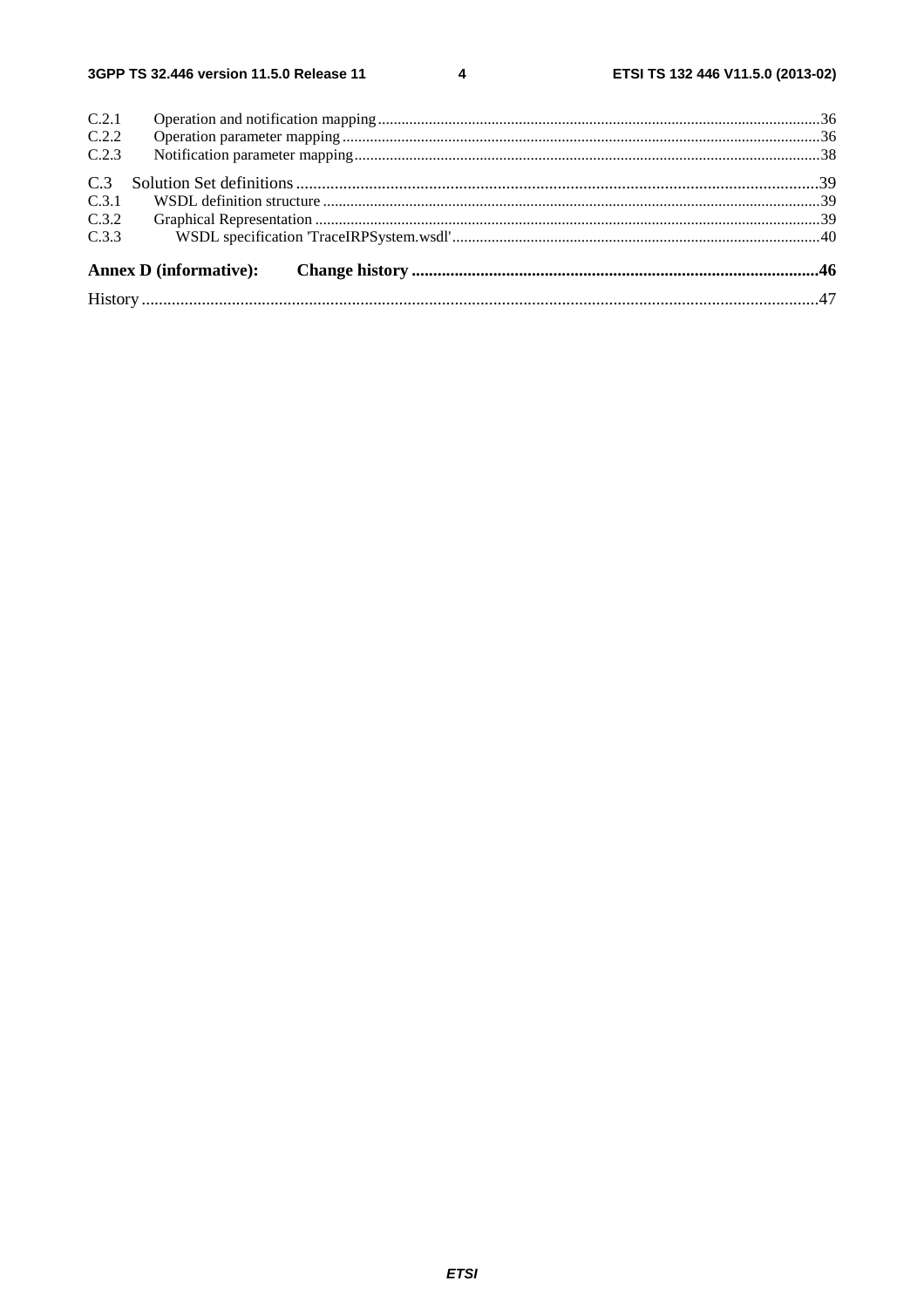C.2.1 Operation and notification mapping ....36
C.2.2 Operation parameter mapping ....36
C.2.3 Notification parameter mapping ....38

C.3 Solution Set definitions ....39
C.3.1 WSDL definition structure ....39
C.3.2 Graphical Representation ....39
C.3.3 WSDL specification 'TraceIRPSystem.wsdl' ....40

**Annex D (informative): Change history ....46**

History ....47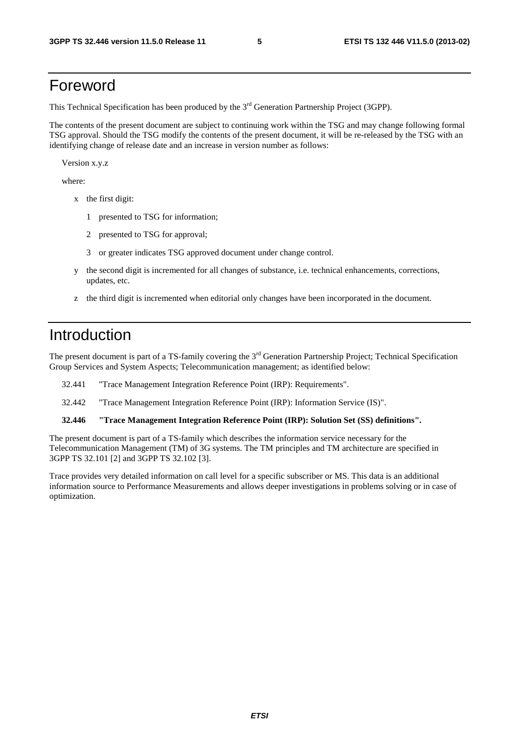# Foreword

This Technical Specification has been produced by the 3rd Generation Partnership Project (3GPP).

The contents of the present document are subject to continuing work within the TSG and may change following formal TSG approval. Should the TSG modify the contents of the present document, it will be re-released by the TSG with an identifying change of release date and an increase in version number as follows:

Version x.y.z

where:

- x the first digit:
  - 1 presented to TSG for information;
  - 2 presented to TSG for approval;
  - 3 or greater indicates TSG approved document under change control.
- y the second digit is incremented for all changes of substance, i.e. technical enhancements, corrections, updates, etc.
- z the third digit is incremented when editorial only changes have been incorporated in the document.

# Introduction

The present document is part of a TS-family covering the 3rd Generation Partnership Project; Technical Specification Group Services and System Aspects; Telecommunication management; as identified below:

32.441 "Trace Management Integration Reference Point (IRP): Requirements".

32.442 "Trace Management Integration Reference Point (IRP): Information Service (IS)".

**32.446 "Trace Management Integration Reference Point (IRP): Solution Set (SS) definitions".**

The present document is part of a TS-family which describes the information service necessary for the Telecommunication Management (TM) of 3G systems. The TM principles and TM architecture are specified in 3GPP TS 32.101 [2] and 3GPP TS 32.102 [3].

Trace provides very detailed information on call level for a specific subscriber or MS. This data is an additional information source to Performance Measurements and allows deeper investigations in problems solving or in case of optimization.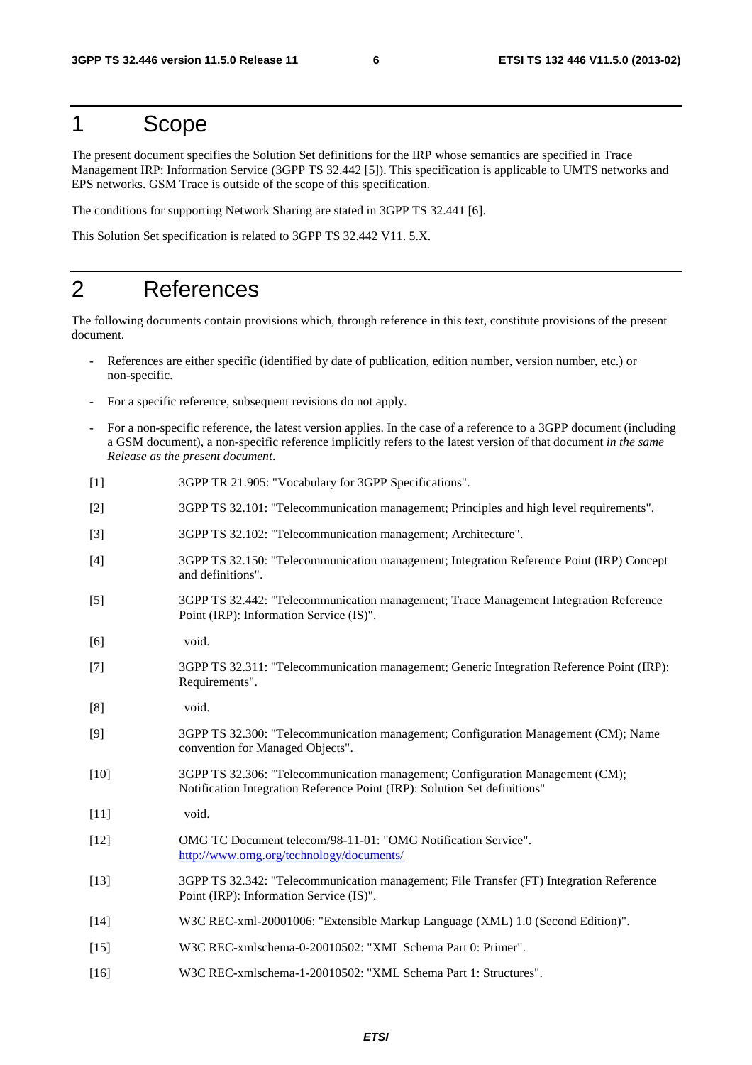# 1 Scope

The present document specifies the Solution Set definitions for the IRP whose semantics are specified in Trace Management IRP: Information Service (3GPP TS 32.442 [5]). This specification is applicable to UMTS networks and EPS networks. GSM Trace is outside of the scope of this specification.

The conditions for supporting Network Sharing are stated in 3GPP TS 32.441 [6].

This Solution Set specification is related to 3GPP TS 32.442 V11. 5.X.

# 2 References

The following documents contain provisions which, through reference in this text, constitute provisions of the present document.

- References are either specific (identified by date of publication, edition number, version number, etc.) or non-specific.
- For a specific reference, subsequent revisions do not apply.
- For a non-specific reference, the latest version applies. In the case of a reference to a 3GPP document (including a GSM document), a non-specific reference implicitly refers to the latest version of that document *in the same Release as the present document*.

[1] 3GPP TR 21.905: "Vocabulary for 3GPP Specifications".

[2] 3GPP TS 32.101: "Telecommunication management; Principles and high level requirements".

[3] 3GPP TS 32.102: "Telecommunication management; Architecture".

[4] 3GPP TS 32.150: "Telecommunication management; Integration Reference Point (IRP) Concept and definitions".

[5] 3GPP TS 32.442: "Telecommunication management; Trace Management Integration Reference Point (IRP): Information Service (IS)".

[6] void.

[7] 3GPP TS 32.311: "Telecommunication management; Generic Integration Reference Point (IRP): Requirements".

[8] void.

[9] 3GPP TS 32.300: "Telecommunication management; Configuration Management (CM); Name convention for Managed Objects".

[10] 3GPP TS 32.306: "Telecommunication management; Configuration Management (CM); Notification Integration Reference Point (IRP): Solution Set definitions"

[11] void.

[12] OMG TC Document telecom/98-11-01: "OMG Notification Service". http://www.omg.org/technology/documents/

[13] 3GPP TS 32.342: "Telecommunication management; File Transfer (FT) Integration Reference Point (IRP): Information Service (IS)".

[14] W3C REC-xml-20001006: "Extensible Markup Language (XML) 1.0 (Second Edition)".

[15] W3C REC-xmlschema-0-20010502: "XML Schema Part 0: Primer".

[16] W3C REC-xmlschema-1-20010502: "XML Schema Part 1: Structures".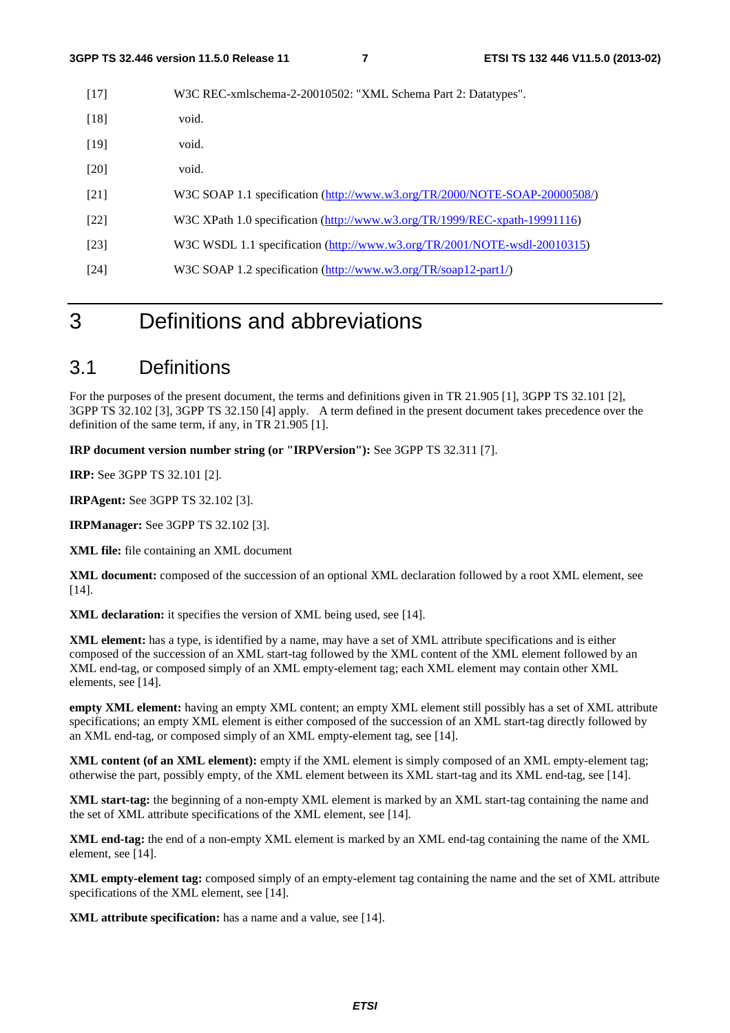[17] W3C REC-xmlschema-2-20010502: "XML Schema Part 2: Datatypes".

[18] void.

[19] void.

[20] void.

[21] W3C SOAP 1.1 specification (http://www.w3.org/TR/2000/NOTE-SOAP-20000508/)

[22] W3C XPath 1.0 specification (http://www.w3.org/TR/1999/REC-xpath-19991116)

[23] W3C WSDL 1.1 specification (http://www.w3.org/TR/2001/NOTE-wsdl-20010315)

[24] W3C SOAP 1.2 specification (http://www.w3.org/TR/soap12-part1/)

# 3 Definitions and abbreviations

## 3.1 Definitions

For the purposes of the present document, the terms and definitions given in TR 21.905 [1], 3GPP TS 32.101 [2], 3GPP TS 32.102 [3], 3GPP TS 32.150 [4] apply. A term defined in the present document takes precedence over the definition of the same term, if any, in TR 21.905 [1].

**IRP document version number string (or "IRPVersion"):** See 3GPP TS 32.311 [7].

**IRP:** See 3GPP TS 32.101 [2].

**IRPAgent:** See 3GPP TS 32.102 [3].

**IRPManager:** See 3GPP TS 32.102 [3].

**XML file:** file containing an XML document

**XML document:** composed of the succession of an optional XML declaration followed by a root XML element, see [14].

**XML declaration:** it specifies the version of XML being used, see [14].

**XML element:** has a type, is identified by a name, may have a set of XML attribute specifications and is either composed of the succession of an XML start-tag followed by the XML content of the XML element followed by an XML end-tag, or composed simply of an XML empty-element tag; each XML element may contain other XML elements, see [14].

**empty XML element:** having an empty XML content; an empty XML element still possibly has a set of XML attribute specifications; an empty XML element is either composed of the succession of an XML start-tag directly followed by an XML end-tag, or composed simply of an XML empty-element tag, see [14].

**XML content (of an XML element):** empty if the XML element is simply composed of an XML empty-element tag; otherwise the part, possibly empty, of the XML element between its XML start-tag and its XML end-tag, see [14].

**XML start-tag:** the beginning of a non-empty XML element is marked by an XML start-tag containing the name and the set of XML attribute specifications of the XML element, see [14].

**XML end-tag:** the end of a non-empty XML element is marked by an XML end-tag containing the name of the XML element, see [14].

**XML empty-element tag:** composed simply of an empty-element tag containing the name and the set of XML attribute specifications of the XML element, see [14].

**XML attribute specification:** has a name and a value, see [14].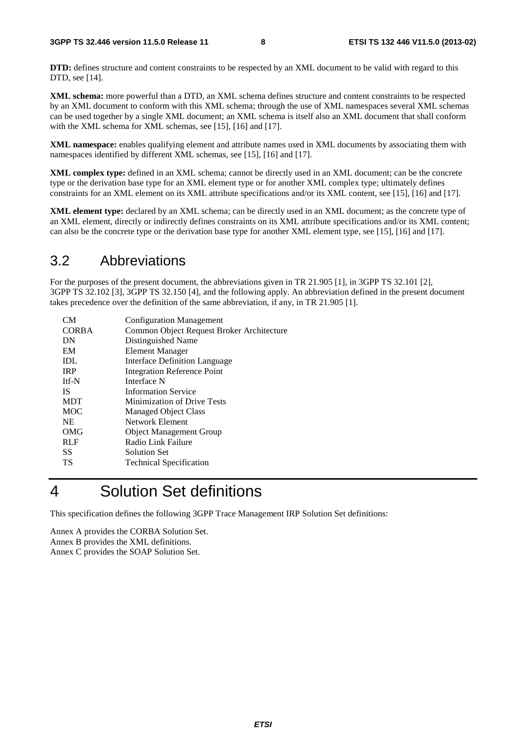**DTD:** defines structure and content constraints to be respected by an XML document to be valid with regard to this DTD, see [14].

**XML schema:** more powerful than a DTD, an XML schema defines structure and content constraints to be respected by an XML document to conform with this XML schema; through the use of XML namespaces several XML schemas can be used together by a single XML document; an XML schema is itself also an XML document that shall conform with the XML schema for XML schemas, see [15], [16] and [17].

**XML namespace:** enables qualifying element and attribute names used in XML documents by associating them with namespaces identified by different XML schemas, see [15], [16] and [17].

**XML complex type:** defined in an XML schema; cannot be directly used in an XML document; can be the concrete type or the derivation base type for an XML element type or for another XML complex type; ultimately defines constraints for an XML element on its XML attribute specifications and/or its XML content, see [15], [16] and [17].

**XML element type:** declared by an XML schema; can be directly used in an XML document; as the concrete type of an XML element, directly or indirectly defines constraints on its XML attribute specifications and/or its XML content; can also be the concrete type or the derivation base type for another XML element type, see [15], [16] and [17].

## 3.2 Abbreviations

For the purposes of the present document, the abbreviations given in TR 21.905 [1], in 3GPP TS 32.101 [2], 3GPP TS 32.102 [3], 3GPP TS 32.150 [4], and the following apply. An abbreviation defined in the present document takes precedence over the definition of the same abbreviation, if any, in TR 21.905 [1].

| | |
|---|---|
| CM | Configuration Management |
| CORBA | Common Object Request Broker Architecture |
| DN | Distinguished Name |
| EM | Element Manager |
| IDL | Interface Definition Language |
| IRP | Integration Reference Point |
| Itf-N | Interface N |
| IS | Information Service |
| MDT | Minimization of Drive Tests |
| MOC | Managed Object Class |
| NE | Network Element |
| OMG | Object Management Group |
| RLF | Radio Link Failure |
| SS | Solution Set |
| TS | Technical Specification |

# 4 Solution Set definitions

This specification defines the following 3GPP Trace Management IRP Solution Set definitions:

Annex A provides the CORBA Solution Set.
Annex B provides the XML definitions.
Annex C provides the SOAP Solution Set.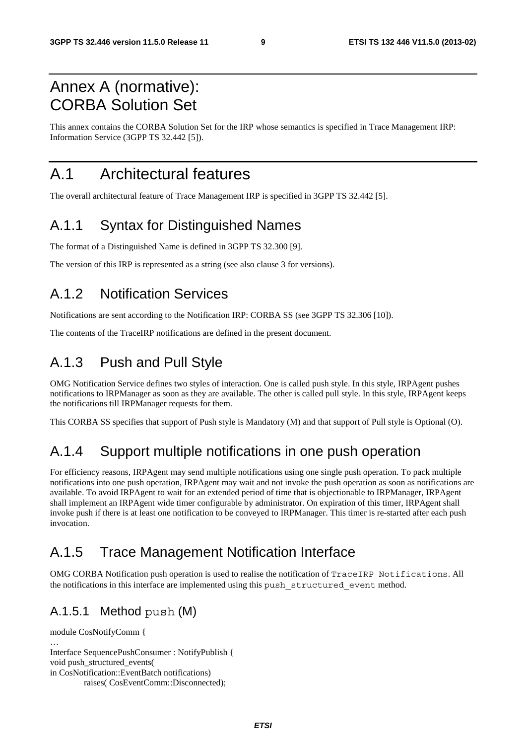# Annex A (normative): CORBA Solution Set

This annex contains the CORBA Solution Set for the IRP whose semantics is specified in Trace Management IRP: Information Service (3GPP TS 32.442 [5]).

# A.1 Architectural features

The overall architectural feature of Trace Management IRP is specified in 3GPP TS 32.442 [5].

## A.1.1 Syntax for Distinguished Names

The format of a Distinguished Name is defined in 3GPP TS 32.300 [9].

The version of this IRP is represented as a string (see also clause 3 for versions).

## A.1.2 Notification Services

Notifications are sent according to the Notification IRP: CORBA SS (see 3GPP TS 32.306 [10]).

The contents of the TraceIRP notifications are defined in the present document.

## A.1.3 Push and Pull Style

OMG Notification Service defines two styles of interaction. One is called push style. In this style, IRPAgent pushes notifications to IRPManager as soon as they are available. The other is called pull style. In this style, IRPAgent keeps the notifications till IRPManager requests for them.

This CORBA SS specifies that support of Push style is Mandatory (M) and that support of Pull style is Optional (O).

## A.1.4 Support multiple notifications in one push operation

For efficiency reasons, IRPAgent may send multiple notifications using one single push operation. To pack multiple notifications into one push operation, IRPAgent may wait and not invoke the push operation as soon as notifications are available. To avoid IRPAgent to wait for an extended period of time that is objectionable to IRPManager, IRPAgent shall implement an IRPAgent wide timer configurable by administrator. On expiration of this timer, IRPAgent shall invoke push if there is at least one notification to be conveyed to IRPManager. This timer is re-started after each push invocation.

## A.1.5 Trace Management Notification Interface

OMG CORBA Notification push operation is used to realise the notification of `TraceIRP Notifications`. All the notifications in this interface are implemented using this `push_structured_event` method.

### A.1.5.1 Method `push` (M)

```
module CosNotifyComm {
…
Interface SequencePushConsumer : NotifyPublish {
void push_structured_events(
in CosNotification::EventBatch notifications)
        raises( CosEventComm::Disconnected);
```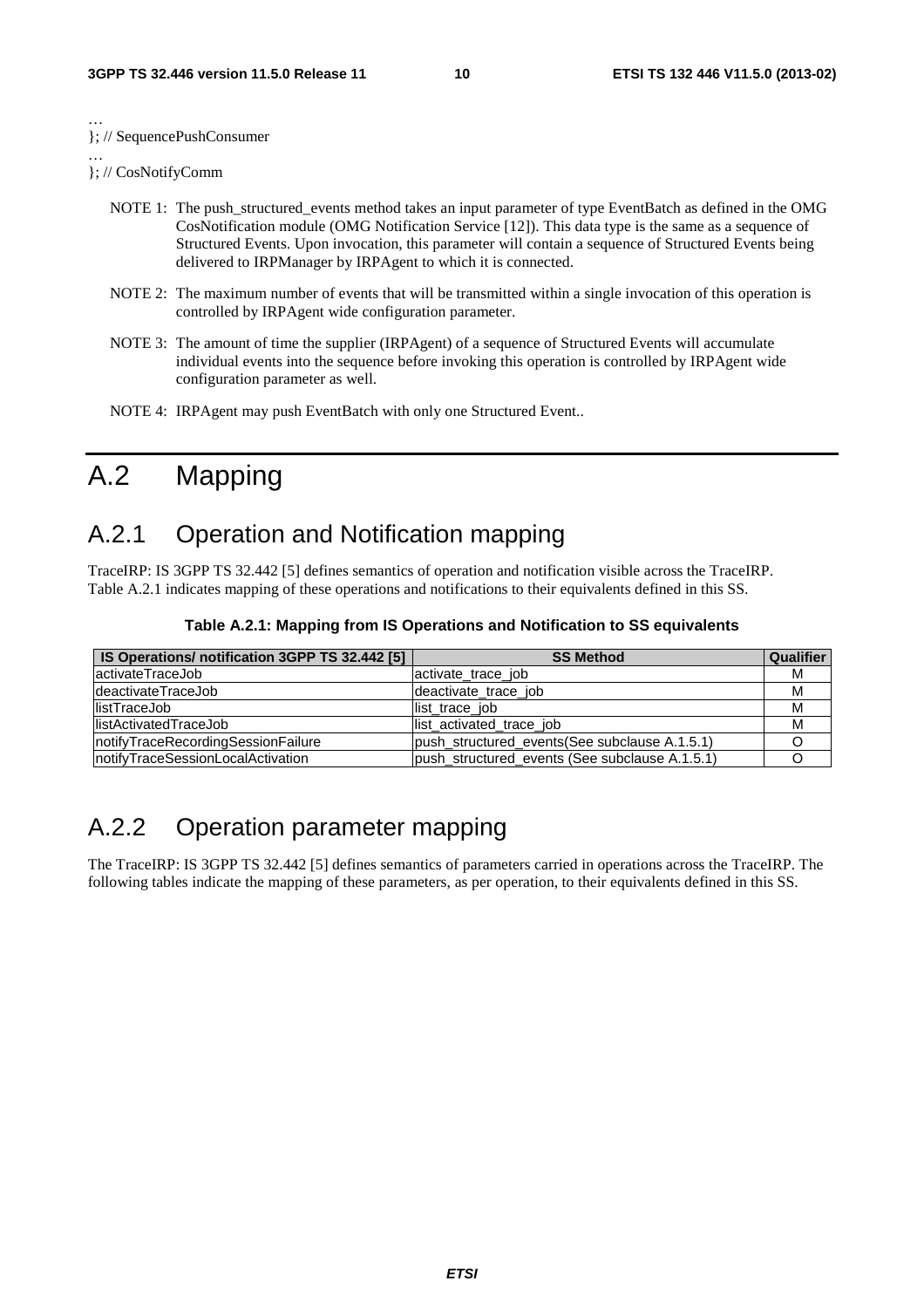```
…
}; // SequencePushConsumer
…
}; // CosNotifyComm
```

NOTE 1: The push_structured_events method takes an input parameter of type EventBatch as defined in the OMG CosNotification module (OMG Notification Service [12]). This data type is the same as a sequence of Structured Events. Upon invocation, this parameter will contain a sequence of Structured Events being delivered to IRPManager by IRPAgent to which it is connected.

NOTE 2: The maximum number of events that will be transmitted within a single invocation of this operation is controlled by IRPAgent wide configuration parameter.

NOTE 3: The amount of time the supplier (IRPAgent) of a sequence of Structured Events will accumulate individual events into the sequence before invoking this operation is controlled by IRPAgent wide configuration parameter as well.

NOTE 4: IRPAgent may push EventBatch with only one Structured Event..

# A.2 Mapping

## A.2.1 Operation and Notification mapping

TraceIRP: IS 3GPP TS 32.442 [5] defines semantics of operation and notification visible across the TraceIRP. Table A.2.1 indicates mapping of these operations and notifications to their equivalents defined in this SS.

**Table A.2.1: Mapping from IS Operations and Notification to SS equivalents**

| IS Operations/ notification 3GPP TS 32.442 [5] | SS Method | Qualifier |
|---|---|---|
| activateTraceJob | activate_trace_job | M |
| deactivateTraceJob | deactivate_trace_job | M |
| listTraceJob | list_trace_job | M |
| listActivatedTraceJob | list_activated_trace_job | M |
| notifyTraceRecordingSessionFailure | push_structured_events(See subclause A.1.5.1) | O |
| notifyTraceSessionLocalActivation | push_structured_events (See subclause A.1.5.1) | O |

## A.2.2 Operation parameter mapping

The TraceIRP: IS 3GPP TS 32.442 [5] defines semantics of parameters carried in operations across the TraceIRP. The following tables indicate the mapping of these parameters, as per operation, to their equivalents defined in this SS.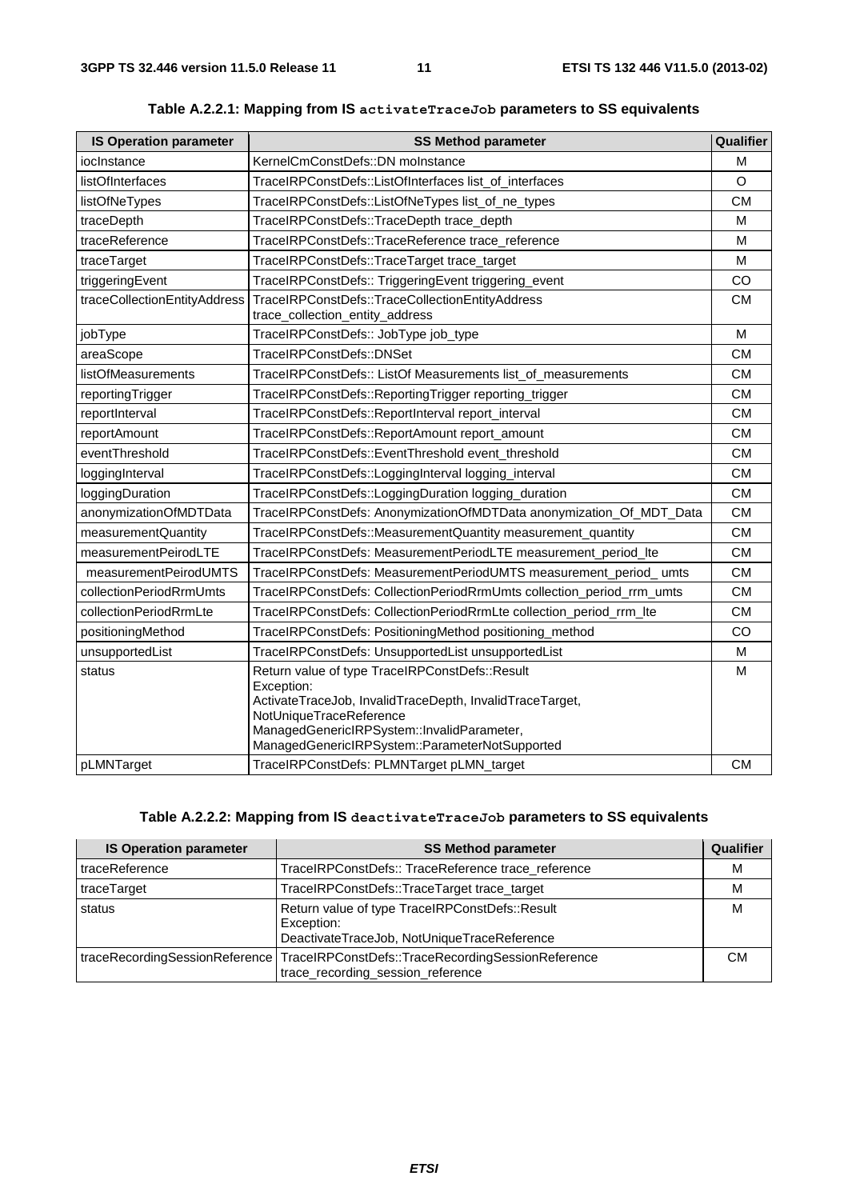**Table A.2.2.1: Mapping from IS `activateTraceJob` parameters to SS equivalents**

| IS Operation parameter | SS Method parameter | Qualifier |
| --- | --- | --- |
| iocInstance | KernelCmConstDefs::DN moInstance | M |
| listOfInterfaces | TraceIRPConstDefs::ListOfInterfaces list_of_interfaces | O |
| listOfNeTypes | TraceIRPConstDefs::ListOfNeTypes list_of_ne_types | CM |
| traceDepth | TraceIRPConstDefs::TraceDepth trace_depth | M |
| traceReference | TraceIRPConstDefs:: TraceReference trace_reference | M |
| traceTarget | TraceIRPConstDefs::TraceTarget trace_target | M |
| triggeringEvent | TraceIRPConstDefs:: TriggeringEvent triggering_event | CO |
| traceCollectionEntityAddress | TraceIRPConstDefs::TraceCollectionEntityAddress trace_collection_entity_address | CM |
| jobType | TraceIRPConstDefs:: JobType job_type | M |
| areaScope | TraceIRPConstDefs::DNSet | CM |
| listOfMeasurements | TraceIRPConstDefs:: ListOf Measurements list_of_measurements | CM |
| reportingTrigger | TraceIRPConstDefs::ReportingTrigger reporting_trigger | CM |
| reportInterval | TraceIRPConstDefs::ReportInterval report_interval | CM |
| reportAmount | TraceIRPConstDefs::ReportAmount report_amount | CM |
| eventThreshold | TraceIRPConstDefs::EventThreshold event_threshold | CM |
| loggingInterval | TraceIRPConstDefs::LoggingInterval logging_interval | CM |
| loggingDuration | TraceIRPConstDefs::LoggingDuration logging_duration | CM |
| anonymizationOfMDTData | TraceIRPConstDefs: AnonymizationOfMDTData anonymization_Of_MDT_Data | CM |
| measurementQuantity | TraceIRPConstDefs::MeasurementQuantity measurement_quantity | CM |
| measurementPeirodLTE | TraceIRPConstDefs: MeasurementPeriodLTE measurement_period_lte | CM |
| measurementPeirodUMTS | TraceIRPConstDefs: MeasurementPeriodUMTS measurement_period_ umts | CM |
| collectionPeriodRrmUmts | TraceIRPConstDefs: CollectionPeriodRrmUmts collection_period_rrm_umts | CM |
| collectionPeriodRrmLte | TraceIRPConstDefs: CollectionPeriodRrmLte collection_period_rrm_lte | CM |
| positioningMethod | TraceIRPConstDefs: PositioningMethod positioning_method | CO |
| unsupportedList | TraceIRPConstDefs: UnsupportedList unsupportedList | M |
| status | Return value of type TraceIRPConstDefs::Result<br>Exception:<br>ActivateTraceJob, InvalidTraceDepth, InvalidTraceTarget, NotUniqueTraceReference<br>ManagedGenericIRPSystem::InvalidParameter, ManagedGenericIRPSystem::ParameterNotSupported | M |
| pLMNTarget | TraceIRPConstDefs: PLMNTarget pLMN_target | CM |

**Table A.2.2.2: Mapping from IS `deactivateTraceJob` parameters to SS equivalents**

| IS Operation parameter | SS Method parameter | Qualifier |
| --- | --- | --- |
| traceReference | TraceIRPConstDefs:: TraceReference trace_reference | M |
| traceTarget | TraceIRPConstDefs::TraceTarget trace_target | M |
| status | Return value of type TraceIRPConstDefs::Result<br>Exception:<br>DeactivateTraceJob, NotUniqueTraceReference | M |
| traceRecordingSessionReference | TraceIRPConstDefs::TraceRecordingSessionReference trace_recording_session_reference | CM |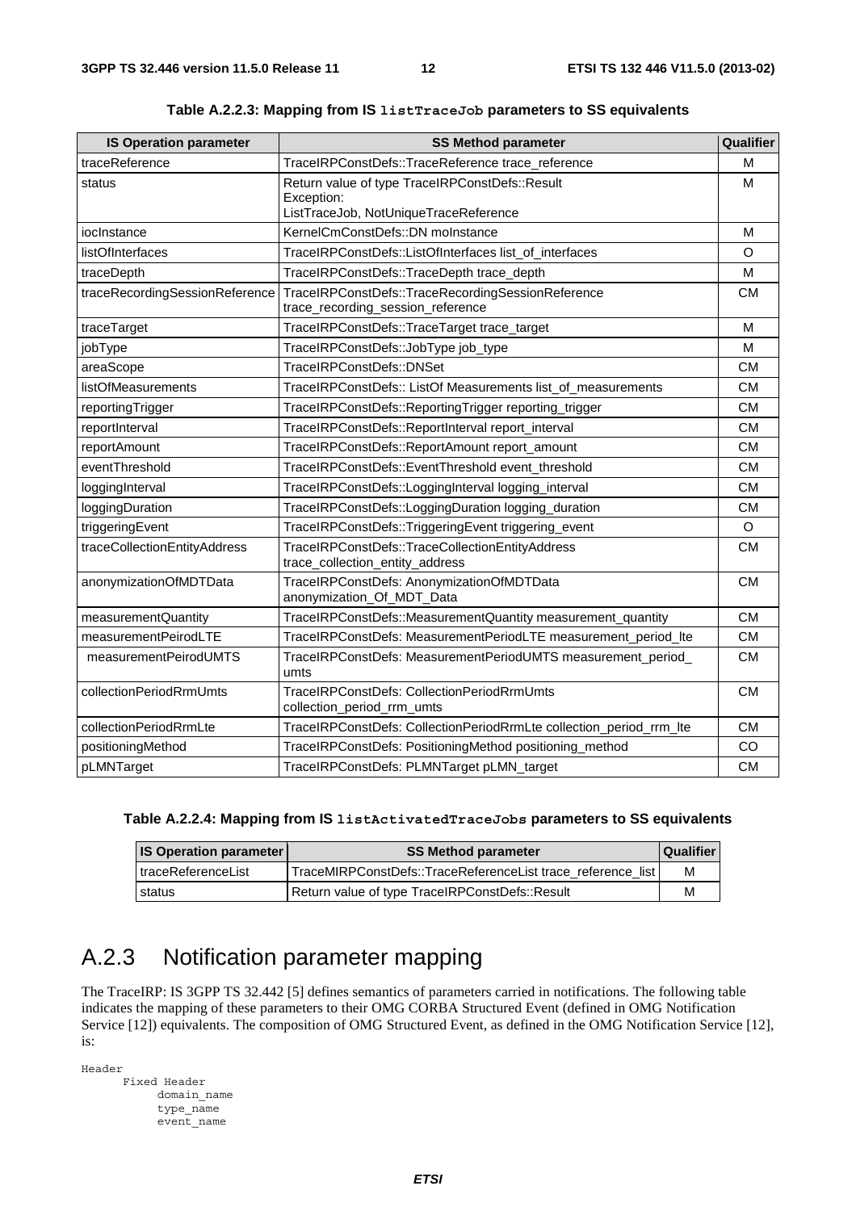**Table A.2.2.3: Mapping from IS `listTraceJob` parameters to SS equivalents**

| IS Operation parameter | SS Method parameter | Qualifier |
|---|---|---|
| traceReference | TraceIRPConstDefs::TraceReference trace_reference | M |
| status | Return value of type TraceIRPConstDefs::Result<br>Exception:<br>ListTraceJob, NotUniqueTraceReference | M |
| iocInstance | KernelCmConstDefs::DN moInstance | M |
| listOfInterfaces | TraceIRPConstDefs::ListOfInterfaces list_of_interfaces | O |
| traceDepth | TraceIRPConstDefs::TraceDepth trace_depth | M |
| traceRecordingSessionReference | TraceIRPConstDefs::TraceRecordingSessionReference trace_recording_session_reference | CM |
| traceTarget | TraceIRPConstDefs::TraceTarget trace_target | M |
| jobType | TraceIRPConstDefs::JobType job_type | M |
| areaScope | TraceIRPConstDefs::DNSet | CM |
| listOfMeasurements | TraceIRPConstDefs:: ListOf Measurements list_of_measurements | CM |
| reportingTrigger | TraceIRPConstDefs::ReportingTrigger reporting_trigger | CM |
| reportInterval | TraceIRPConstDefs::ReportInterval report_interval | CM |
| reportAmount | TraceIRPConstDefs::ReportAmount report_amount | CM |
| eventThreshold | TraceIRPConstDefs::EventThreshold event_threshold | CM |
| loggingInterval | TraceIRPConstDefs::LoggingInterval logging_interval | CM |
| loggingDuration | TraceIRPConstDefs::LoggingDuration logging_duration | CM |
| triggeringEvent | TraceIRPConstDefs::TriggeringEvent triggering_event | O |
| traceCollectionEntityAddress | TraceIRPConstDefs::TraceCollectionEntityAddress trace_collection_entity_address | CM |
| anonymizationOfMDTData | TraceIRPConstDefs: AnonymizationOfMDTData anonymization_Of_MDT_Data | CM |
| measurementQuantity | TraceIRPConstDefs::MeasurementQuantity measurement_quantity | CM |
| measurementPeirodLTE | TraceIRPConstDefs: MeasurementPeriodLTE measurement_period_lte | CM |
| measurementPeirodUMTS | TraceIRPConstDefs: MeasurementPeriodUMTS measurement_period_umts | CM |
| collectionPeriodRrmUmts | TraceIRPConstDefs: CollectionPeriodRrmUmts collection_period_rrm_umts | CM |
| collectionPeriodRrmLte | TraceIRPConstDefs: CollectionPeriodRrmLte collection_period_rrm_lte | CM |
| positioningMethod | TraceIRPConstDefs: PositioningMethod positioning_method | CO |
| pLMNTarget | TraceIRPConstDefs: PLMNTarget pLMN_target | CM |

**Table A.2.2.4: Mapping from IS `listActivatedTraceJobs` parameters to SS equivalents**

| IS Operation parameter | SS Method parameter | Qualifier |
|---|---|---|
| traceReferenceList | TraceMIRPConstDefs::TraceReferenceList trace_reference_list | M |
| status | Return value of type TraceIRPConstDefs::Result | M |

## A.2.3 Notification parameter mapping

The TraceIRP: IS 3GPP TS 32.442 [5] defines semantics of parameters carried in notifications. The following table indicates the mapping of these parameters to their OMG CORBA Structured Event (defined in OMG Notification Service [12]) equivalents. The composition of OMG Structured Event, as defined in the OMG Notification Service [12], is:

```
Header
      Fixed Header
           domain_name
           type_name
           event_name
```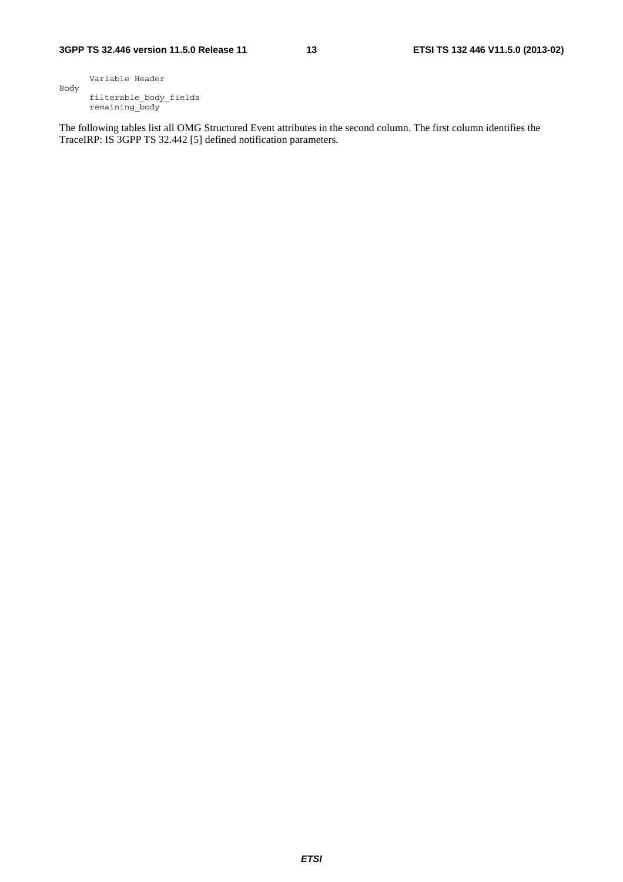```
      Variable Header
Body
      filterable_body_fields
      remaining_body
```

The following tables list all OMG Structured Event attributes in the second column. The first column identifies the TraceIRP: IS 3GPP TS 32.442 [5] defined notification parameters.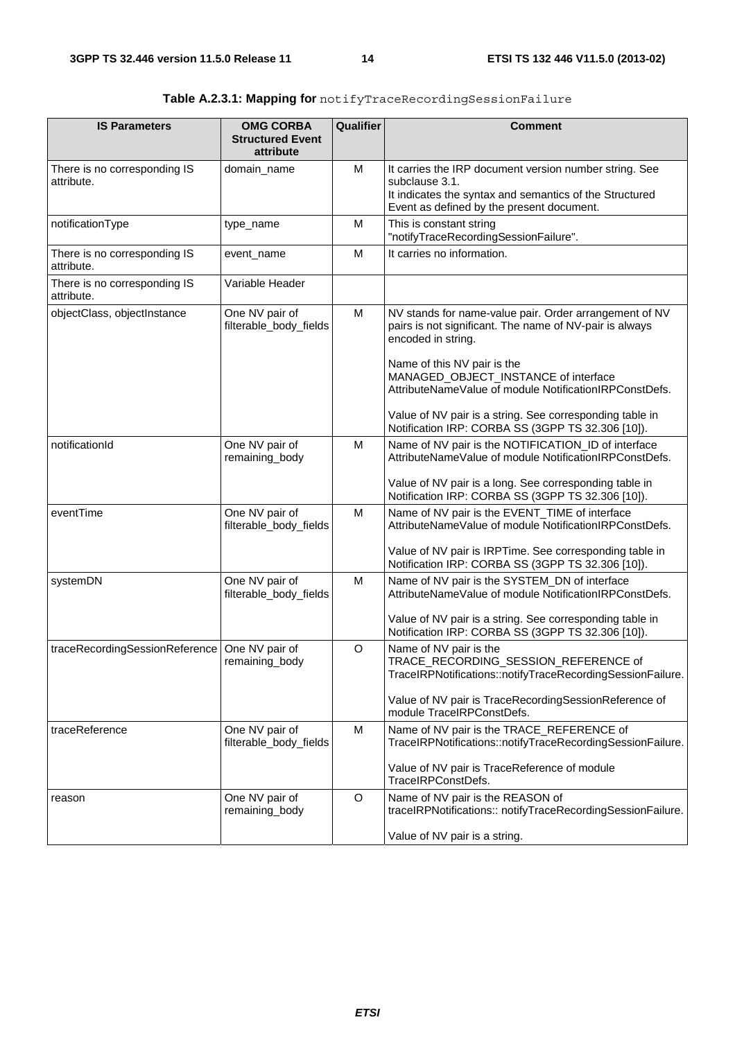**Table A.2.3.1: Mapping for** `notifyTraceRecordingSessionFailure`

| IS Parameters | OMG CORBA Structured Event attribute | Qualifier | Comment |
|---|---|---|---|
| There is no corresponding IS attribute. | domain_name | M | It carries the IRP document version number string. See subclause 3.1.<br>It indicates the syntax and semantics of the Structured Event as defined by the present document. |
| notificationType | type_name | M | This is constant string "notifyTraceRecordingSessionFailure". |
| There is no corresponding IS attribute. | event_name | M | It carries no information. |
| There is no corresponding IS attribute. | Variable Header | | |
| objectClass, objectInstance | One NV pair of filterable_body_fields | M | NV stands for name-value pair. Order arrangement of NV pairs is not significant. The name of NV-pair is always encoded in string.<br><br>Name of this NV pair is the MANAGED_OBJECT_INSTANCE of interface AttributeNameValue of module NotificationIRPConstDefs.<br><br>Value of NV pair is a string. See corresponding table in Notification IRP: CORBA SS (3GPP TS 32.306 [10]). |
| notificationId | One NV pair of remaining_body | M | Name of NV pair is the NOTIFICATION_ID of interface AttributeNameValue of module NotificationIRPConstDefs.<br><br>Value of NV pair is a long. See corresponding table in Notification IRP: CORBA SS (3GPP TS 32.306 [10]). |
| eventTime | One NV pair of filterable_body_fields | M | Name of NV pair is the EVENT_TIME of interface AttributeNameValue of module NotificationIRPConstDefs.<br><br>Value of NV pair is IRPTime. See corresponding table in Notification IRP: CORBA SS (3GPP TS 32.306 [10]). |
| systemDN | One NV pair of filterable_body_fields | M | Name of NV pair is the SYSTEM_DN of interface AttributeNameValue of module NotificationIRPConstDefs.<br><br>Value of NV pair is a string. See corresponding table in Notification IRP: CORBA SS (3GPP TS 32.306 [10]). |
| traceRecordingSessionReference | One NV pair of remaining_body | O | Name of NV pair is the TRACE_RECORDING_SESSION_REFERENCE of TraceIRPNotifications::notifyTraceRecordingSessionFailure.<br><br>Value of NV pair is TraceRecordingSessionReference of module TraceIRPConstDefs. |
| traceReference | One NV pair of filterable_body_fields | M | Name of NV pair is the TRACE_REFERENCE of TraceIRPNotifications::notifyTraceRecordingSessionFailure.<br><br>Value of NV pair is TraceReference of module TraceIRPConstDefs. |
| reason | One NV pair of remaining_body | O | Name of NV pair is the REASON of traceIRPNotifications:: notifyTraceRecordingSessionFailure.<br><br>Value of NV pair is a string. |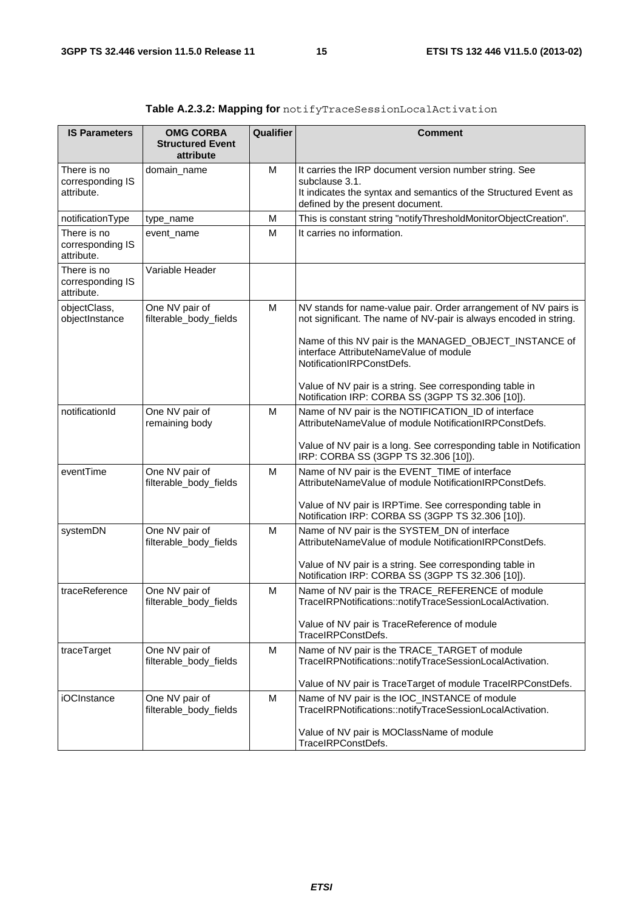**Table A.2.3.2: Mapping for** `notifyTraceSessionLocalActivation`

| IS Parameters | OMG CORBA Structured Event attribute | Qualifier | Comment |
|---|---|---|---|
| There is no corresponding IS attribute. | domain_name | M | It carries the IRP document version number string. See subclause 3.1.<br>It indicates the syntax and semantics of the Structured Event as defined by the present document. |
| notificationType | type_name | M | This is constant string "notifyThresholdMonitorObjectCreation". |
| There is no corresponding IS attribute. | event_name | M | It carries no information. |
| There is no corresponding IS attribute. | Variable Header | | |
| objectClass, objectInstance | One NV pair of filterable_body_fields | M | NV stands for name-value pair. Order arrangement of NV pairs is not significant. The name of NV-pair is always encoded in string.<br><br>Name of this NV pair is the MANAGED_OBJECT_INSTANCE of interface AttributeNameValue of module NotificationIRPConstDefs.<br><br>Value of NV pair is a string. See corresponding table in Notification IRP: CORBA SS (3GPP TS 32.306 [10]). |
| notificationId | One NV pair of remaining body | M | Name of NV pair is the NOTIFICATION_ID of interface AttributeNameValue of module NotificationIRPConstDefs.<br><br>Value of NV pair is a long. See corresponding table in Notification IRP: CORBA SS (3GPP TS 32.306 [10]). |
| eventTime | One NV pair of filterable_body_fields | M | Name of NV pair is the EVENT_TIME of interface AttributeNameValue of module NotificationIRPConstDefs.<br><br>Value of NV pair is IRPTime. See corresponding table in Notification IRP: CORBA SS (3GPP TS 32.306 [10]). |
| systemDN | One NV pair of filterable_body_fields | M | Name of NV pair is the SYSTEM_DN of interface AttributeNameValue of module NotificationIRPConstDefs.<br><br>Value of NV pair is a string. See corresponding table in Notification IRP: CORBA SS (3GPP TS 32.306 [10]). |
| traceReference | One NV pair of filterable_body_fields | M | Name of NV pair is the TRACE_REFERENCE of module TraceIRPNotifications::notifyTraceSessionLocalActivation.<br><br>Value of NV pair is TraceReference of module TraceIRPConstDefs. |
| traceTarget | One NV pair of filterable_body_fields | M | Name of NV pair is the TRACE_TARGET of module TraceIRPNotifications::notifyTraceSessionLocalActivation.<br><br>Value of NV pair is TraceTarget of module TraceIRPConstDefs. |
| iOCInstance | One NV pair of filterable_body_fields | M | Name of NV pair is the IOC_INSTANCE of module TraceIRPNotifications::notifyTraceSessionLocalActivation.<br><br>Value of NV pair is MOClassName of module TraceIRPConstDefs. |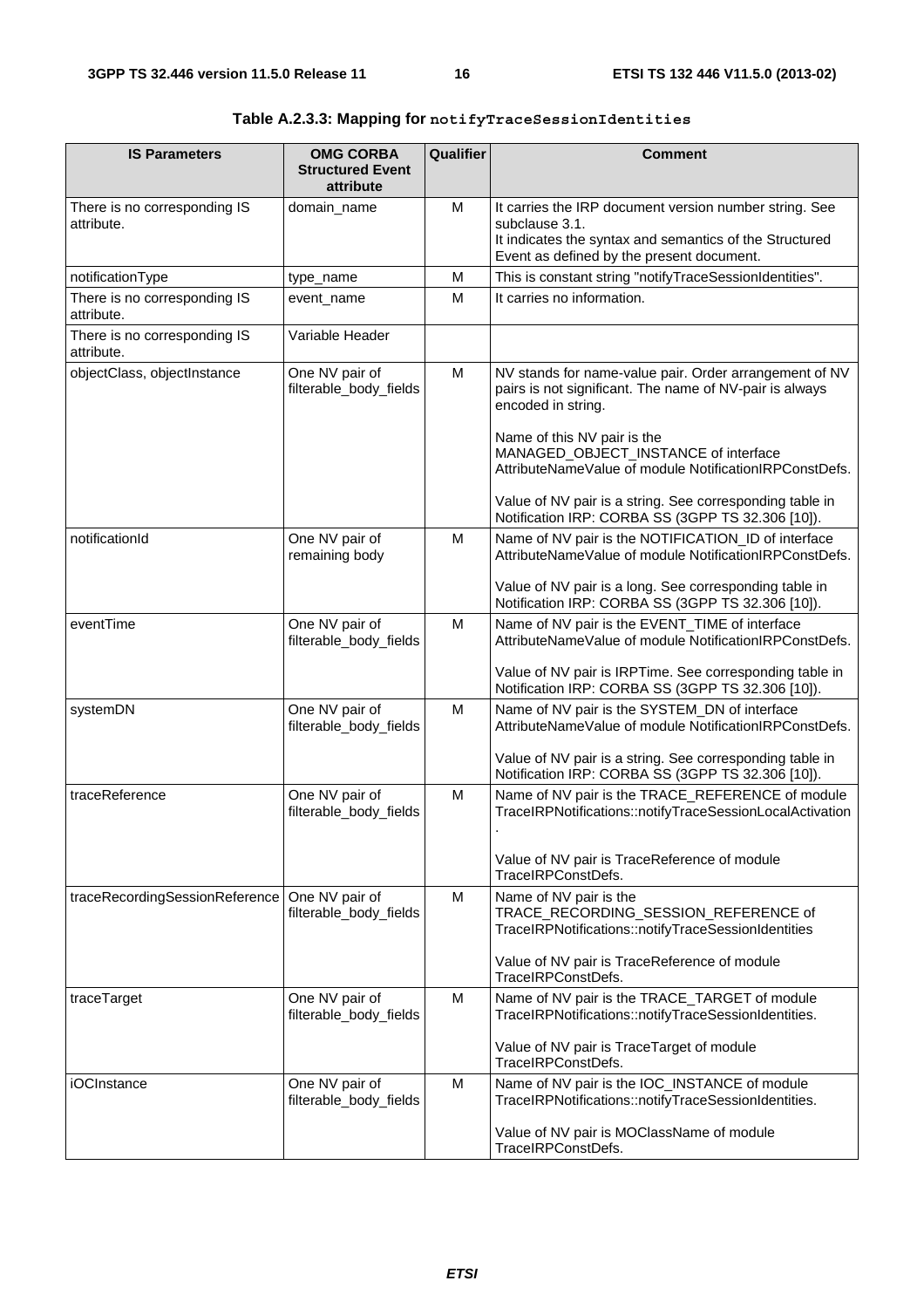**Table A.2.3.3: Mapping for `notifyTraceSessionIdentities`**

| IS Parameters | OMG CORBA Structured Event attribute | Qualifier | Comment |
|---|---|---|---|
| There is no corresponding IS attribute. | domain_name | M | It carries the IRP document version number string. See subclause 3.1.<br>It indicates the syntax and semantics of the Structured Event as defined by the present document. |
| notificationType | type_name | M | This is constant string "notifyTraceSessionIdentities". |
| There is no corresponding IS attribute. | event_name | M | It carries no information. |
| There is no corresponding IS attribute. | Variable Header | | |
| objectClass, objectInstance | One NV pair of filterable_body_fields | M | NV stands for name-value pair. Order arrangement of NV pairs is not significant. The name of NV-pair is always encoded in string.<br><br>Name of this NV pair is the MANAGED_OBJECT_INSTANCE of interface AttributeNameValue of module NotificationIRPConstDefs.<br><br>Value of NV pair is a string. See corresponding table in Notification IRP: CORBA SS (3GPP TS 32.306 [10]). |
| notificationId | One NV pair of remaining body | M | Name of NV pair is the NOTIFICATION_ID of interface AttributeNameValue of module NotificationIRPConstDefs.<br><br>Value of NV pair is a long. See corresponding table in Notification IRP: CORBA SS (3GPP TS 32.306 [10]). |
| eventTime | One NV pair of filterable_body_fields | M | Name of NV pair is the EVENT_TIME of interface AttributeNameValue of module NotificationIRPConstDefs.<br><br>Value of NV pair is IRPTime. See corresponding table in Notification IRP: CORBA SS (3GPP TS 32.306 [10]). |
| systemDN | One NV pair of filterable_body_fields | M | Name of NV pair is the SYSTEM_DN of interface AttributeNameValue of module NotificationIRPConstDefs.<br><br>Value of NV pair is a string. See corresponding table in Notification IRP: CORBA SS (3GPP TS 32.306 [10]). |
| traceReference | One NV pair of filterable_body_fields | M | Name of NV pair is the TRACE_REFERENCE of module TraceIRPNotifications::notifyTraceSessionLocalActivation.<br><br>Value of NV pair is TraceReference of module TraceIRPConstDefs. |
| traceRecordingSessionReference | One NV pair of filterable_body_fields | M | Name of NV pair is the TRACE_RECORDING_SESSION_REFERENCE of TraceIRPNotifications::notifyTraceSessionIdentities<br><br>Value of NV pair is TraceReference of module TraceIRPConstDefs. |
| traceTarget | One NV pair of filterable_body_fields | M | Name of NV pair is the TRACE_TARGET of module TraceIRPNotifications::notifyTraceSessionIdentities.<br><br>Value of NV pair is TraceTarget of module TraceIRPConstDefs. |
| iOCInstance | One NV pair of filterable_body_fields | M | Name of NV pair is the IOC_INSTANCE of module TraceIRPNotifications::notifyTraceSessionIdentities.<br><br>Value of NV pair is MOClassName of module TraceIRPConstDefs. |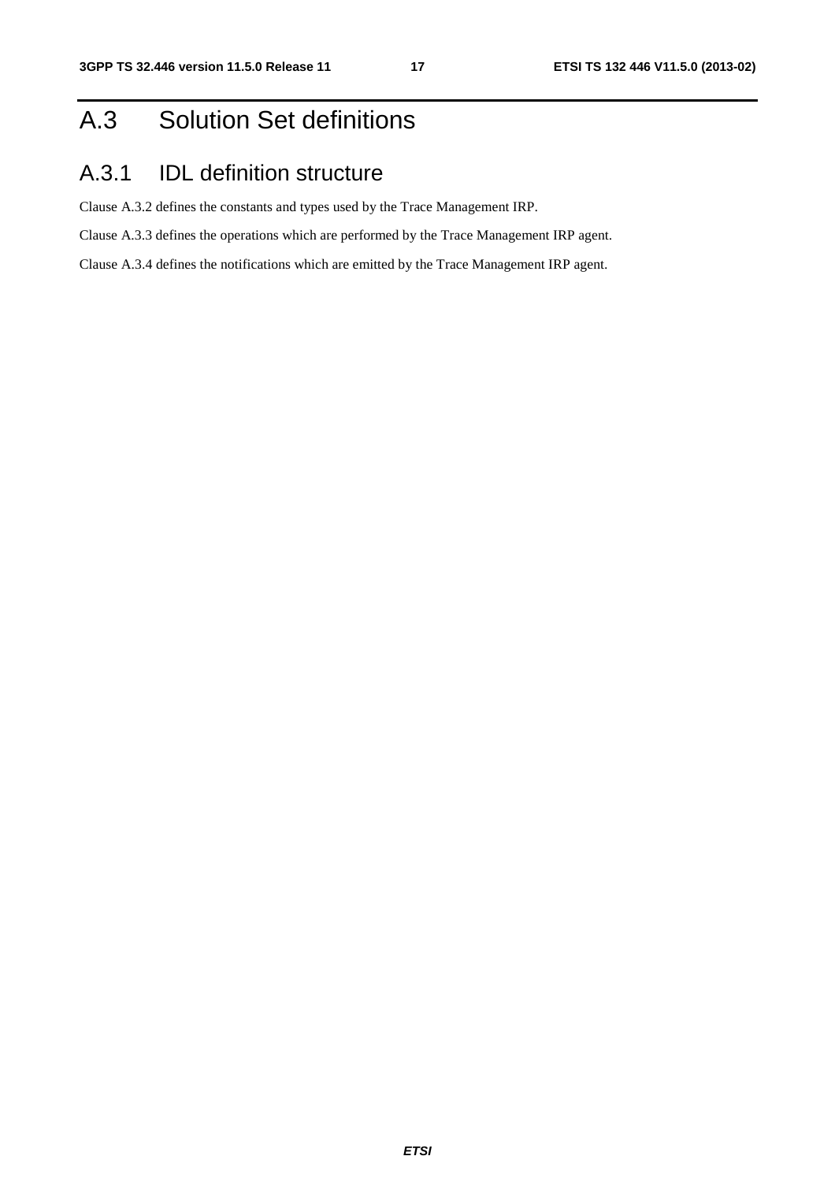# A.3 Solution Set definitions

## A.3.1 IDL definition structure

Clause A.3.2 defines the constants and types used by the Trace Management IRP.

Clause A.3.3 defines the operations which are performed by the Trace Management IRP agent.

Clause A.3.4 defines the notifications which are emitted by the Trace Management IRP agent.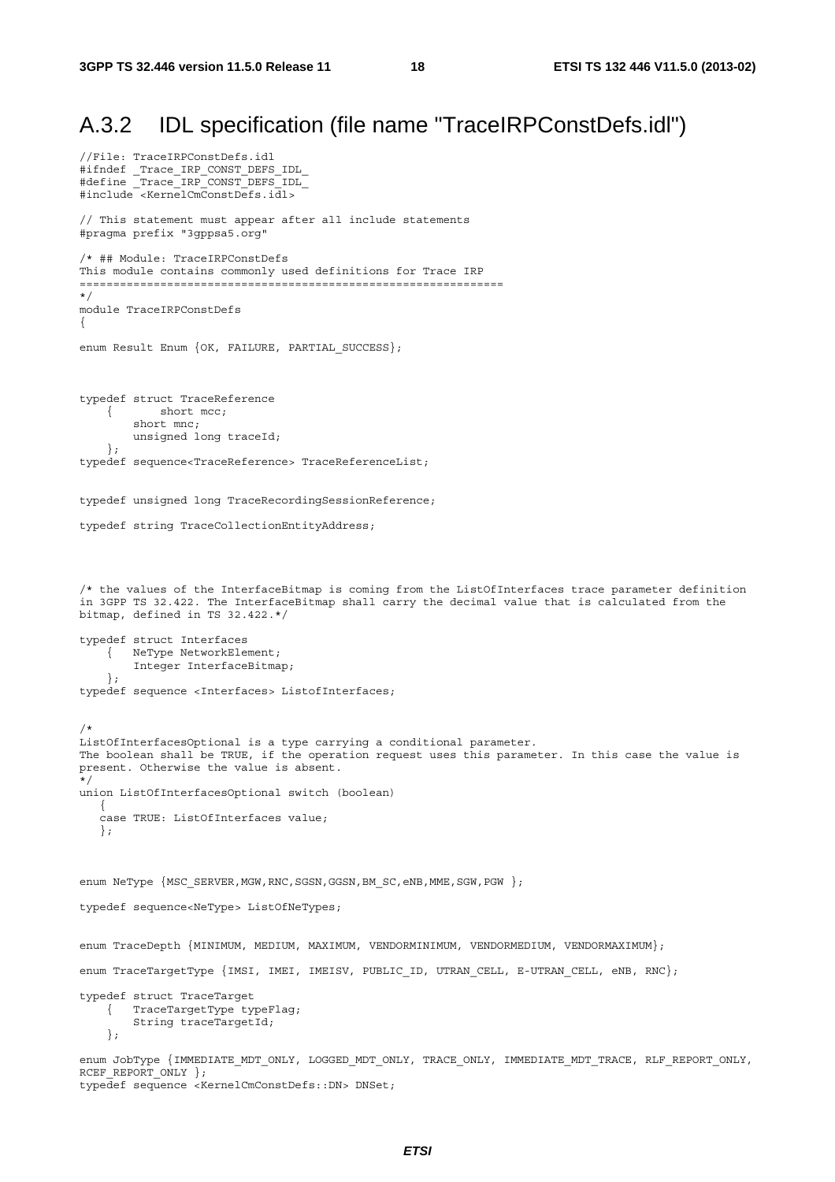## A.3.2 IDL specification (file name "TraceIRPConstDefs.idl")

```
//File: TraceIRPConstDefs.idl
#ifndef _Trace_IRP_CONST_DEFS_IDL_
#define _Trace_IRP_CONST_DEFS_IDL_
#include <KernelCmConstDefs.idl>

// This statement must appear after all include statements
#pragma prefix "3gppsa5.org"

/* ## Module: TraceIRPConstDefs
This module contains commonly used definitions for Trace IRP
===============================================================
*/
module TraceIRPConstDefs
{

enum Result Enum {OK, FAILURE, PARTIAL_SUCCESS};



typedef struct TraceReference
    {       short mcc;
        short mnc;
        unsigned long traceId;
    };
typedef sequence<TraceReference> TraceReferenceList;


typedef unsigned long TraceRecordingSessionReference;

typedef string TraceCollectionEntityAddress;




/* the values of the InterfaceBitmap is coming from the ListOfInterfaces trace parameter definition
in 3GPP TS 32.422. The InterfaceBitmap shall carry the decimal value that is calculated from the
bitmap, defined in TS 32.422.*/

typedef struct Interfaces
    {   NeType NetworkElement;
        Integer InterfaceBitmap;
    };
typedef sequence <Interfaces> ListofInterfaces;


/*
ListOfInterfacesOptional is a type carrying a conditional parameter.
The boolean shall be TRUE, if the operation request uses this parameter. In this case the value is
present. Otherwise the value is absent.
*/
union ListOfInterfacesOptional switch (boolean)
   {
   case TRUE: ListOfInterfaces value;
   };



enum NeType {MSC_SERVER,MGW,RNC,SGSN,GGSN,BM_SC,eNB,MME,SGW,PGW };

typedef sequence<NeType> ListOfNeTypes;


enum TraceDepth {MINIMUM, MEDIUM, MAXIMUM, VENDORMINIMUM, VENDORMEDIUM, VENDORMAXIMUM};

enum TraceTargetType {IMSI, IMEI, IMEISV, PUBLIC_ID, UTRAN_CELL, E-UTRAN_CELL, eNB, RNC};

typedef struct TraceTarget
    {   TraceTargetType typeFlag;
        String traceTargetId;
    };

enum JobType {IMMEDIATE_MDT_ONLY, LOGGED_MDT_ONLY, TRACE_ONLY, IMMEDIATE_MDT_TRACE, RLF_REPORT_ONLY,
RCEF_REPORT_ONLY };
typedef sequence <KernelCmConstDefs::DN> DNSet;
```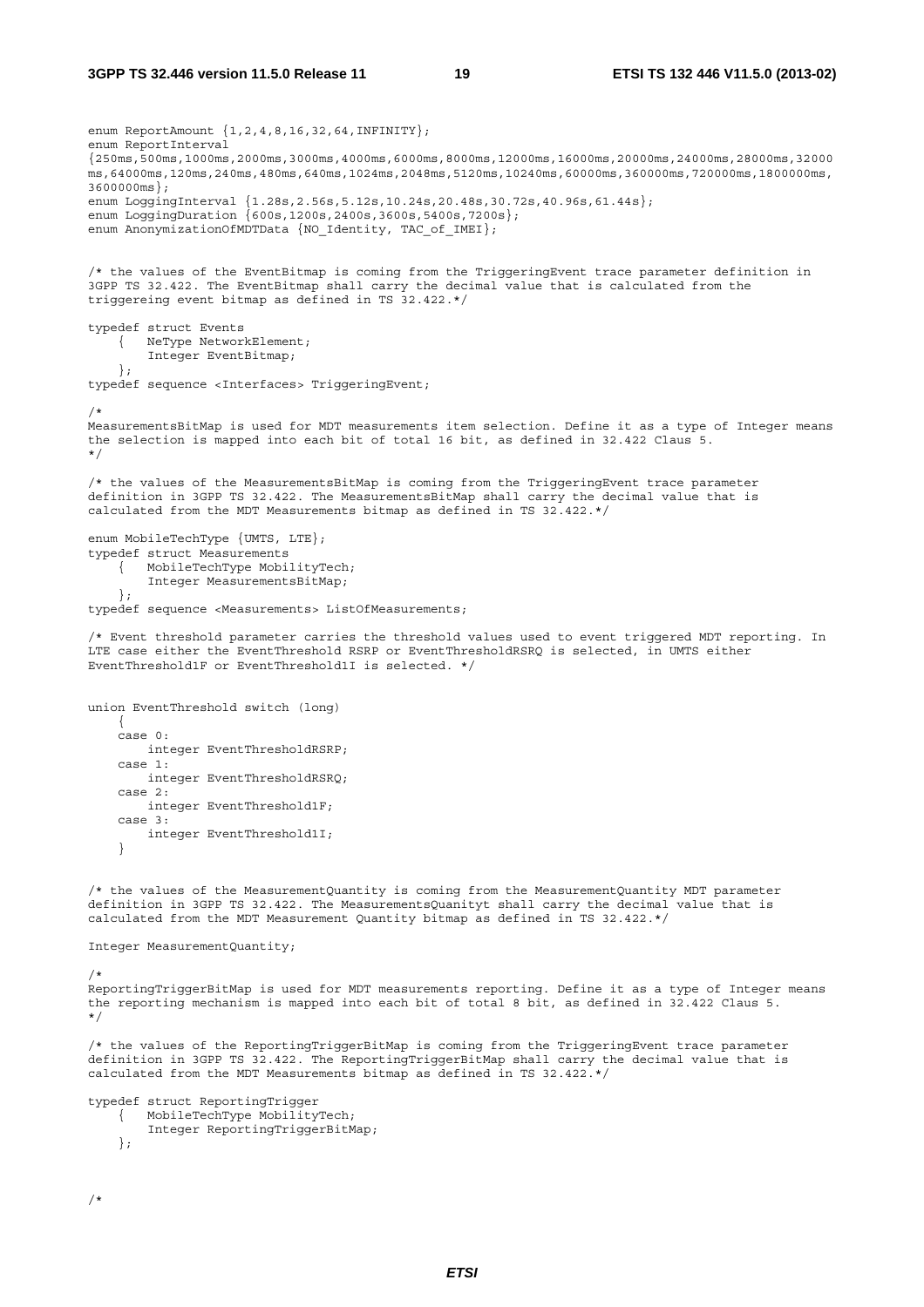```
enum ReportAmount {1,2,4,8,16,32,64,INFINITY};
enum ReportInterval
{250ms,500ms,1000ms,2000ms,3000ms,4000ms,6000ms,8000ms,12000ms,16000ms,20000ms,24000ms,28000ms,32000
ms,64000ms,120ms,240ms,480ms,640ms,1024ms,2048ms,5120ms,10240ms,60000ms,360000ms,720000ms,1800000ms,
3600000ms};
enum LoggingInterval {1.28s,2.56s,5.12s,10.24s,20.48s,30.72s,40.96s,61.44s};
enum LoggingDuration {600s,1200s,2400s,3600s,5400s,7200s};
enum AnonymizationOfMDTData {NO_Identity, TAC_of_IMEI};


/* the values of the EventBitmap is coming from the TriggeringEvent trace parameter definition in
3GPP TS 32.422. The EventBitmap shall carry the decimal value that is calculated from the
triggereing event bitmap as defined in TS 32.422.*/

typedef struct Events
    {   NeType NetworkElement;
        Integer EventBitmap;
    };
typedef sequence <Interfaces> TriggeringEvent;

/*
MeasurementsBitMap is used for MDT measurements item selection. Define it as a type of Integer means
the selection is mapped into each bit of total 16 bit, as defined in 32.422 Claus 5.
*/

/* the values of the MeasurementsBitMap is coming from the TriggeringEvent trace parameter
definition in 3GPP TS 32.422. The MeasurementsBitMap shall carry the decimal value that is
calculated from the MDT Measurements bitmap as defined in TS 32.422.*/

enum MobileTechType {UMTS, LTE};
typedef struct Measurements
    {   MobileTechType MobilityTech;
        Integer MeasurementsBitMap;
    };
typedef sequence <Measurements> ListOfMeasurements;

/* Event threshold parameter carries the threshold values used to event triggered MDT reporting. In
LTE case either the EventThreshold RSRP or EventThresholdRSRQ is selected, in UMTS either
EventThreshold1F or EventThreshold1I is selected. */


union EventThreshold switch (long)
    {
    case 0:
        integer EventThresholdRSRP;
    case 1:
        integer EventThresholdRSRQ;
    case 2:
        integer EventThreshold1F;
    case 3:
        integer EventThreshold1I;
    }


/* the values of the MeasurementQuantity is coming from the MeasurementQuantity MDT parameter
definition in 3GPP TS 32.422. The MeasurementsQuanityt shall carry the decimal value that is
calculated from the MDT Measurement Quantity bitmap as defined in TS 32.422.*/

Integer MeasurementQuantity;

/*
ReportingTriggerBitMap is used for MDT measurements reporting. Define it as a type of Integer means
the reporting mechanism is mapped into each bit of total 8 bit, as defined in 32.422 Claus 5.
*/

/* the values of the ReportingTriggerBitMap is coming from the TriggeringEvent trace parameter
definition in 3GPP TS 32.422. The ReportingTriggerBitMap shall carry the decimal value that is
calculated from the MDT Measurements bitmap as defined in TS 32.422.*/

typedef struct ReportingTrigger
    {   MobileTechType MobilityTech;
        Integer ReportingTriggerBitMap;
    };


/*
```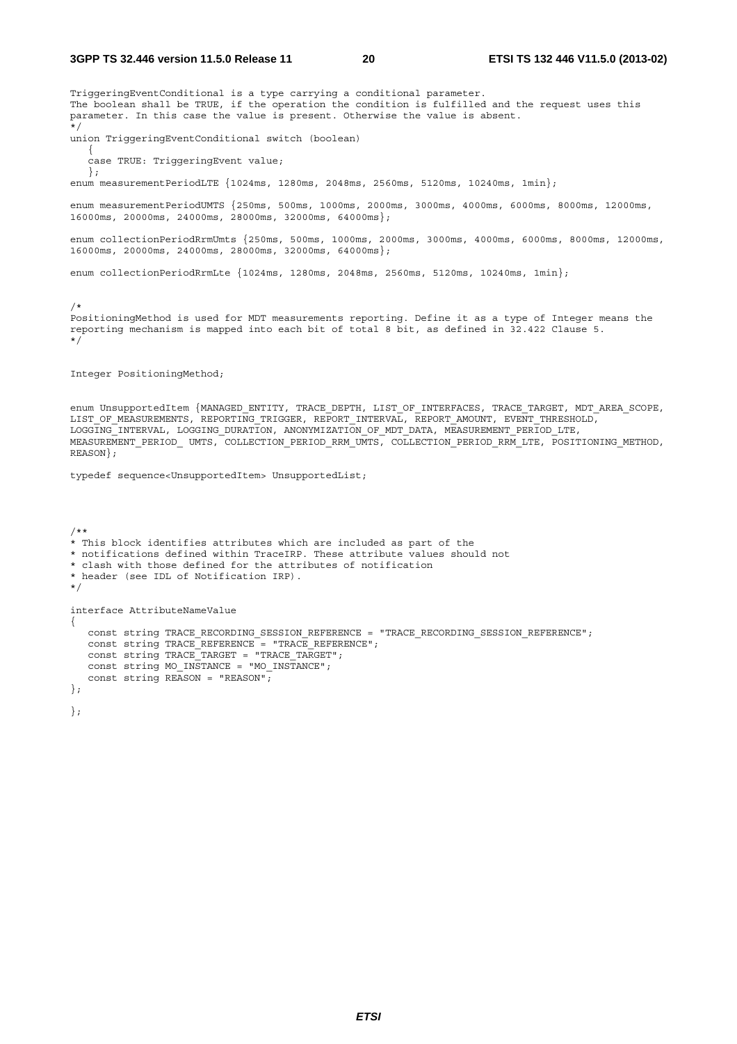```
TriggeringEventConditional is a type carrying a conditional parameter.
The boolean shall be TRUE, if the operation the condition is fulfilled and the request uses this
parameter. In this case the value is present. Otherwise the value is absent.
*/
union TriggeringEventConditional switch (boolean)
   {
   case TRUE: TriggeringEvent value;
   };
enum measurementPeriodLTE {1024ms, 1280ms, 2048ms, 2560ms, 5120ms, 10240ms, 1min};

enum measurementPeriodUMTS {250ms, 500ms, 1000ms, 2000ms, 3000ms, 4000ms, 6000ms, 8000ms, 12000ms,
16000ms, 20000ms, 24000ms, 28000ms, 32000ms, 64000ms};

enum collectionPeriodRrmUmts {250ms, 500ms, 1000ms, 2000ms, 3000ms, 4000ms, 6000ms, 8000ms, 12000ms,
16000ms, 20000ms, 24000ms, 28000ms, 32000ms, 64000ms};

enum collectionPeriodRrmLte {1024ms, 1280ms, 2048ms, 2560ms, 5120ms, 10240ms, 1min};


/*
PositioningMethod is used for MDT measurements reporting. Define it as a type of Integer means the
reporting mechanism is mapped into each bit of total 8 bit, as defined in 32.422 Clause 5.
*/


Integer PositioningMethod;


enum UnsupportedItem {MANAGED_ENTITY, TRACE_DEPTH, LIST_OF_INTERFACES, TRACE_TARGET, MDT_AREA_SCOPE,
LIST_OF_MEASUREMENTS, REPORTING_TRIGGER, REPORT_INTERVAL, REPORT_AMOUNT, EVENT_THRESHOLD,
LOGGING_INTERVAL, LOGGING_DURATION, ANONYMIZATION_OF_MDT_DATA, MEASUREMENT_PERIOD_LTE,
MEASUREMENT_PERIOD_ UMTS, COLLECTION_PERIOD_RRM_UMTS, COLLECTION_PERIOD_RRM_LTE, POSITIONING_METHOD,
REASON};

typedef sequence<UnsupportedItem> UnsupportedList;




/**
* This block identifies attributes which are included as part of the
* notifications defined within TraceIRP. These attribute values should not
* clash with those defined for the attributes of notification
* header (see IDL of Notification IRP).
*/

interface AttributeNameValue
{
   const string TRACE_RECORDING_SESSION_REFERENCE = "TRACE_RECORDING_SESSION_REFERENCE";
   const string TRACE_REFERENCE = "TRACE_REFERENCE";
   const string TRACE_TARGET = "TRACE_TARGET";
   const string MO_INSTANCE = "MO_INSTANCE";
   const string REASON = "REASON";
};

};
```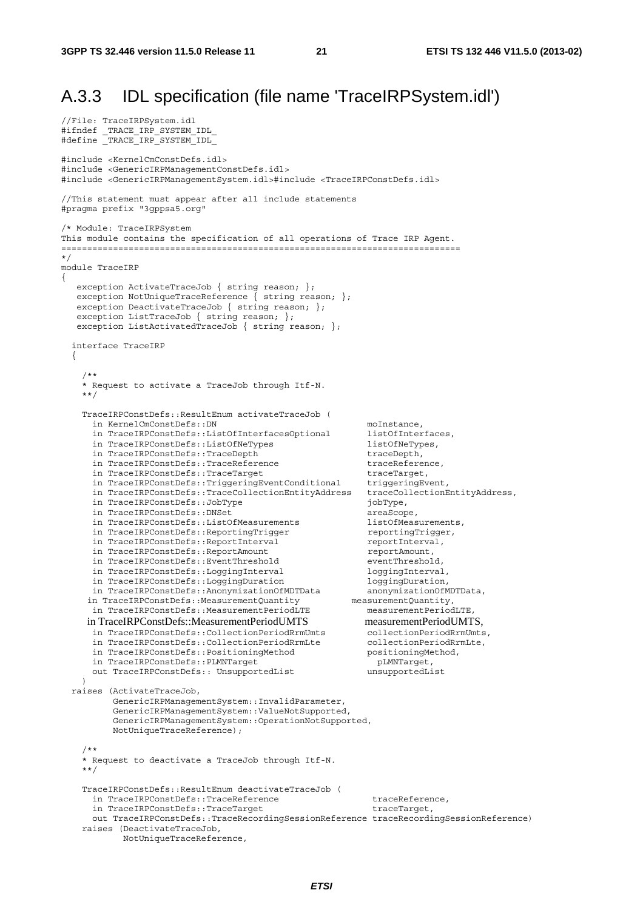## A.3.3 IDL specification (file name 'TraceIRPSystem.idl')

```
//File: TraceIRPSystem.idl
#ifndef _TRACE_IRP_SYSTEM_IDL_
#define _TRACE_IRP_SYSTEM_IDL_

#include <KernelCmConstDefs.idl>
#include <GenericIRPManagementConstDefs.idl>
#include <GenericIRPManagementSystem.idl>#include <TraceIRPConstDefs.idl>

//This statement must appear after all include statements
#pragma prefix "3gppsa5.org"

/* Module: TraceIRPSystem
This module contains the specification of all operations of Trace IRP Agent.
=========================================================================
*/
module TraceIRP
{
   exception ActivateTraceJob { string reason; };
   exception NotUniqueTraceReference { string reason; };
   exception DeactivateTraceJob { string reason; };
   exception ListTraceJob { string reason; };
   exception ListActivatedTraceJob { string reason; };

  interface TraceIRP
  {

    /**
    * Request to activate a TraceJob through Itf-N.
    **/

    TraceIRPConstDefs::ResultEnum activateTraceJob (
      in KernelCmConstDefs::DN                              moInstance,
      in TraceIRPConstDefs::ListOfInterfacesOptional        listOfInterfaces,
      in TraceIRPConstDefs::ListOfNeTypes                   listOfNeTypes,
      in TraceIRPConstDefs::TraceDepth                      traceDepth,
      in TraceIRPConstDefs::TraceReference                  traceReference,
      in TraceIRPConstDefs::TraceTarget                     traceTarget,
      in TraceIRPConstDefs::TriggeringEventConditional      triggeringEvent,
      in TraceIRPConstDefs::TraceCollectionEntityAddress    traceCollectionEntityAddress,
      in TraceIRPConstDefs::JobType                         jobType,
      in TraceIRPConstDefs::DNSet                           areaScope,
      in TraceIRPConstDefs::ListOfMeasurements              listOfMeasurements,
      in TraceIRPConstDefs::ReportingTrigger                reportingTrigger,
      in TraceIRPConstDefs::ReportInterval                  reportInterval,
      in TraceIRPConstDefs::ReportAmount                    reportAmount,
      in TraceIRPConstDefs::EventThreshold                  eventThreshold,
      in TraceIRPConstDefs::LoggingInterval                 loggingInterval,
      in TraceIRPConstDefs::LoggingDuration                 loggingDuration,
      in TraceIRPConstDefs::AnonymizationOfMDTData          anonymizationOfMDTData,
     in TraceIRPConstDefs::MeasurementQuantity          measurementQuantity,
      in TraceIRPConstDefs::MeasurementPeriodLTE            measurementPeriodLTE,
     in TraceIRPConstDefs::MeasurementPeriodUMTS          measurementPeriodUMTS,
      in TraceIRPConstDefs::CollectionPeriodRrmUmts         collectionPeriodRrmUmts,
      in TraceIRPConstDefs::CollectionPeriodRrmLte          collectionPeriodRrmLte,
      in TraceIRPConstDefs::PositioningMethod               positioningMethod,
      in TraceIRPConstDefs::PLMNTarget                        pLMNTarget,
      out TraceIRPConstDefs:: UnsupportedList               unsupportedList
    )
  raises (ActivateTraceJob,
          GenericIRPManagementSystem::InvalidParameter,
          GenericIRPManagementSystem::ValueNotSupported,
          GenericIRPManagementSystem::OperationNotSupported,
          NotUniqueTraceReference);

    /**
    * Request to deactivate a TraceJob through Itf-N.
    **/

    TraceIRPConstDefs::ResultEnum deactivateTraceJob (
      in TraceIRPConstDefs::TraceReference                   traceReference,
      in TraceIRPConstDefs::TraceTarget                      traceTarget,
      out TraceIRPConstDefs::TraceRecordingSessionReference traceRecordingSessionReference)
    raises (DeactivateTraceJob,
            NotUniqueTraceReference,
```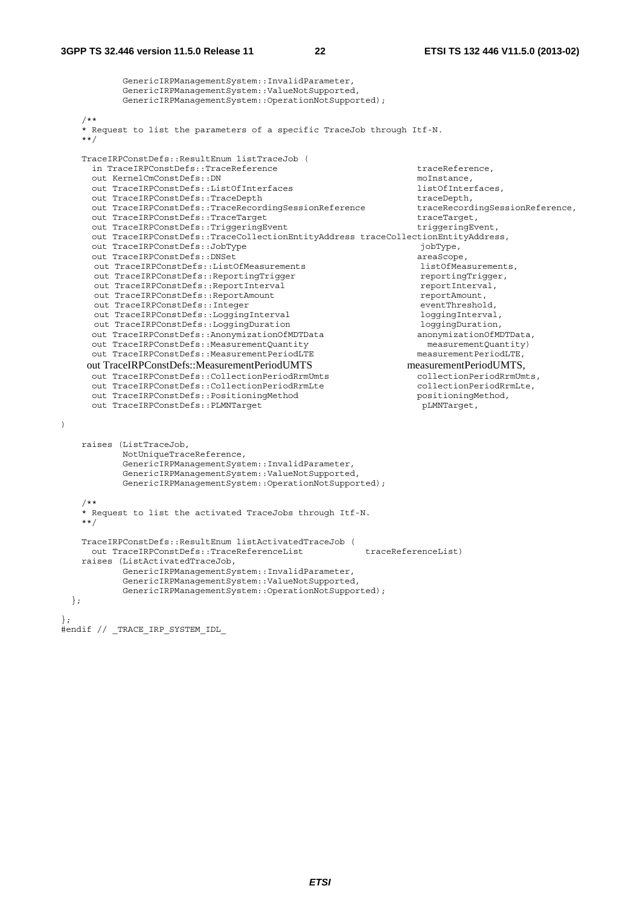```
            GenericIRPManagementSystem::InvalidParameter,
            GenericIRPManagementSystem::ValueNotSupported,
            GenericIRPManagementSystem::OperationNotSupported);

    /**
    * Request to list the parameters of a specific TraceJob through Itf-N.
    **/

    TraceIRPConstDefs::ResultEnum listTraceJob (
      in TraceIRPConstDefs::TraceReference                              traceReference,
      out KernelCmConstDefs::DN                                         moInstance,
      out TraceIRPConstDefs::ListOfInterfaces                           listOfInterfaces,
      out TraceIRPConstDefs::TraceDepth                                 traceDepth,
      out TraceIRPConstDefs::TraceRecordingSessionReference             traceRecordingSessionReference,
      out TraceIRPConstDefs::TraceTarget                                traceTarget,
      out TraceIRPConstDefs::TriggeringEvent                            triggeringEvent,
      out TraceIRPConstDefs::TraceCollectionEntityAddress traceCollectionEntityAddress,
      out TraceIRPConstDefs::JobType                                    jobType,
      out TraceIRPConstDefs::DNSet                                      areaScope,
       out TraceIRPConstDefs::ListOfMeasurements                        listOfMeasurements,
       out TraceIRPConstDefs::ReportingTrigger                          reportingTrigger,
       out TraceIRPConstDefs::ReportInterval                            reportInterval,
       out TraceIRPConstDefs::ReportAmount                              reportAmount,
       out TraceIRPConstDefs::Integer                                   eventThreshold,
       out TraceIRPConstDefs::LoggingInterval                           loggingInterval,
       out TraceIRPConstDefs::LoggingDuration                           loggingDuration,
      out TraceIRPConstDefs::AnonymizationOfMDTData                     anonymizationOfMDTData,
       out TraceIRPConstDefs::MeasurementQuantity                         measurementQuantity)
       out TraceIRPConstDefs::MeasurementPeriodLTE                      measurementPeriodLTE,
      out TraceIRPConstDefs::MeasurementPeriodUMTS                      measurementPeriodUMTS,
       out TraceIRPConstDefs::CollectionPeriodRrmUmts                   collectionPeriodRrmUmts,
       out TraceIRPConstDefs::CollectionPeriodRrmLte                    collectionPeriodRrmLte,
       out TraceIRPConstDefs::PositioningMethod                         positioningMethod,
       out TraceIRPConstDefs::PLMNTarget                                 pLMNTarget,

)

    raises (ListTraceJob,
            NotUniqueTraceReference,
            GenericIRPManagementSystem::InvalidParameter,
            GenericIRPManagementSystem::ValueNotSupported,
            GenericIRPManagementSystem::OperationNotSupported);

    /**
    * Request to list the activated TraceJobs through Itf-N.
    **/

    TraceIRPConstDefs::ResultEnum listActivatedTraceJob (
      out TraceIRPConstDefs::TraceReferenceList            traceReferenceList)
    raises (ListActivatedTraceJob,
            GenericIRPManagementSystem::InvalidParameter,
            GenericIRPManagementSystem::ValueNotSupported,
            GenericIRPManagementSystem::OperationNotSupported);
  };

};
#endif // _TRACE_IRP_SYSTEM_IDL_
```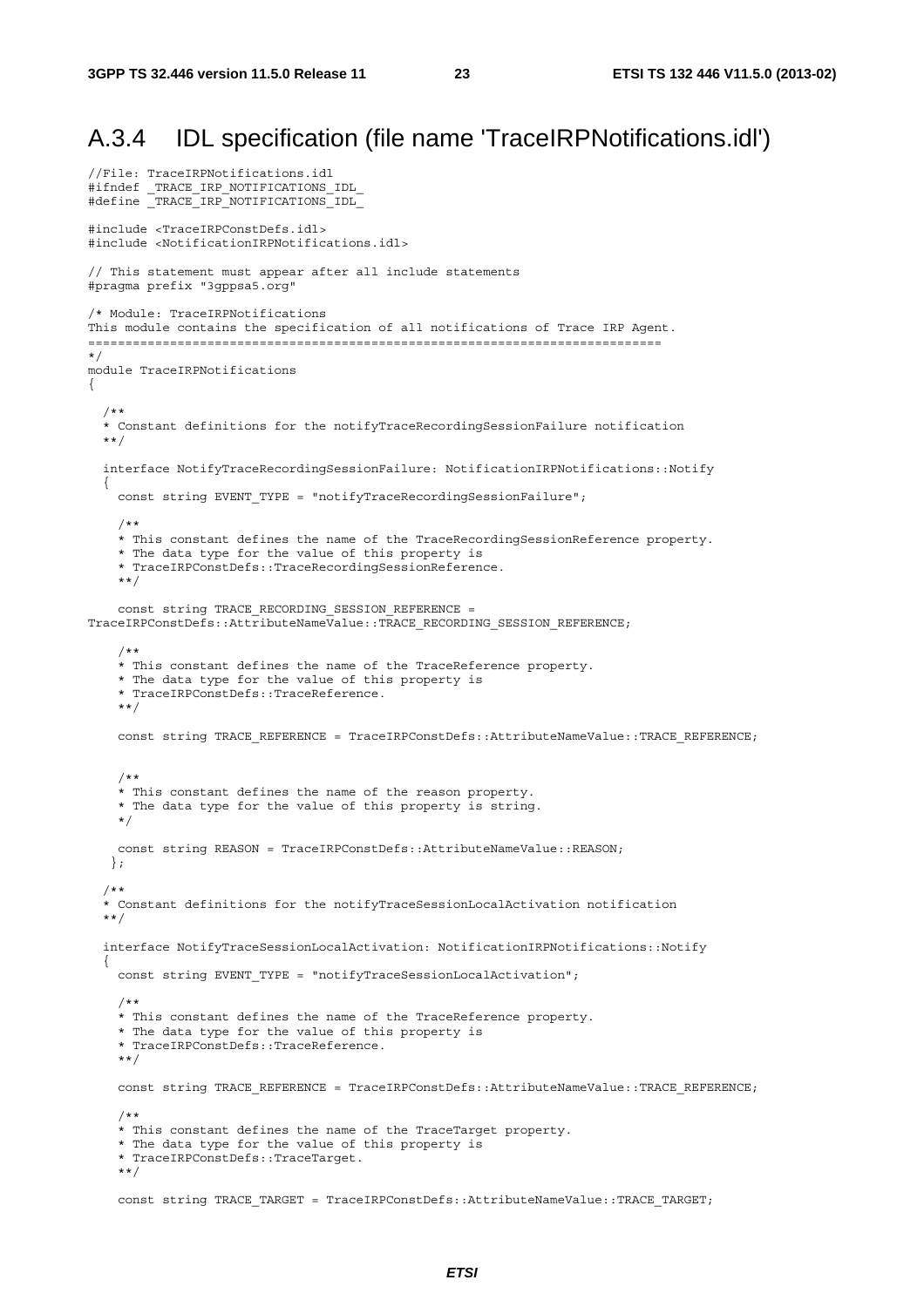## A.3.4 IDL specification (file name 'TraceIRPNotifications.idl')

```
//File: TraceIRPNotifications.idl
#ifndef _TRACE_IRP_NOTIFICATIONS_IDL_
#define _TRACE_IRP_NOTIFICATIONS_IDL_

#include <TraceIRPConstDefs.idl>
#include <NotificationIRPNotifications.idl>

// This statement must appear after all include statements
#pragma prefix "3gppsa5.org"

/* Module: TraceIRPNotifications
This module contains the specification of all notifications of Trace IRP Agent.
=============================================================================
*/
module TraceIRPNotifications
{

   /**
   * Constant definitions for the notifyTraceRecordingSessionFailure notification
   **/

   interface NotifyTraceRecordingSessionFailure: NotificationIRPNotifications::Notify
   {
     const string EVENT_TYPE = "notifyTraceRecordingSessionFailure";

     /**
     * This constant defines the name of the TraceRecordingSessionReference property.
     * The data type for the value of this property is
     * TraceIRPConstDefs::TraceRecordingSessionReference.
     **/

     const string TRACE_RECORDING_SESSION_REFERENCE =
TraceIRPConstDefs::AttributeNameValue::TRACE_RECORDING_SESSION_REFERENCE;

     /**
     * This constant defines the name of the TraceReference property.
     * The data type for the value of this property is
     * TraceIRPConstDefs::TraceReference.
     **/

     const string TRACE_REFERENCE = TraceIRPConstDefs::AttributeNameValue::TRACE_REFERENCE;


     /**
     * This constant defines the name of the reason property.
     * The data type for the value of this property is string.
     */

     const string REASON = TraceIRPConstDefs::AttributeNameValue::REASON;
    };

   /**
   * Constant definitions for the notifyTraceSessionLocalActivation notification
   **/

   interface NotifyTraceSessionLocalActivation: NotificationIRPNotifications::Notify
   {
     const string EVENT_TYPE = "notifyTraceSessionLocalActivation";

     /**
     * This constant defines the name of the TraceReference property.
     * The data type for the value of this property is
     * TraceIRPConstDefs::TraceReference.
     **/

     const string TRACE_REFERENCE = TraceIRPConstDefs::AttributeNameValue::TRACE_REFERENCE;

     /**
     * This constant defines the name of the TraceTarget property.
     * The data type for the value of this property is
     * TraceIRPConstDefs::TraceTarget.
     **/

     const string TRACE_TARGET = TraceIRPConstDefs::AttributeNameValue::TRACE_TARGET;
```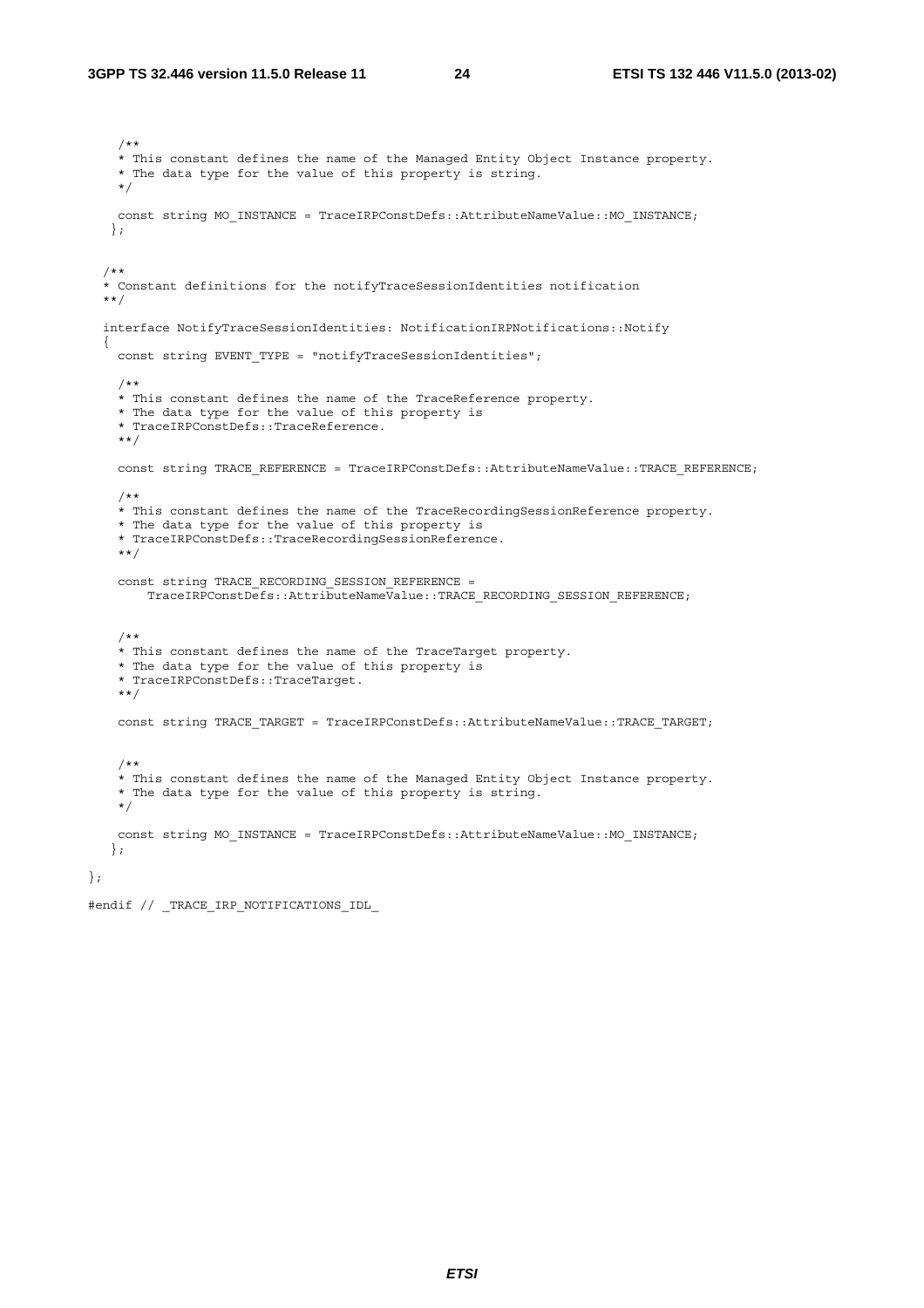```
    /**
    * This constant defines the name of the Managed Entity Object Instance property.
    * The data type for the value of this property is string.
    */

    const string MO_INSTANCE = TraceIRPConstDefs::AttributeNameValue::MO_INSTANCE;
   };


  /**
  * Constant definitions for the notifyTraceSessionIdentities notification
  **/

  interface NotifyTraceSessionIdentities: NotificationIRPNotifications::Notify
  {
    const string EVENT_TYPE = "notifyTraceSessionIdentities";

    /**
    * This constant defines the name of the TraceReference property.
    * The data type for the value of this property is
    * TraceIRPConstDefs::TraceReference.
    **/

    const string TRACE_REFERENCE = TraceIRPConstDefs::AttributeNameValue::TRACE_REFERENCE;

    /**
    * This constant defines the name of the TraceRecordingSessionReference property.
    * The data type for the value of this property is
    * TraceIRPConstDefs::TraceRecordingSessionReference.
    **/

    const string TRACE_RECORDING_SESSION_REFERENCE =
        TraceIRPConstDefs::AttributeNameValue::TRACE_RECORDING_SESSION_REFERENCE;


    /**
    * This constant defines the name of the TraceTarget property.
    * The data type for the value of this property is
    * TraceIRPConstDefs::TraceTarget.
    **/

    const string TRACE_TARGET = TraceIRPConstDefs::AttributeNameValue::TRACE_TARGET;


    /**
    * This constant defines the name of the Managed Entity Object Instance property.
    * The data type for the value of this property is string.
    */

    const string MO_INSTANCE = TraceIRPConstDefs::AttributeNameValue::MO_INSTANCE;
   };

};

#endif // _TRACE_IRP_NOTIFICATIONS_IDL_
```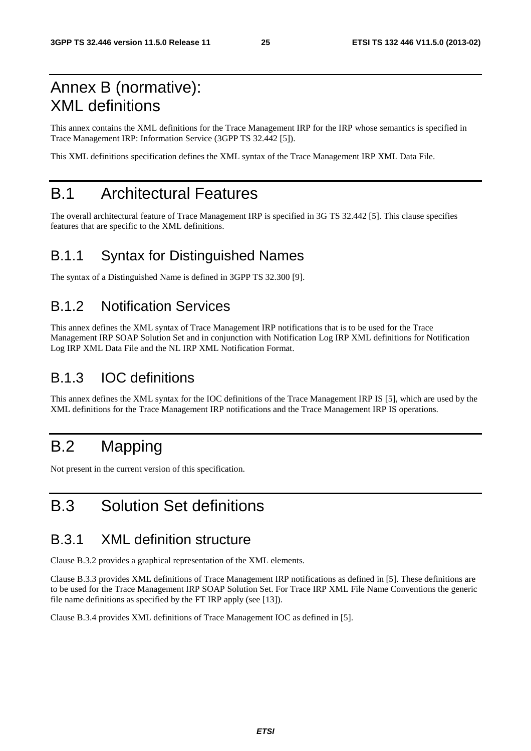# Annex B (normative): XML definitions

This annex contains the XML definitions for the Trace Management IRP for the IRP whose semantics is specified in Trace Management IRP: Information Service (3GPP TS 32.442 [5]).

This XML definitions specification defines the XML syntax of the Trace Management IRP XML Data File.

# B.1 Architectural Features

The overall architectural feature of Trace Management IRP is specified in 3G TS 32.442 [5]. This clause specifies features that are specific to the XML definitions.

## B.1.1 Syntax for Distinguished Names

The syntax of a Distinguished Name is defined in 3GPP TS 32.300 [9].

## B.1.2 Notification Services

This annex defines the XML syntax of Trace Management IRP notifications that is to be used for the Trace Management IRP SOAP Solution Set and in conjunction with Notification Log IRP XML definitions for Notification Log IRP XML Data File and the NL IRP XML Notification Format.

## B.1.3 IOC definitions

This annex defines the XML syntax for the IOC definitions of the Trace Management IRP IS [5], which are used by the XML definitions for the Trace Management IRP notifications and the Trace Management IRP IS operations.

# B.2 Mapping

Not present in the current version of this specification.

# B.3 Solution Set definitions

## B.3.1 XML definition structure

Clause B.3.2 provides a graphical representation of the XML elements.

Clause B.3.3 provides XML definitions of Trace Management IRP notifications as defined in [5]. These definitions are to be used for the Trace Management IRP SOAP Solution Set. For Trace IRP XML File Name Conventions the generic file name definitions as specified by the FT IRP apply (see [13]).

Clause B.3.4 provides XML definitions of Trace Management IOC as defined in [5].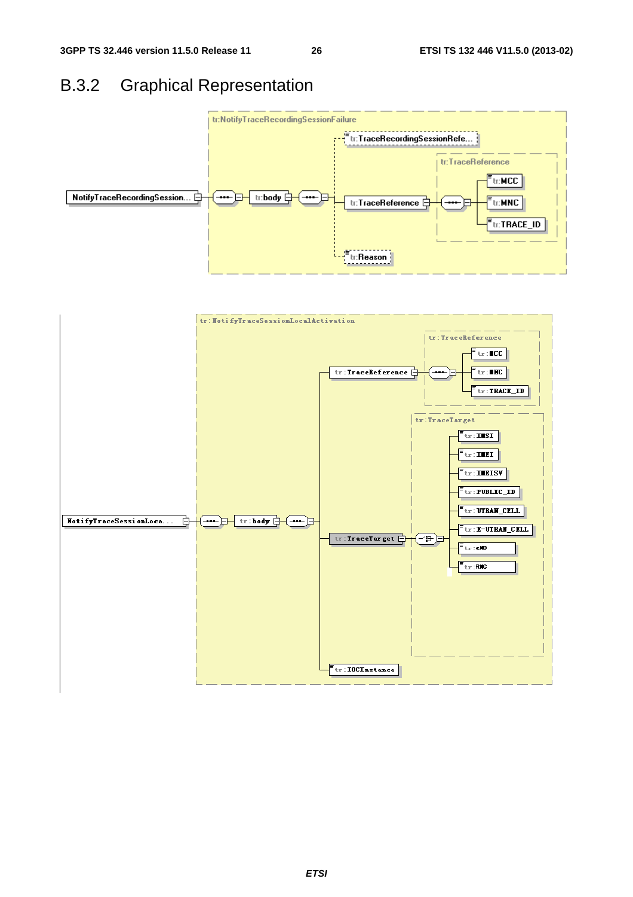## B.3.2 Graphical Representation

tr:NotifyTraceRecordingSessionFailure

NotifyTraceRecordingSession... — tr:body — tr:TraceRecordingSessionRefe... — tr:TraceReference (tr:MCC, tr:MNC, tr:TRACE_ID) — tr:Reason

tr:NotifyTraceSessionLocalActivation

NotifyTraceSessionLoca... — tr:body — tr:TraceReference (tr:MCC, tr:MNC, tr:TRACE_ID) — tr:TraceTarget (tr:IMSI, tr:IMEI, tr:IMEISV, tr:PUBLIC_ID, tr:UTRAN_CELL, tr:E-UTRAN_CELL, tr:eNB, tr:RNC) — tr:IOCInstance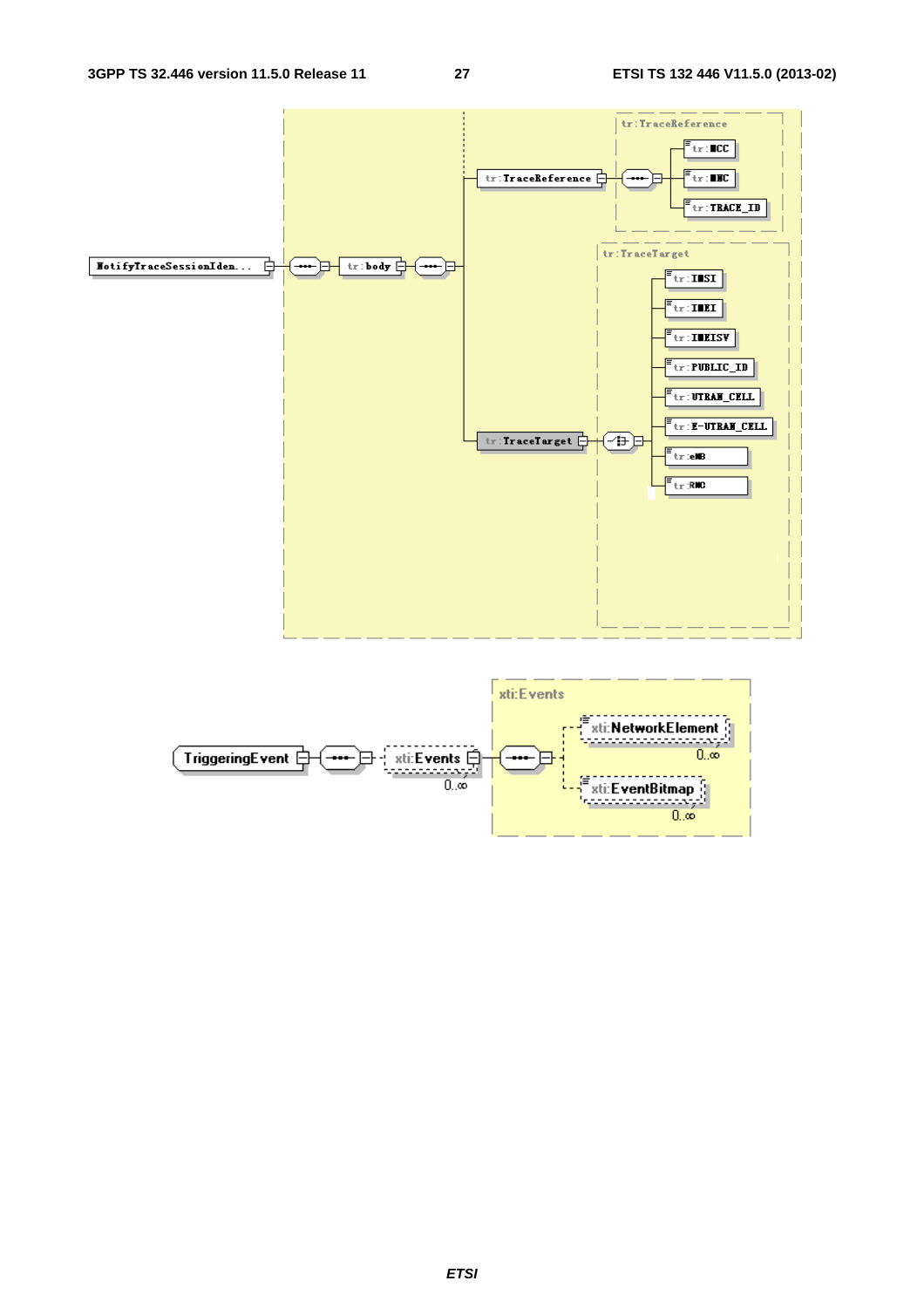NotifyTraceSessionIden...

tr:body

tr:TraceReference

- tr:MCC
- tr:MNC
- tr:TRACE_ID

tr:TraceTarget

- tr:IMSI
- tr:IMEI
- tr:IMEISV
- tr:PUBLIC_ID
- tr:UTRAN_CELL
- tr:E-UTRAN_CELL
- tr:eNB
- tr:RNC

TriggeringEvent

xti:Events 0..∞

- xti:NetworkElement 0..∞
- xti:EventBitmap 0..∞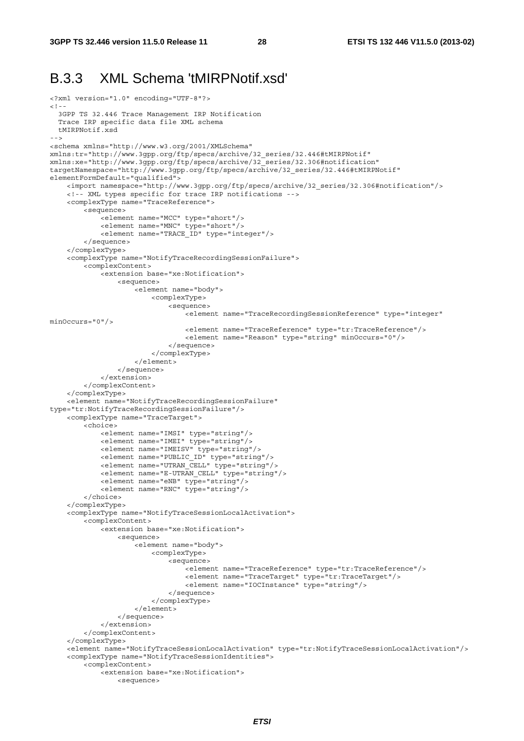## B.3.3 XML Schema 'tMIRPNotif.xsd'

```
<?xml version="1.0" encoding="UTF-8"?>
<!--
  3GPP TS 32.446 Trace Management IRP Notification
  Trace IRP specific data file XML schema
  tMIRPNotif.xsd
-->
<schema xmlns="http://www.w3.org/2001/XMLSchema"
xmlns:tr="http://www.3gpp.org/ftp/specs/archive/32_series/32.446#tMIRPNotif"
xmlns:xe="http://www.3gpp.org/ftp/specs/archive/32_series/32.306#notification"
targetNamespace="http://www.3gpp.org/ftp/specs/archive/32_series/32.446#tMIRPNotif"
elementFormDefault="qualified">
    <import namespace="http://www.3gpp.org/ftp/specs/archive/32_series/32.306#notification"/>
    <!-- XML types specific for trace IRP notifications -->
    <complexType name="TraceReference">
        <sequence>
            <element name="MCC" type="short"/>
            <element name="MNC" type="short"/>
            <element name="TRACE_ID" type="integer"/>
        </sequence>
    </complexType>
    <complexType name="NotifyTraceRecordingSessionFailure">
        <complexContent>
            <extension base="xe:Notification">
                <sequence>
                    <element name="body">
                        <complexType>
                            <sequence>
                                <element name="TraceRecordingSessionReference" type="integer"
minOccurs="0"/>
                                <element name="TraceReference" type="tr:TraceReference"/>
                                <element name="Reason" type="string" minOccurs="0"/>
                            </sequence>
                        </complexType>
                    </element>
                </sequence>
            </extension>
        </complexContent>
    </complexType>
    <element name="NotifyTraceRecordingSessionFailure"
type="tr:NotifyTraceRecordingSessionFailure"/>
    <complexType name="TraceTarget">
        <choice>
            <element name="IMSI" type="string"/>
            <element name="IMEI" type="string"/>
            <element name="IMEISV" type="string"/>
            <element name="PUBLIC_ID" type="string"/>
            <element name="UTRAN_CELL" type="string"/>
            <element name="E-UTRAN_CELL" type="string"/>
            <element name="eNB" type="string"/>
            <element name="RNC" type="string"/>
        </choice>
    </complexType>
    <complexType name="NotifyTraceSessionLocalActivation">
        <complexContent>
            <extension base="xe:Notification">
                <sequence>
                    <element name="body">
                        <complexType>
                            <sequence>
                                <element name="TraceReference" type="tr:TraceReference"/>
                                <element name="TraceTarget" type="tr:TraceTarget"/>
                                <element name="IOCInstance" type="string"/>
                            </sequence>
                        </complexType>
                    </element>
                </sequence>
            </extension>
        </complexContent>
    </complexType>
    <element name="NotifyTraceSessionLocalActivation" type="tr:NotifyTraceSessionLocalActivation"/>
    <complexType name="NotifyTraceSessionIdentities">
        <complexContent>
            <extension base="xe:Notification">
                <sequence>
```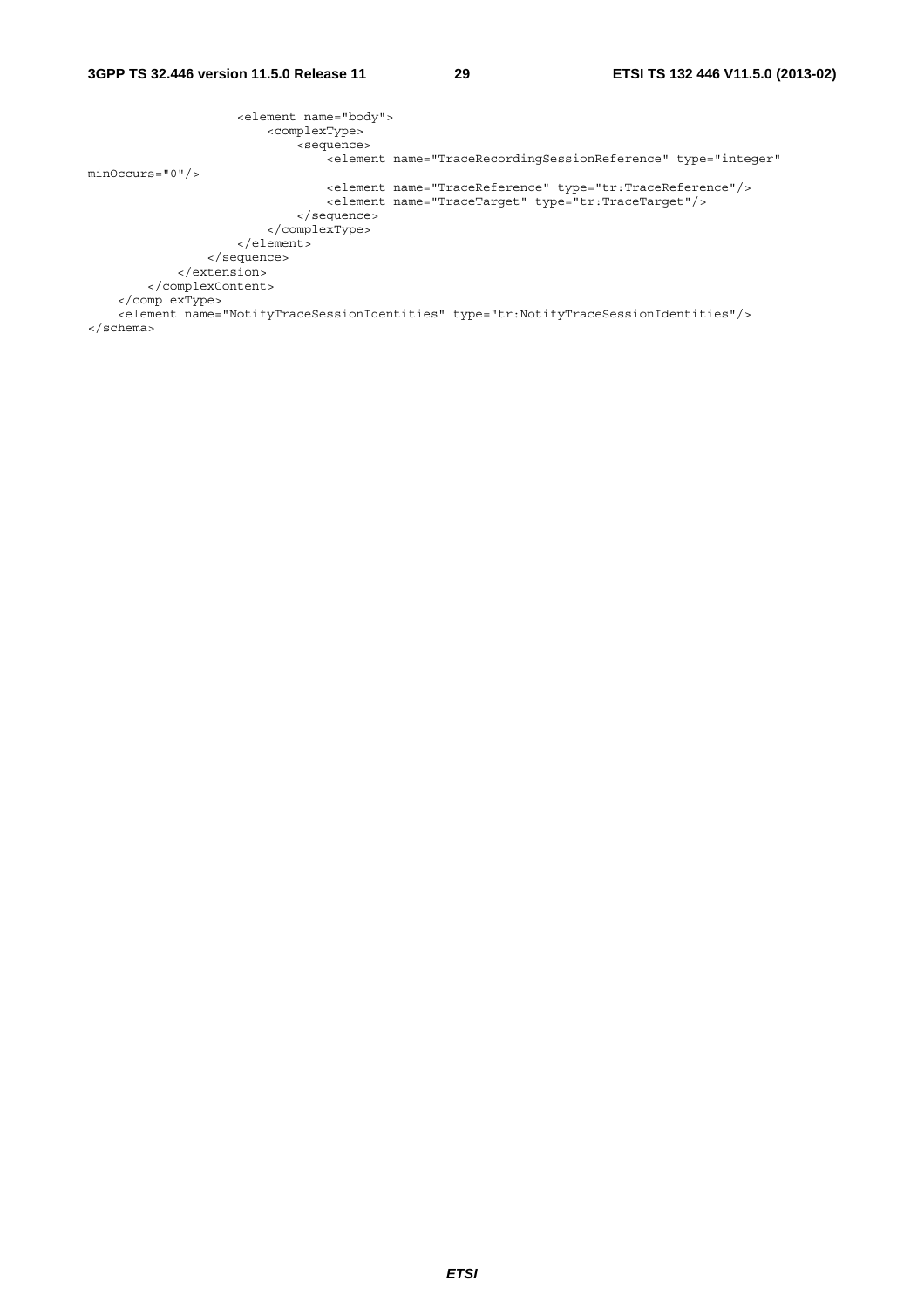```
                    <element name="body">
                        <complexType>
                            <sequence>
                                <element name="TraceRecordingSessionReference" type="integer"
minOccurs="0"/>
                                <element name="TraceReference" type="tr:TraceReference"/>
                                <element name="TraceTarget" type="tr:TraceTarget"/>
                            </sequence>
                        </complexType>
                    </element>
                </sequence>
            </extension>
        </complexContent>
    </complexType>
    <element name="NotifyTraceSessionIdentities" type="tr:NotifyTraceSessionIdentities"/>
</schema>
```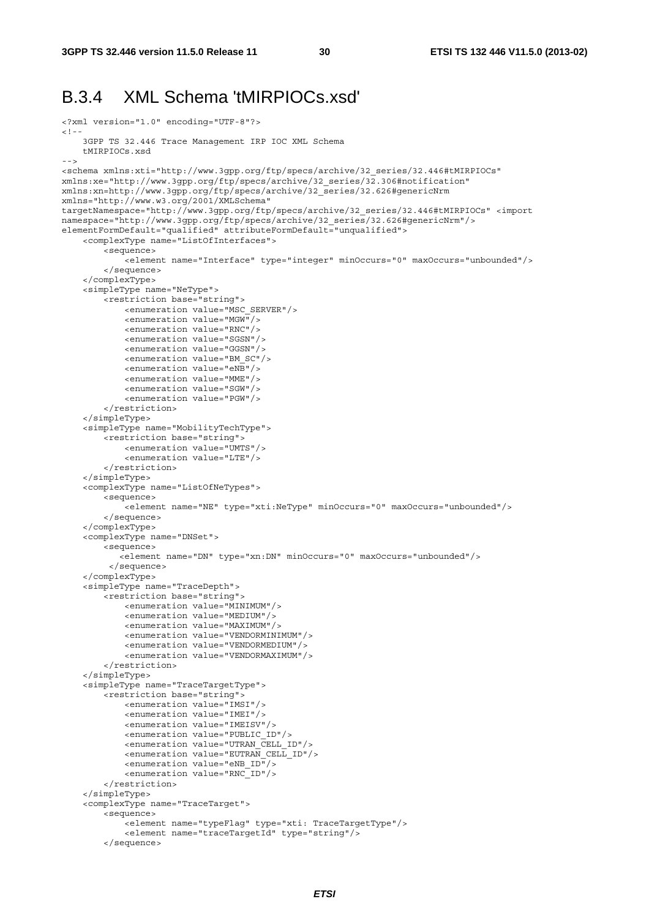## B.3.4 XML Schema 'tMIRPIOCs.xsd'

```
<?xml version="1.0" encoding="UTF-8"?>
<!--
    3GPP TS 32.446 Trace Management IRP IOC XML Schema
    tMIRPIOCs.xsd
-->
<schema xmlns:xti="http://www.3gpp.org/ftp/specs/archive/32_series/32.446#tMIRPIOCs"
xmlns:xe="http://www.3gpp.org/ftp/specs/archive/32_series/32.306#notification"
xmlns:xn=http://www.3gpp.org/ftp/specs/archive/32_series/32.626#genericNrm
xmlns="http://www.w3.org/2001/XMLSchema"
targetNamespace="http://www.3gpp.org/ftp/specs/archive/32_series/32.446#tMIRPIOCs" <import
namespace="http://www.3gpp.org/ftp/specs/archive/32_series/32.626#genericNrm"/>
elementFormDefault="qualified" attributeFormDefault="unqualified">
    <complexType name="ListOfInterfaces">
        <sequence>
            <element name="Interface" type="integer" minOccurs="0" maxOccurs="unbounded"/>
        </sequence>
    </complexType>
    <simpleType name="NeType">
        <restriction base="string">
            <enumeration value="MSC_SERVER"/>
            <enumeration value="MGW"/>
            <enumeration value="RNC"/>
            <enumeration value="SGSN"/>
            <enumeration value="GGSN"/>
            <enumeration value="BM_SC"/>
            <enumeration value="eNB"/>
            <enumeration value="MME"/>
            <enumeration value="SGW"/>
            <enumeration value="PGW"/>
        </restriction>
    </simpleType>
    <simpleType name="MobilityTechType">
        <restriction base="string">
            <enumeration value="UMTS"/>
            <enumeration value="LTE"/>
        </restriction>
    </simpleType>
    <complexType name="ListOfNeTypes">
        <sequence>
            <element name="NE" type="xti:NeType" minOccurs="0" maxOccurs="unbounded"/>
        </sequence>
    </complexType>
    <complexType name="DNSet">
        <sequence>
           <element name="DN" type="xn:DN" minOccurs="0" maxOccurs="unbounded"/>
         </sequence>
    </complexType>
    <simpleType name="TraceDepth">
        <restriction base="string">
            <enumeration value="MINIMUM"/>
            <enumeration value="MEDIUM"/>
            <enumeration value="MAXIMUM"/>
            <enumeration value="VENDORMINIMUM"/>
            <enumeration value="VENDORMEDIUM"/>
            <enumeration value="VENDORMAXIMUM"/>
        </restriction>
    </simpleType>
    <simpleType name="TraceTargetType">
        <restriction base="string">
            <enumeration value="IMSI"/>
            <enumeration value="IMEI"/>
            <enumeration value="IMEISV"/>
            <enumeration value="PUBLIC_ID"/>
            <enumeration value="UTRAN_CELL_ID"/>
            <enumeration value="EUTRAN_CELL_ID"/>
            <enumeration value="eNB_ID"/>
            <enumeration value="RNC_ID"/>
        </restriction>
    </simpleType>
    <complexType name="TraceTarget">
        <sequence>
            <element name="typeFlag" type="xti: TraceTargetType"/>
            <element name="traceTargetId" type="string"/>
        </sequence>
```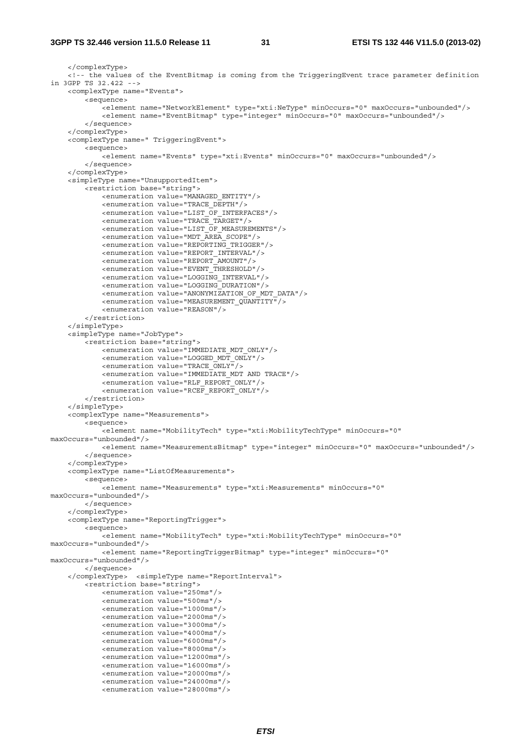```
    </complexType>
    <!-- the values of the EventBitmap is coming from the TriggeringEvent trace parameter definition
in 3GPP TS 32.422 -->
    <complexType name="Events">
        <sequence>
            <element name="NetworkElement" type="xti:NeType" minOccurs="0" maxOccurs="unbounded"/>
            <element name="EventBitmap" type="integer" minOccurs="0" maxOccurs="unbounded"/>
        </sequence>
    </complexType>
    <complexType name=" TriggeringEvent">
        <sequence>
            <element name="Events" type="xti:Events" minOccurs="0" maxOccurs="unbounded"/>
        </sequence>
    </complexType>
    <simpleType name="UnsupportedItem">
        <restriction base="string">
            <enumeration value="MANAGED_ENTITY"/>
            <enumeration value="TRACE_DEPTH"/>
            <enumeration value="LIST_OF_INTERFACES"/>
            <enumeration value="TRACE_TARGET"/>
            <enumeration value="LIST_OF_MEASUREMENTS"/>
            <enumeration value="MDT_AREA_SCOPE"/>
            <enumeration value="REPORTING_TRIGGER"/>
            <enumeration value="REPORT_INTERVAL"/>
            <enumeration value="REPORT_AMOUNT"/>
            <enumeration value="EVENT_THRESHOLD"/>
            <enumeration value="LOGGING_INTERVAL"/>
            <enumeration value="LOGGING_DURATION"/>
            <enumeration value="ANONYMIZATION_OF_MDT_DATA"/>
            <enumeration value="MEASUREMENT_QUANTITY"/>
            <enumeration value="REASON"/>
        </restriction>
    </simpleType>
    <simpleType name="JobType">
        <restriction base="string">
            <enumeration value="IMMEDIATE_MDT_ONLY"/>
            <enumeration value="LOGGED_MDT_ONLY"/>
            <enumeration value="TRACE_ONLY"/>
            <enumeration value="IMMEDIATE_MDT AND TRACE"/>
            <enumeration value="RLF_REPORT_ONLY"/>
            <enumeration value="RCEF_REPORT_ONLY"/>
        </restriction>
    </simpleType>
    <complexType name="Measurements">
        <sequence>
            <element name="MobilityTech" type="xti:MobilityTechType" minOccurs="0"
maxOccurs="unbounded"/>
            <element name="MeasurementsBitmap" type="integer" minOccurs="0" maxOccurs="unbounded"/>
        </sequence>
    </complexType>
    <complexType name="ListOfMeasurements">
        <sequence>
            <element name="Measurements" type="xti:Measurements" minOccurs="0"
maxOccurs="unbounded"/>
        </sequence>
    </complexType>
    <complexType name="ReportingTrigger">
        <sequence>
            <element name="MobilityTech" type="xti:MobilityTechType" minOccurs="0"
maxOccurs="unbounded"/>
            <element name="ReportingTriggerBitmap" type="integer" minOccurs="0"
maxOccurs="unbounded"/>
        </sequence>
    </complexType>  <simpleType name="ReportInterval">
        <restriction base="string">
            <enumeration value="250ms"/>
            <enumeration value="500ms"/>
            <enumeration value="1000ms"/>
            <enumeration value="2000ms"/>
            <enumeration value="3000ms"/>
            <enumeration value="4000ms"/>
            <enumeration value="6000ms"/>
            <enumeration value="8000ms"/>
            <enumeration value="12000ms"/>
            <enumeration value="16000ms"/>
            <enumeration value="20000ms"/>
            <enumeration value="24000ms"/>
            <enumeration value="28000ms"/>
```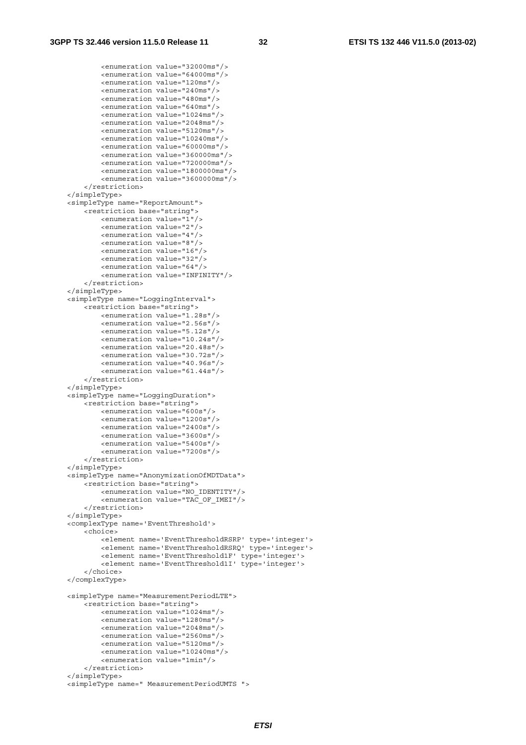```
            <enumeration value="32000ms"/>
            <enumeration value="64000ms"/>
            <enumeration value="120ms"/>
            <enumeration value="240ms"/>
            <enumeration value="480ms"/>
            <enumeration value="640ms"/>
            <enumeration value="1024ms"/>
            <enumeration value="2048ms"/>
            <enumeration value="5120ms"/>
            <enumeration value="10240ms"/>
            <enumeration value="60000ms"/>
            <enumeration value="360000ms"/>
            <enumeration value="720000ms"/>
            <enumeration value="1800000ms"/>
            <enumeration value="3600000ms"/>
        </restriction>
    </simpleType>
    <simpleType name="ReportAmount">
        <restriction base="string">
            <enumeration value="1"/>
            <enumeration value="2"/>
            <enumeration value="4"/>
            <enumeration value="8"/>
            <enumeration value="16"/>
            <enumeration value="32"/>
            <enumeration value="64"/>
            <enumeration value="INFINITY"/>
        </restriction>
    </simpleType>
    <simpleType name="LoggingInterval">
        <restriction base="string">
            <enumeration value="1.28s"/>
            <enumeration value="2.56s"/>
            <enumeration value="5.12s"/>
            <enumeration value="10.24s"/>
            <enumeration value="20.48s"/>
            <enumeration value="30.72s"/>
            <enumeration value="40.96s"/>
            <enumeration value="61.44s"/>
        </restriction>
    </simpleType>
    <simpleType name="LoggingDuration">
        <restriction base="string">
            <enumeration value="600s"/>
            <enumeration value="1200s"/>
            <enumeration value="2400s"/>
            <enumeration value="3600s"/>
            <enumeration value="5400s"/>
            <enumeration value="7200s"/>
        </restriction>
    </simpleType>
    <simpleType name="AnonymizationOfMDTData">
        <restriction base="string">
            <enumeration value="NO_IDENTITY"/>
            <enumeration value="TAC_OF_IMEI"/>
        </restriction>
    </simpleType>
    <complexType name='EventThreshold'>
        <choice>
            <element name='EventThresholdRSRP' type='integer'>
            <element name='EventThresholdRSRQ' type='integer'>
            <element name='EventThreshold1F' type='integer'>
            <element name='EventThreshold1I' type='integer'>
        </choice>
    </complexType>

    <simpleType name="MeasurementPeriodLTE">
        <restriction base="string">
            <enumeration value="1024ms"/>
            <enumeration value="1280ms"/>
            <enumeration value="2048ms"/>
            <enumeration value="2560ms"/>
            <enumeration value="5120ms"/>
            <enumeration value="10240ms"/>
            <enumeration value="1min"/>
        </restriction>
    </simpleType>
    <simpleType name=" MeasurementPeriodUMTS ">
```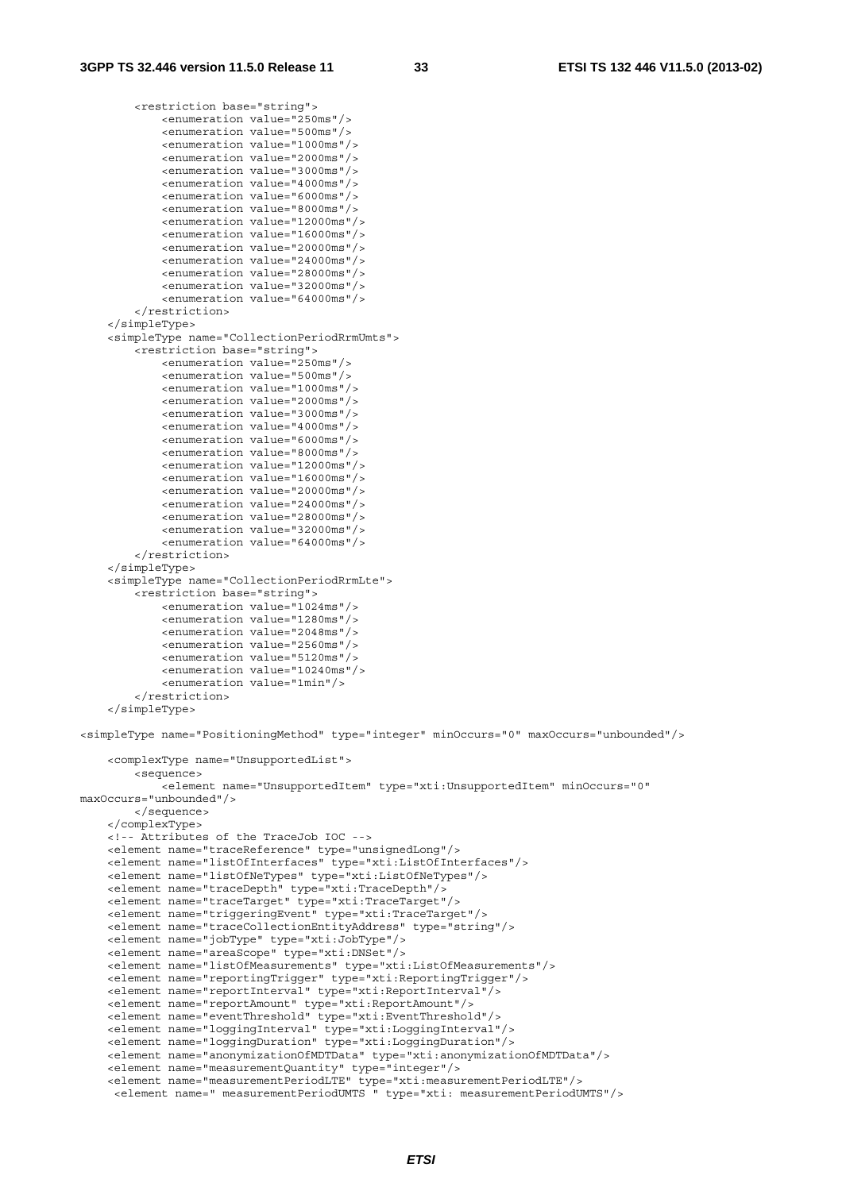```
        <restriction base="string">
            <enumeration value="250ms"/>
            <enumeration value="500ms"/>
            <enumeration value="1000ms"/>
            <enumeration value="2000ms"/>
            <enumeration value="3000ms"/>
            <enumeration value="4000ms"/>
            <enumeration value="6000ms"/>
            <enumeration value="8000ms"/>
            <enumeration value="12000ms"/>
            <enumeration value="16000ms"/>
            <enumeration value="20000ms"/>
            <enumeration value="24000ms"/>
            <enumeration value="28000ms"/>
            <enumeration value="32000ms"/>
            <enumeration value="64000ms"/>
        </restriction>
    </simpleType>
    <simpleType name="CollectionPeriodRrmUmts">
        <restriction base="string">
            <enumeration value="250ms"/>
            <enumeration value="500ms"/>
            <enumeration value="1000ms"/>
            <enumeration value="2000ms"/>
            <enumeration value="3000ms"/>
            <enumeration value="4000ms"/>
            <enumeration value="6000ms"/>
            <enumeration value="8000ms"/>
            <enumeration value="12000ms"/>
            <enumeration value="16000ms"/>
            <enumeration value="20000ms"/>
            <enumeration value="24000ms"/>
            <enumeration value="28000ms"/>
            <enumeration value="32000ms"/>
            <enumeration value="64000ms"/>
        </restriction>
    </simpleType>
    <simpleType name="CollectionPeriodRrmLte">
        <restriction base="string">
            <enumeration value="1024ms"/>
            <enumeration value="1280ms"/>
            <enumeration value="2048ms"/>
            <enumeration value="2560ms"/>
            <enumeration value="5120ms"/>
            <enumeration value="10240ms"/>
            <enumeration value="1min"/>
        </restriction>
    </simpleType>

<simpleType name="PositioningMethod" type="integer" minOccurs="0" maxOccurs="unbounded"/>

    <complexType name="UnsupportedList">
        <sequence>
            <element name="UnsupportedItem" type="xti:UnsupportedItem" minOccurs="0"
maxOccurs="unbounded"/>
        </sequence>
    </complexType>
    <!-- Attributes of the TraceJob IOC -->
    <element name="traceReference" type="unsignedLong"/>
    <element name="listOfInterfaces" type="xti:ListOfInterfaces"/>
    <element name="listOfNeTypes" type="xti:ListOfNeTypes"/>
    <element name="traceDepth" type="xti:TraceDepth"/>
    <element name="traceTarget" type="xti:TraceTarget"/>
    <element name="triggeringEvent" type="xti:TraceTarget"/>
    <element name="traceCollectionEntityAddress" type="string"/>
    <element name="jobType" type="xti:JobType"/>
    <element name="areaScope" type="xti:DNSet"/>
    <element name="listOfMeasurements" type="xti:ListOfMeasurements"/>
    <element name="reportingTrigger" type="xti:ReportingTrigger"/>
    <element name="reportInterval" type="xti:ReportInterval"/>
    <element name="reportAmount" type="xti:ReportAmount"/>
    <element name="eventThreshold" type="xti:EventThreshold"/>
    <element name="loggingInterval" type="xti:LoggingInterval"/>
    <element name="loggingDuration" type="xti:LoggingDuration"/>
    <element name="anonymizationOfMDTData" type="xti:anonymizationOfMDTData"/>
    <element name="measurementQuantity" type="integer"/>
    <element name="measurementPeriodLTE" type="xti:measurementPeriodLTE"/>
     <element name=" measurementPeriodUMTS " type="xti: measurementPeriodUMTS"/>
```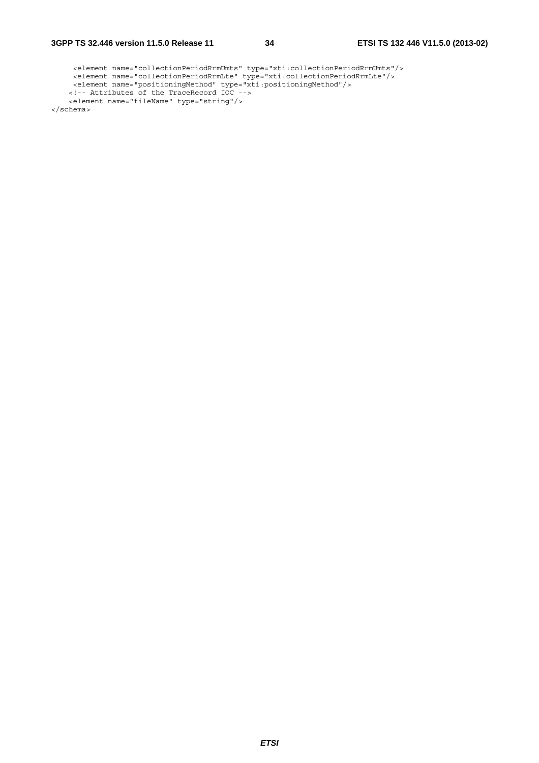```
     <element name="collectionPeriodRrmUmts" type="xti:collectionPeriodRrmUmts"/>
     <element name="collectionPeriodRrmLte" type="xti:collectionPeriodRrmLte"/>
     <element name="positioningMethod" type="xti:positioningMethod"/>
    <!-- Attributes of the TraceRecord IOC -->
    <element name="fileName" type="string"/>
</schema>
```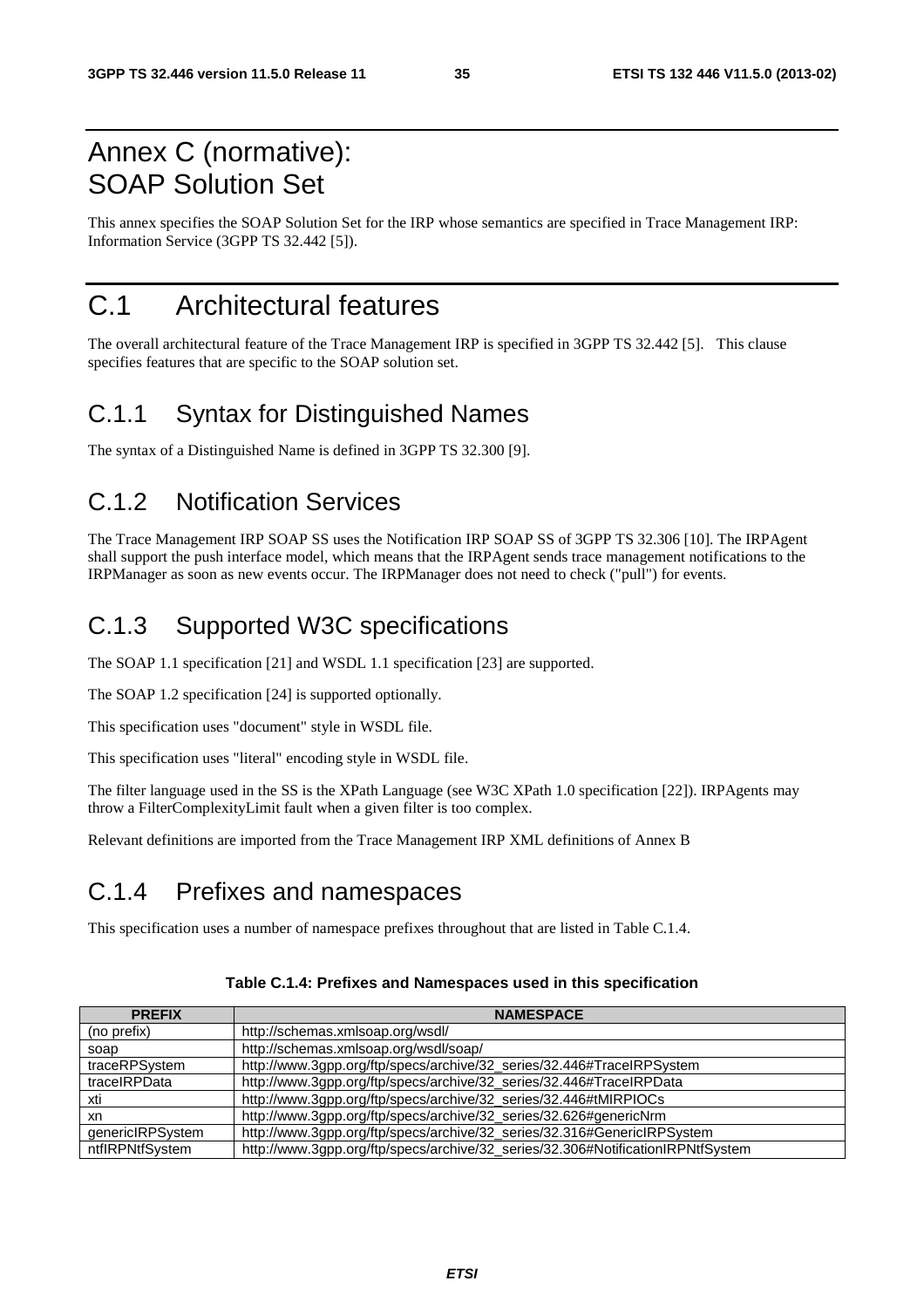# Annex C (normative): SOAP Solution Set

This annex specifies the SOAP Solution Set for the IRP whose semantics are specified in Trace Management IRP: Information Service (3GPP TS 32.442 [5]).

# C.1 Architectural features

The overall architectural feature of the Trace Management IRP is specified in 3GPP TS 32.442 [5]. This clause specifies features that are specific to the SOAP solution set.

## C.1.1 Syntax for Distinguished Names

The syntax of a Distinguished Name is defined in 3GPP TS 32.300 [9].

## C.1.2 Notification Services

The Trace Management IRP SOAP SS uses the Notification IRP SOAP SS of 3GPP TS 32.306 [10]. The IRPAgent shall support the push interface model, which means that the IRPAgent sends trace management notifications to the IRPManager as soon as new events occur. The IRPManager does not need to check ("pull") for events.

## C.1.3 Supported W3C specifications

The SOAP 1.1 specification [21] and WSDL 1.1 specification [23] are supported.

The SOAP 1.2 specification [24] is supported optionally.

This specification uses "document" style in WSDL file.

This specification uses "literal" encoding style in WSDL file.

The filter language used in the SS is the XPath Language (see W3C XPath 1.0 specification [22]). IRPAgents may throw a FilterComplexityLimit fault when a given filter is too complex.

Relevant definitions are imported from the Trace Management IRP XML definitions of Annex B

## C.1.4 Prefixes and namespaces

This specification uses a number of namespace prefixes throughout that are listed in Table C.1.4.

**Table C.1.4: Prefixes and Namespaces used in this specification**

| PREFIX | NAMESPACE |
|---|---|
| (no prefix) | http://schemas.xmlsoap.org/wsdl/ |
| soap | http://schemas.xmlsoap.org/wsdl/soap/ |
| traceRPSystem | http://www.3gpp.org/ftp/specs/archive/32_series/32.446#TraceIRPSystem |
| traceIRPData | http://www.3gpp.org/ftp/specs/archive/32_series/32.446#TraceIRPData |
| xti | http://www.3gpp.org/ftp/specs/archive/32_series/32.446#tMIRPIOCs |
| xn | http://www.3gpp.org/ftp/specs/archive/32_series/32.626#genericNrm |
| genericIRPSystem | http://www.3gpp.org/ftp/specs/archive/32_series/32.316#GenericIRPSystem |
| ntfIRPNtfSystem | http://www.3gpp.org/ftp/specs/archive/32_series/32.306#NotificationIRPNtfSystem |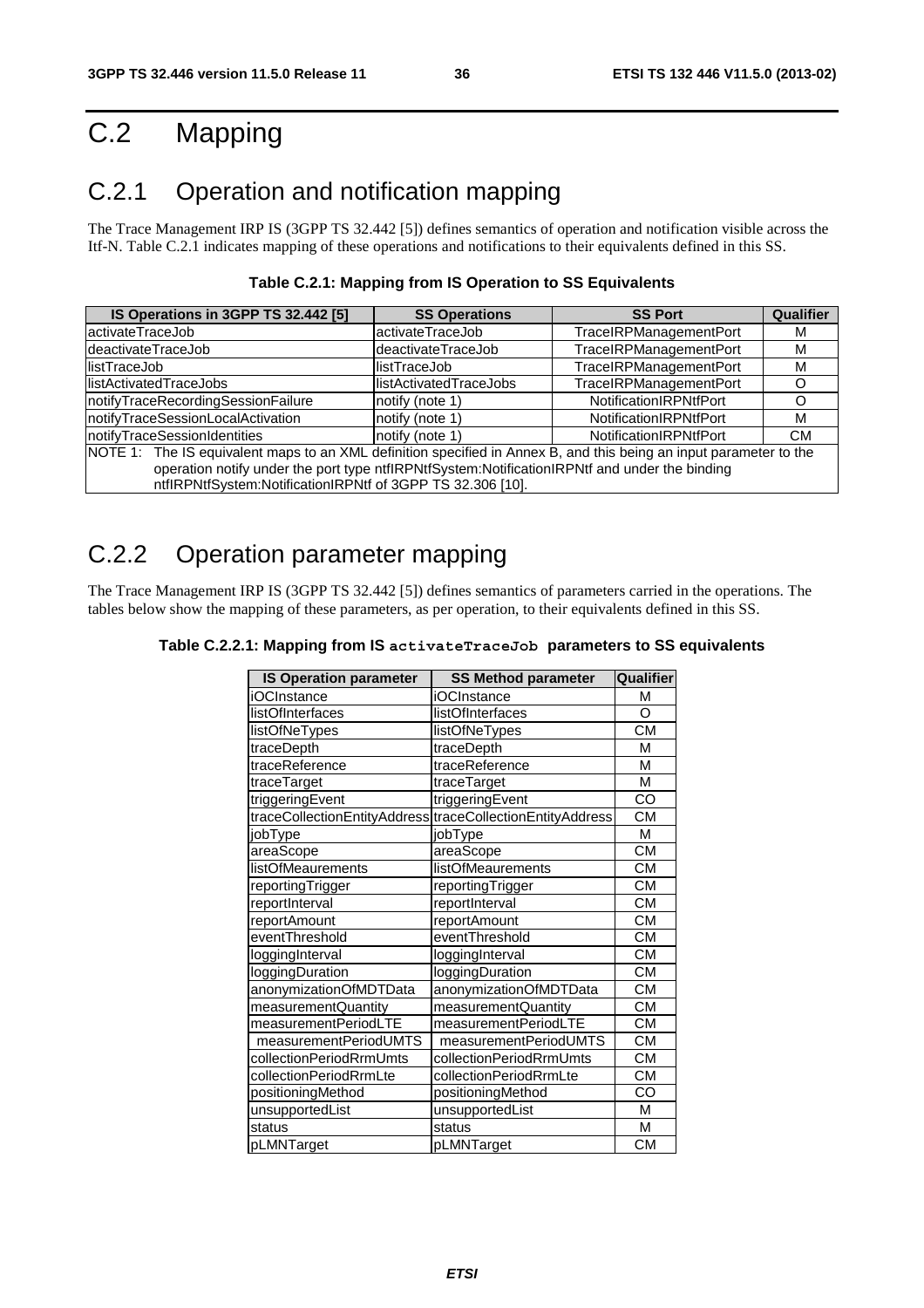# C.2 Mapping

## C.2.1 Operation and notification mapping

The Trace Management IRP IS (3GPP TS 32.442 [5]) defines semantics of operation and notification visible across the Itf-N. Table C.2.1 indicates mapping of these operations and notifications to their equivalents defined in this SS.

**Table C.2.1: Mapping from IS Operation to SS Equivalents**

| IS Operations in 3GPP TS 32.442 [5] | SS Operations | SS Port | Qualifier |
|---|---|---|---|
| activateTraceJob | activateTraceJob | TraceIRPManagementPort | M |
| deactivateTraceJob | deactivateTraceJob | TraceIRPManagementPort | M |
| listTraceJob | listTraceJob | TraceIRPManagementPort | M |
| listActivatedTraceJobs | listActivatedTraceJobs | TraceIRPManagementPort | O |
| notifyTraceRecordingSessionFailure | notify (note 1) | NotificationIRPNtfPort | O |
| notifyTraceSessionLocalActivation | notify (note 1) | NotificationIRPNtfPort | M |
| notifyTraceSessionIdentities | notify (note 1) | NotificationIRPNtfPort | CM |
| NOTE 1: The IS equivalent maps to an XML definition specified in Annex B, and this being an input parameter to the operation notify under the port type ntfIRPNtfSystem:NotificationIRPNtf and under the binding ntfIRPNtfSystem:NotificationIRPNtf of 3GPP TS 32.306 [10]. | | | |

## C.2.2 Operation parameter mapping

The Trace Management IRP IS (3GPP TS 32.442 [5]) defines semantics of parameters carried in the operations. The tables below show the mapping of these parameters, as per operation, to their equivalents defined in this SS.

**Table C.2.2.1: Mapping from IS `activateTraceJob` parameters to SS equivalents**

| IS Operation parameter | SS Method parameter | Qualifier |
|---|---|---|
| iOCInstance | iOCInstance | M |
| listOfInterfaces | listOfInterfaces | O |
| listOfNeTypes | listOfNeTypes | CM |
| traceDepth | traceDepth | M |
| traceReference | traceReference | M |
| traceTarget | traceTarget | M |
| triggeringEvent | triggeringEvent | CO |
| traceCollectionEntityAddress | traceCollectionEntityAddress | CM |
| jobType | jobType | M |
| areaScope | areaScope | CM |
| listOfMeaurements | listOfMeaurements | CM |
| reportingTrigger | reportingTrigger | CM |
| reportInterval | reportInterval | CM |
| reportAmount | reportAmount | CM |
| eventThreshold | eventThreshold | CM |
| loggingInterval | loggingInterval | CM |
| loggingDuration | loggingDuration | CM |
| anonymizationOfMDTData | anonymizationOfMDTData | CM |
| measurementQuantity | measurementQuantity | CM |
| measurementPeriodLTE | measurementPeriodLTE | CM |
| measurementPeriodUMTS | measurementPeriodUMTS | CM |
| collectionPeriodRrmUmts | collectionPeriodRrmUmts | CM |
| collectionPeriodRrmLte | collectionPeriodRrmLte | CM |
| positioningMethod | positioningMethod | CO |
| unsupportedList | unsupportedList | M |
| status | status | M |
| pLMNTarget | pLMNTarget | CM |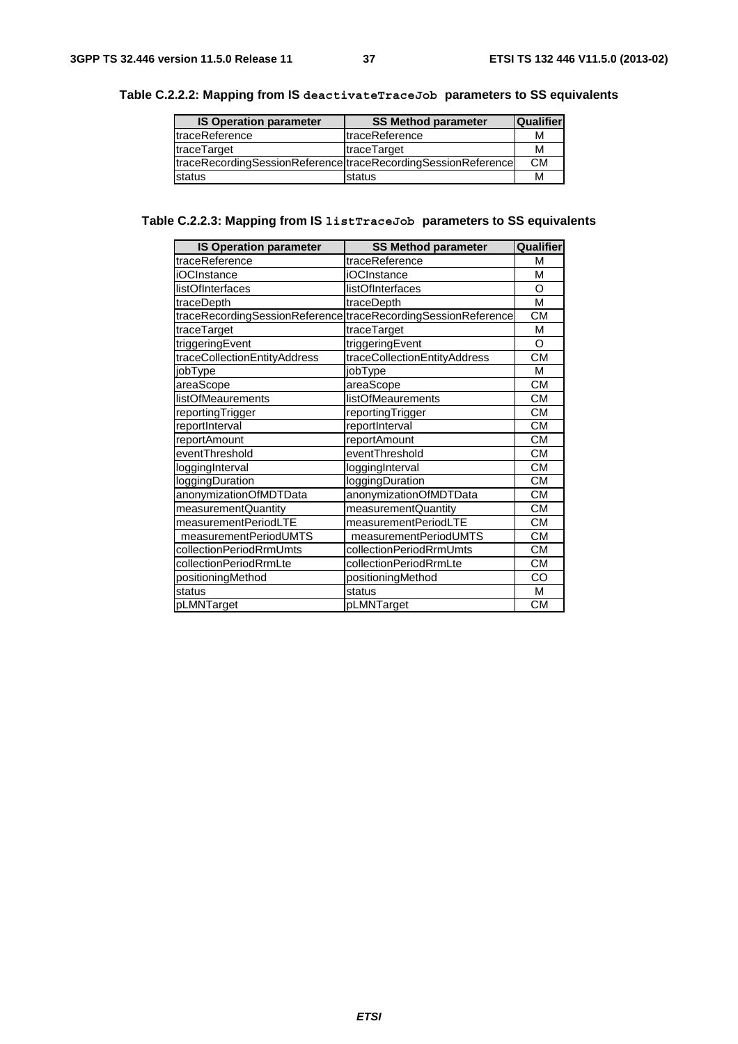**Table C.2.2.2: Mapping from IS `deactivateTraceJob` parameters to SS equivalents**

| IS Operation parameter | SS Method parameter | Qualifier |
|---|---|---|
| traceReference | traceReference | M |
| traceTarget | traceTarget | M |
| traceRecordingSessionReference | traceRecordingSessionReference | CM |
| status | status | M |

**Table C.2.2.3: Mapping from IS `listTraceJob` parameters to SS equivalents**

| IS Operation parameter | SS Method parameter | Qualifier |
|---|---|---|
| traceReference | traceReference | M |
| iOCInstance | iOCInstance | M |
| listOfInterfaces | listOfInterfaces | O |
| traceDepth | traceDepth | M |
| traceRecordingSessionReference | traceRecordingSessionReference | CM |
| traceTarget | traceTarget | M |
| triggeringEvent | triggeringEvent | O |
| traceCollectionEntityAddress | traceCollectionEntityAddress | CM |
| jobType | jobType | M |
| areaScope | areaScope | CM |
| listOfMeaurements | listOfMeaurements | CM |
| reportingTrigger | reportingTrigger | CM |
| reportInterval | reportInterval | CM |
| reportAmount | reportAmount | CM |
| eventThreshold | eventThreshold | CM |
| loggingInterval | loggingInterval | CM |
| loggingDuration | loggingDuration | CM |
| anonymizationOfMDTData | anonymizationOfMDTData | CM |
| measurementQuantity | measurementQuantity | CM |
| measurementPeriodLTE | measurementPeriodLTE | CM |
| measurementPeriodUMTS | measurementPeriodUMTS | CM |
| collectionPeriodRrmUmts | collectionPeriodRrmUmts | CM |
| collectionPeriodRrmLte | collectionPeriodRrmLte | CM |
| positioningMethod | positioningMethod | CO |
| status | status | M |
| pLMNTarget | pLMNTarget | CM |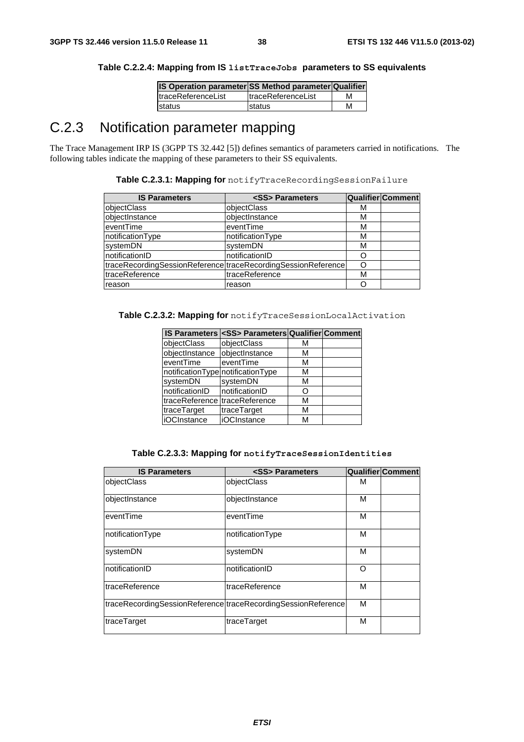**Table C.2.2.4: Mapping from IS `listTraceJobs` parameters to SS equivalents**

| IS Operation parameter | SS Method parameter | Qualifier |
|---|---|---|
| traceReferenceList | traceReferenceList | M |
| status | status | M |

## C.2.3 Notification parameter mapping

The Trace Management IRP IS (3GPP TS 32.442 [5]) defines semantics of parameters carried in notifications. The following tables indicate the mapping of these parameters to their SS equivalents.

**Table C.2.3.1: Mapping for** `notifyTraceRecordingSessionFailure`

| IS Parameters | <SS> Parameters | Qualifier | Comment |
|---|---|---|---|
| objectClass | objectClass | M | |
| objectInstance | objectInstance | M | |
| eventTime | eventTime | M | |
| notificationType | notificationType | M | |
| systemDN | systemDN | M | |
| notificationID | notificationID | O | |
| traceRecordingSessionReference | traceRecordingSessionReference | O | |
| traceReference | traceReference | M | |
| reason | reason | O | |

**Table C.2.3.2: Mapping for** `notifyTraceSessionLocalActivation`

| IS Parameters | <SS> Parameters | Qualifier | Comment |
|---|---|---|---|
| objectClass | objectClass | M | |
| objectInstance | objectInstance | M | |
| eventTime | eventTime | M | |
| notificationType | notificationType | M | |
| systemDN | systemDN | M | |
| notificationID | notificationID | O | |
| traceReference | traceReference | M | |
| traceTarget | traceTarget | M | |
| iOCInstance | iOCInstance | M | |

**Table C.2.3.3: Mapping for `notifyTraceSessionIdentities`**

| IS Parameters | <SS> Parameters | Qualifier | Comment |
|---|---|---|---|
| objectClass | objectClass | M | |
| objectInstance | objectInstance | M | |
| eventTime | eventTime | M | |
| notificationType | notificationType | M | |
| systemDN | systemDN | M | |
| notificationID | notificationID | O | |
| traceReference | traceReference | M | |
| traceRecordingSessionReference | traceRecordingSessionReference | M | |
| traceTarget | traceTarget | M | |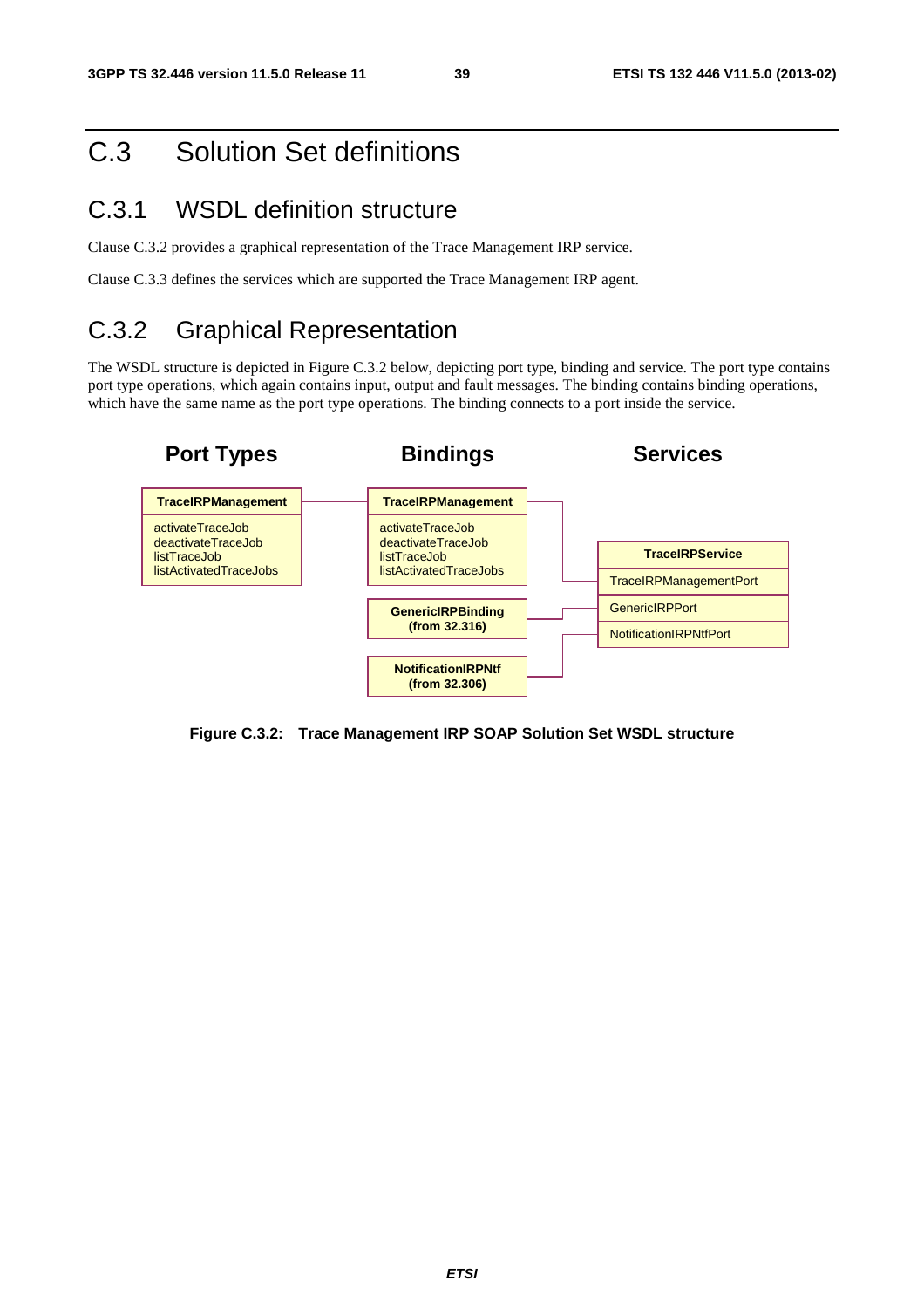# C.3 Solution Set definitions

## C.3.1 WSDL definition structure

Clause C.3.2 provides a graphical representation of the Trace Management IRP service.

Clause C.3.3 defines the services which are supported the Trace Management IRP agent.

## C.3.2 Graphical Representation

The WSDL structure is depicted in Figure C.3.2 below, depicting port type, binding and service. The port type contains port type operations, which again contains input, output and fault messages. The binding contains binding operations, which have the same name as the port type operations. The binding connects to a port inside the service.

**Port Types**

**TraceIRPManagement**
- activateTraceJob
- deactivateTraceJob
- listTraceJob
- listActivatedTraceJobs

**Bindings**

**TraceIRPManagement**
- activateTraceJob
- deactivateTraceJob
- listTraceJob
- listActivatedTraceJobs

**GenericIRPBinding (from 32.316)**

**NotificationIRPNtf (from 32.306)**

**Services**

**TraceIRPService**
- TraceIRPManagementPort
- GenericIRPPort
- NotificationIRPNtfPort

**Figure C.3.2: Trace Management IRP SOAP Solution Set WSDL structure**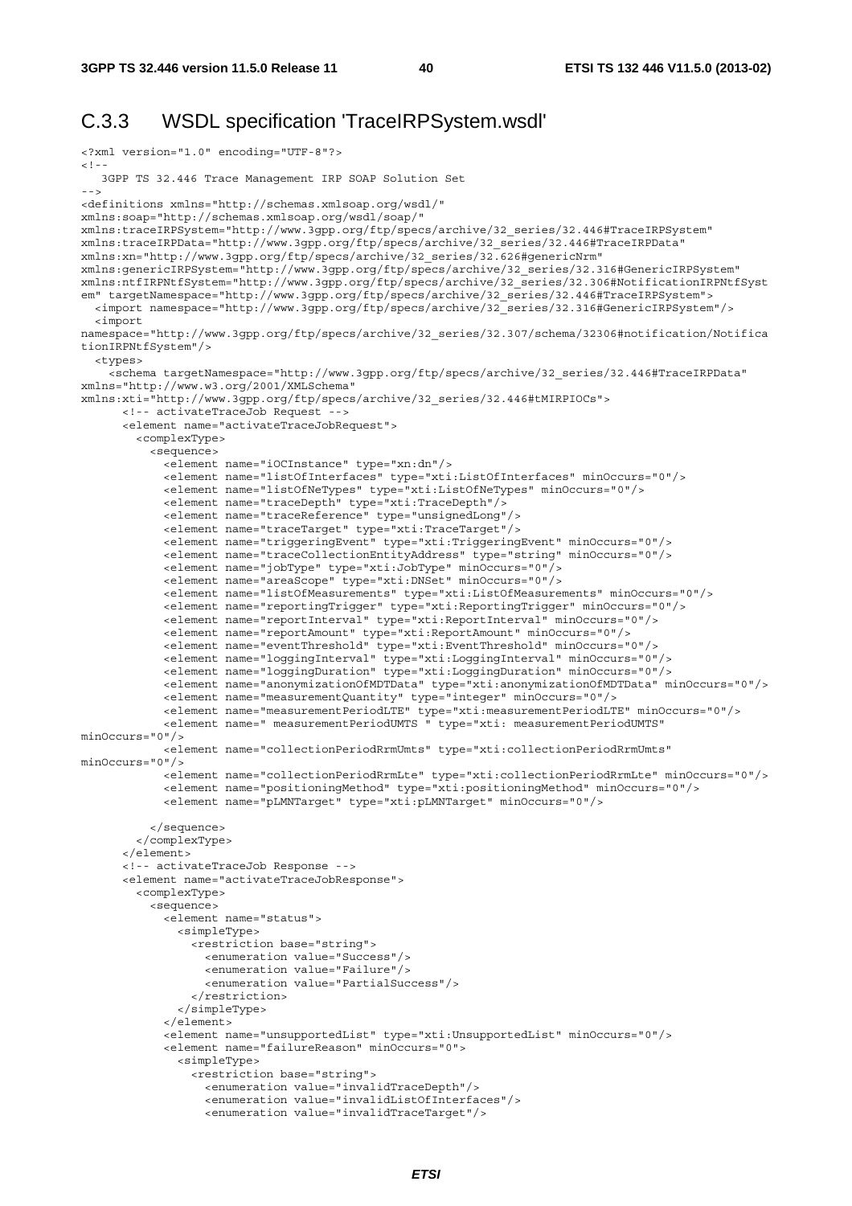# C.3.3 WSDL specification 'TraceIRPSystem.wsdl'

```
<?xml version="1.0" encoding="UTF-8"?>
<!--
   3GPP TS 32.446 Trace Management IRP SOAP Solution Set
-->
<definitions xmlns="http://schemas.xmlsoap.org/wsdl/"
xmlns:soap="http://schemas.xmlsoap.org/wsdl/soap/"
xmlns:traceIRPSystem="http://www.3gpp.org/ftp/specs/archive/32_series/32.446#TraceIRPSystem"
xmlns:traceIRPData="http://www.3gpp.org/ftp/specs/archive/32_series/32.446#TraceIRPData"
xmlns:xn="http://www.3gpp.org/ftp/specs/archive/32_series/32.626#genericNrm"
xmlns:genericIRPSystem="http://www.3gpp.org/ftp/specs/archive/32_series/32.316#GenericIRPSystem"
xmlns:ntfIRPNtfSystem="http://www.3gpp.org/ftp/specs/archive/32_series/32.306#NotificationIRPNtfSyst
em" targetNamespace="http://www.3gpp.org/ftp/specs/archive/32_series/32.446#TraceIRPSystem">
  <import namespace="http://www.3gpp.org/ftp/specs/archive/32_series/32.316#GenericIRPSystem"/>
  <import
namespace="http://www.3gpp.org/ftp/specs/archive/32_series/32.307/schema/32306#notification/Notifica
tionIRPNtfSystem"/>
  <types>
    <schema targetNamespace="http://www.3gpp.org/ftp/specs/archive/32_series/32.446#TraceIRPData"
xmlns="http://www.w3.org/2001/XMLSchema"
xmlns:xti="http://www.3gpp.org/ftp/specs/archive/32_series/32.446#tMIRPIOCs">
      <!-- activateTraceJob Request -->
      <element name="activateTraceJobRequest">
        <complexType>
          <sequence>
            <element name="iOCInstance" type="xn:dn"/>
            <element name="listOfInterfaces" type="xti:ListOfInterfaces" minOccurs="0"/>
            <element name="listOfNeTypes" type="xti:ListOfNeTypes" minOccurs="0"/>
            <element name="traceDepth" type="xti:TraceDepth"/>
            <element name="traceReference" type="unsignedLong"/>
            <element name="traceTarget" type="xti:TraceTarget"/>
            <element name="triggeringEvent" type="xti:TriggeringEvent" minOccurs="0"/>
            <element name="traceCollectionEntityAddress" type="string" minOccurs="0"/>
            <element name="jobType" type="xti:JobType" minOccurs="0"/>
            <element name="areaScope" type="xti:DNSet" minOccurs="0"/>
            <element name="listOfMeasurements" type="xti:ListOfMeasurements" minOccurs="0"/>
            <element name="reportingTrigger" type="xti:ReportingTrigger" minOccurs="0"/>
            <element name="reportInterval" type="xti:ReportInterval" minOccurs="0"/>
            <element name="reportAmount" type="xti:ReportAmount" minOccurs="0"/>
            <element name="eventThreshold" type="xti:EventThreshold" minOccurs="0"/>
            <element name="loggingInterval" type="xti:LoggingInterval" minOccurs="0"/>
            <element name="loggingDuration" type="xti:LoggingDuration" minOccurs="0"/>
            <element name="anonymizationOfMDTData" type="xti:anonymizationOfMDTData" minOccurs="0"/>
            <element name="measurementQuantity" type="integer" minOccurs="0"/>
            <element name="measurementPeriodLTE" type="xti:measurementPeriodLTE" minOccurs="0"/>
            <element name=" measurementPeriodUMTS " type="xti: measurementPeriodUMTS"
minOccurs="0"/>
            <element name="collectionPeriodRrmUmts" type="xti:collectionPeriodRrmUmts"
minOccurs="0"/>
            <element name="collectionPeriodRrmLte" type="xti:collectionPeriodRrmLte" minOccurs="0"/>
            <element name="positioningMethod" type="xti:positioningMethod" minOccurs="0"/>
            <element name="pLMNTarget" type="xti:pLMNTarget" minOccurs="0"/>

          </sequence>
        </complexType>
      </element>
      <!-- activateTraceJob Response -->
      <element name="activateTraceJobResponse">
        <complexType>
          <sequence>
            <element name="status">
              <simpleType>
                <restriction base="string">
                  <enumeration value="Success"/>
                  <enumeration value="Failure"/>
                  <enumeration value="PartialSuccess"/>
                </restriction>
              </simpleType>
            </element>
            <element name="unsupportedList" type="xti:UnsupportedList" minOccurs="0"/>
            <element name="failureReason" minOccurs="0">
              <simpleType>
                <restriction base="string">
                  <enumeration value="invalidTraceDepth"/>
                  <enumeration value="invalidListOfInterfaces"/>
                  <enumeration value="invalidTraceTarget"/>
```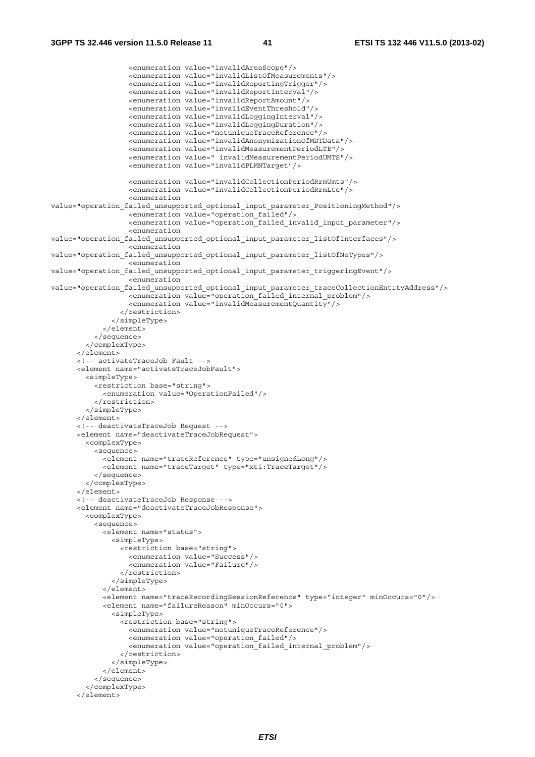```
                <enumeration value="invalidAreaScope"/>
                <enumeration value="invalidListOfMeasurements"/>
                <enumeration value="invalidReportingTrigger"/>
                <enumeration value="invalidReportInterval"/>
                <enumeration value="invalidReportAmount"/>
                <enumeration value="invalidEventThreshold"/>
                <enumeration value="invalidLoggingInterval"/>
                <enumeration value="invalidLoggingDuration"/>
                <enumeration value="notuniqueTraceReference"/>
                <enumeration value="invalidAnonymizationOfMDTData"/>
                <enumeration value="invalidMeasurementPeriodLTE"/>
                <enumeration value=" invalidMeasurementPeriodUMTS"/>
                <enumeration value="invalidPLMNTarget"/>

                <enumeration value="invalidCollectionPeriodRrmUmts"/>
                <enumeration value="invalidCollectionPeriodRrmLte"/>
                <enumeration
value="operation_failed_unsupported_optional_input_parameter_PositioningMethod"/>
                <enumeration value="operation_failed"/>
                <enumeration value="operation_failed_invalid_input_parameter"/>
                <enumeration
value="operation_failed_unsupported_optional_input_parameter_listOfInterfaces"/>
                <enumeration
value="operation_failed_unsupported_optional_input_parameter_listOfNeTypes"/>
                <enumeration
value="operation_failed_unsupported_optional_input_parameter_triggeringEvent"/>
                <enumeration
value="operation_failed_unsupported_optional_input_parameter_traceCollectionEntityAddress"/>
                <enumeration value="operation_failed_internal_problem"/>
                <enumeration value="invalidMeasurementQuantity"/>
              </restriction>
            </simpleType>
          </element>
        </sequence>
      </complexType>
    </element>
    <!-- activateTraceJob Fault -->
    <element name="activateTraceJobFault">
      <simpleType>
        <restriction base="string">
          <enumeration value="OperationFailed"/>
        </restriction>
      </simpleType>
    </element>
    <!-- deactivateTraceJob Request -->
    <element name="deactivateTraceJobRequest">
      <complexType>
        <sequence>
          <element name="traceReference" type="unsignedLong"/>
          <element name="traceTarget" type="xti:TraceTarget"/>
        </sequence>
      </complexType>
    </element>
    <!-- deactivateTraceJob Response -->
    <element name="deactivateTraceJobResponse">
      <complexType>
        <sequence>
          <element name="status">
            <simpleType>
              <restriction base="string">
                <enumeration value="Success"/>
                <enumeration value="Failure"/>
              </restriction>
            </simpleType>
          </element>
          <element name="traceRecordingSessionReference" type="integer" minOccurs="0"/>
          <element name="failureReason" minOccurs="0">
            <simpleType>
              <restriction base="string">
                <enumeration value="notuniqueTraceReference"/>
                <enumeration value="operation_failed"/>
                <enumeration value="operation_failed_internal_problem"/>
              </restriction>
            </simpleType>
          </element>
        </sequence>
      </complexType>
    </element>
```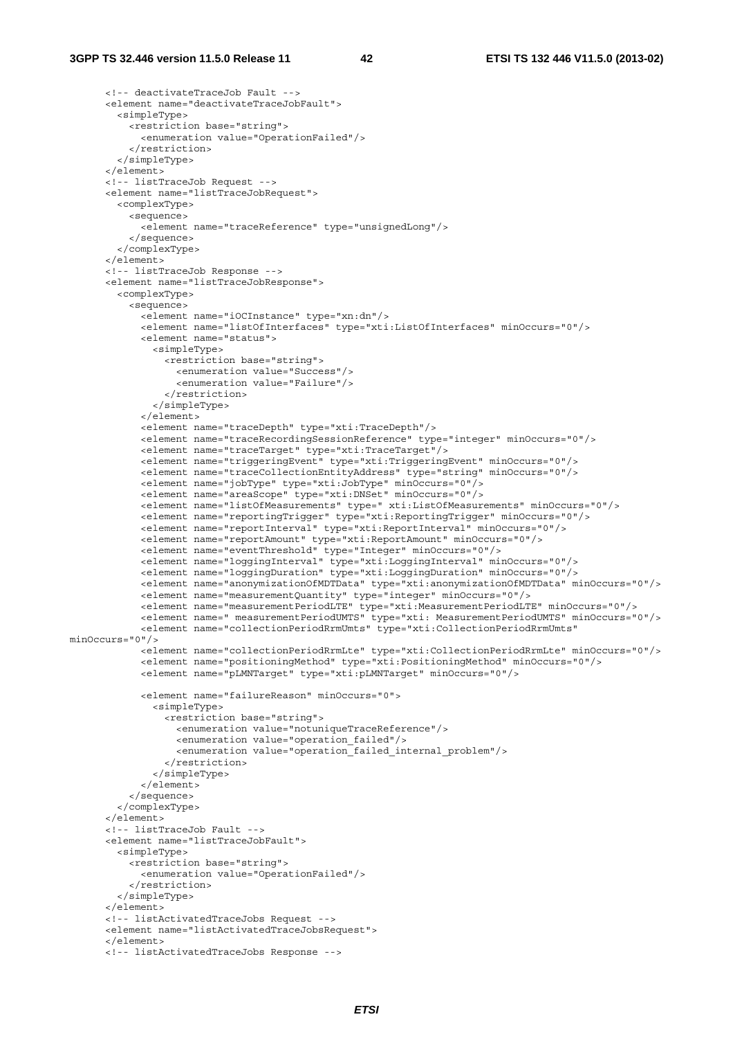```
<!-- deactivateTraceJob Fault -->
<element name="deactivateTraceJobFault">
  <simpleType>
    <restriction base="string">
      <enumeration value="OperationFailed"/>
    </restriction>
  </simpleType>
</element>
<!-- listTraceJob Request -->
<element name="listTraceJobRequest">
  <complexType>
    <sequence>
      <element name="traceReference" type="unsignedLong"/>
    </sequence>
  </complexType>
</element>
<!-- listTraceJob Response -->
<element name="listTraceJobResponse">
  <complexType>
    <sequence>
      <element name="iOCInstance" type="xn:dn"/>
      <element name="listOfInterfaces" type="xti:ListOfInterfaces" minOccurs="0"/>
      <element name="status">
        <simpleType>
          <restriction base="string">
            <enumeration value="Success"/>
            <enumeration value="Failure"/>
          </restriction>
        </simpleType>
      </element>
      <element name="traceDepth" type="xti:TraceDepth"/>
      <element name="traceRecordingSessionReference" type="integer" minOccurs="0"/>
      <element name="traceTarget" type="xti:TraceTarget"/>
      <element name="triggeringEvent" type="xti:TriggeringEvent" minOccurs="0"/>
      <element name="traceCollectionEntityAddress" type="string" minOccurs="0"/>
      <element name="jobType" type="xti:JobType" minOccurs="0"/>
      <element name="areaScope" type="xti:DNSet" minOccurs="0"/>
      <element name="listOfMeasurements" type=" xti:ListOfMeasurements" minOccurs="0"/>
      <element name="reportingTrigger" type="xti:ReportingTrigger" minOccurs="0"/>
      <element name="reportInterval" type="xti:ReportInterval" minOccurs="0"/>
      <element name="reportAmount" type="xti:ReportAmount" minOccurs="0"/>
      <element name="eventThreshold" type="Integer" minOccurs="0"/>
      <element name="loggingInterval" type="xti:LoggingInterval" minOccurs="0"/>
      <element name="loggingDuration" type="xti:LoggingDuration" minOccurs="0"/>
      <element name="anonymizationOfMDTData" type="xti:anonymizationOfMDTData" minOccurs="0"/>
      <element name="measurementQuantity" type="integer" minOccurs="0"/>
      <element name="measurementPeriodLTE" type="xti:MeasurementPeriodLTE" minOccurs="0"/>
      <element name=" measurementPeriodUMTS" type="xti: MeasurementPeriodUMTS" minOccurs="0"/>
      <element name="collectionPeriodRrmUmts" type="xti:CollectionPeriodRrmUmts"
minOccurs="0"/>
      <element name="collectionPeriodRrmLte" type="xti:CollectionPeriodRrmLte" minOccurs="0"/>
      <element name="positioningMethod" type="xti:PositioningMethod" minOccurs="0"/>
      <element name="pLMNTarget" type="xti:pLMNTarget" minOccurs="0"/>

      <element name="failureReason" minOccurs="0">
        <simpleType>
          <restriction base="string">
            <enumeration value="notuniqueTraceReference"/>
            <enumeration value="operation_failed"/>
            <enumeration value="operation_failed_internal_problem"/>
          </restriction>
        </simpleType>
      </element>
    </sequence>
  </complexType>
</element>
<!-- listTraceJob Fault -->
<element name="listTraceJobFault">
  <simpleType>
    <restriction base="string">
      <enumeration value="OperationFailed"/>
    </restriction>
  </simpleType>
</element>
<!-- listActivatedTraceJobs Request -->
<element name="listActivatedTraceJobsRequest">
</element>
<!-- listActivatedTraceJobs Response -->
```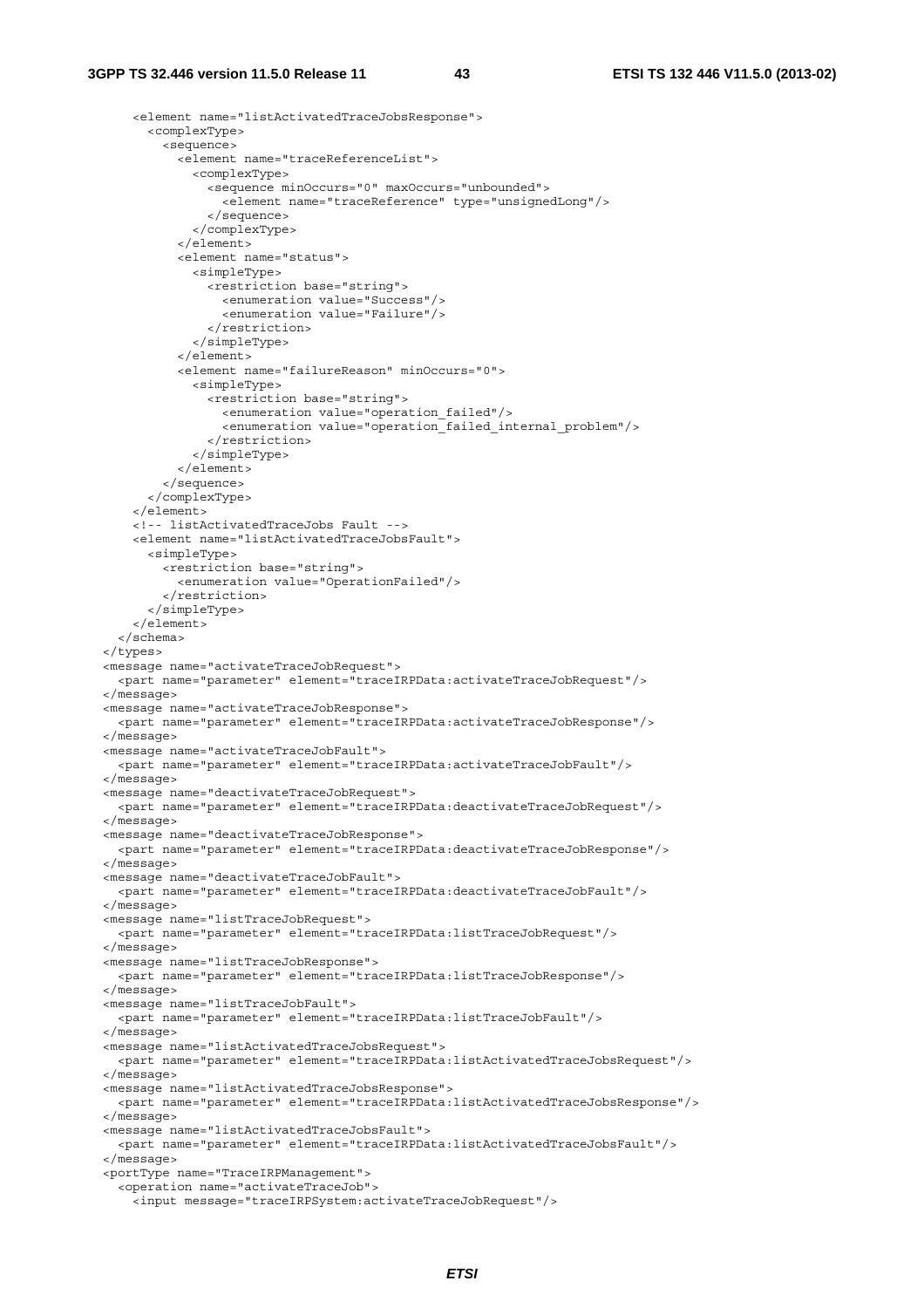```
      <element name="listActivatedTraceJobsResponse">
        <complexType>
          <sequence>
            <element name="traceReferenceList">
              <complexType>
                <sequence minOccurs="0" maxOccurs="unbounded">
                  <element name="traceReference" type="unsignedLong"/>
                </sequence>
              </complexType>
            </element>
            <element name="status">
              <simpleType>
                <restriction base="string">
                  <enumeration value="Success"/>
                  <enumeration value="Failure"/>
                </restriction>
              </simpleType>
            </element>
            <element name="failureReason" minOccurs="0">
              <simpleType>
                <restriction base="string">
                  <enumeration value="operation_failed"/>
                  <enumeration value="operation_failed_internal_problem"/>
                </restriction>
              </simpleType>
            </element>
          </sequence>
        </complexType>
      </element>
      <!-- listActivatedTraceJobs Fault -->
      <element name="listActivatedTraceJobsFault">
        <simpleType>
          <restriction base="string">
            <enumeration value="OperationFailed"/>
          </restriction>
        </simpleType>
      </element>
    </schema>
  </types>
  <message name="activateTraceJobRequest">
    <part name="parameter" element="traceIRPData:activateTraceJobRequest"/>
  </message>
  <message name="activateTraceJobResponse">
    <part name="parameter" element="traceIRPData:activateTraceJobResponse"/>
  </message>
  <message name="activateTraceJobFault">
    <part name="parameter" element="traceIRPData:activateTraceJobFault"/>
  </message>
  <message name="deactivateTraceJobRequest">
    <part name="parameter" element="traceIRPData:deactivateTraceJobRequest"/>
  </message>
  <message name="deactivateTraceJobResponse">
    <part name="parameter" element="traceIRPData:deactivateTraceJobResponse"/>
  </message>
  <message name="deactivateTraceJobFault">
    <part name="parameter" element="traceIRPData:deactivateTraceJobFault"/>
  </message>
  <message name="listTraceJobRequest">
    <part name="parameter" element="traceIRPData:listTraceJobRequest"/>
  </message>
  <message name="listTraceJobResponse">
    <part name="parameter" element="traceIRPData:listTraceJobResponse"/>
  </message>
  <message name="listTraceJobFault">
    <part name="parameter" element="traceIRPData:listTraceJobFault"/>
  </message>
  <message name="listActivatedTraceJobsRequest">
    <part name="parameter" element="traceIRPData:listActivatedTraceJobsRequest"/>
  </message>
  <message name="listActivatedTraceJobsResponse">
    <part name="parameter" element="traceIRPData:listActivatedTraceJobsResponse"/>
  </message>
  <message name="listActivatedTraceJobsFault">
    <part name="parameter" element="traceIRPData:listActivatedTraceJobsFault"/>
  </message>
  <portType name="TraceIRPManagement">
    <operation name="activateTraceJob">
      <input message="traceIRPSystem:activateTraceJobRequest"/>
```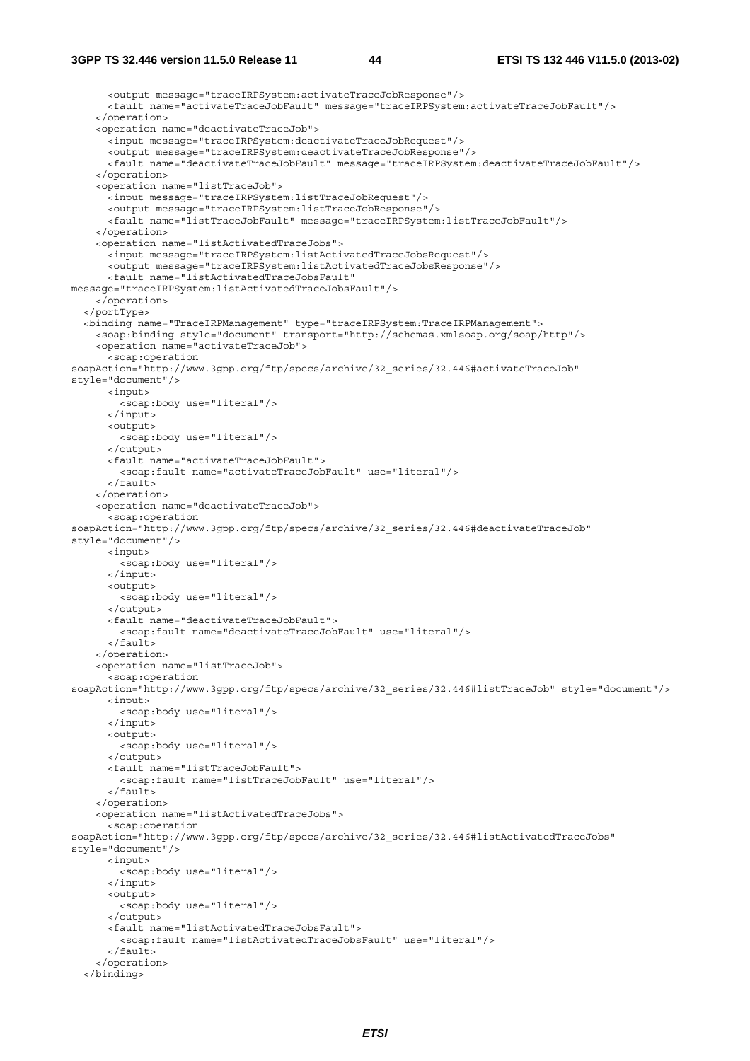```
      <output message="traceIRPSystem:activateTraceJobResponse"/>
      <fault name="activateTraceJobFault" message="traceIRPSystem:activateTraceJobFault"/>
    </operation>
    <operation name="deactivateTraceJob">
      <input message="traceIRPSystem:deactivateTraceJobRequest"/>
      <output message="traceIRPSystem:deactivateTraceJobResponse"/>
      <fault name="deactivateTraceJobFault" message="traceIRPSystem:deactivateTraceJobFault"/>
    </operation>
    <operation name="listTraceJob">
      <input message="traceIRPSystem:listTraceJobRequest"/>
      <output message="traceIRPSystem:listTraceJobResponse"/>
      <fault name="listTraceJobFault" message="traceIRPSystem:listTraceJobFault"/>
    </operation>
    <operation name="listActivatedTraceJobs">
      <input message="traceIRPSystem:listActivatedTraceJobsRequest"/>
      <output message="traceIRPSystem:listActivatedTraceJobsResponse"/>
      <fault name="listActivatedTraceJobsFault"
message="traceIRPSystem:listActivatedTraceJobsFault"/>
    </operation>
  </portType>
  <binding name="TraceIRPManagement" type="traceIRPSystem:TraceIRPManagement">
    <soap:binding style="document" transport="http://schemas.xmlsoap.org/soap/http"/>
    <operation name="activateTraceJob">
      <soap:operation
soapAction="http://www.3gpp.org/ftp/specs/archive/32_series/32.446#activateTraceJob"
style="document"/>
      <input>
        <soap:body use="literal"/>
      </input>
      <output>
        <soap:body use="literal"/>
      </output>
      <fault name="activateTraceJobFault">
        <soap:fault name="activateTraceJobFault" use="literal"/>
      </fault>
    </operation>
    <operation name="deactivateTraceJob">
      <soap:operation
soapAction="http://www.3gpp.org/ftp/specs/archive/32_series/32.446#deactivateTraceJob"
style="document"/>
      <input>
        <soap:body use="literal"/>
      </input>
      <output>
        <soap:body use="literal"/>
      </output>
      <fault name="deactivateTraceJobFault">
        <soap:fault name="deactivateTraceJobFault" use="literal"/>
      </fault>
    </operation>
    <operation name="listTraceJob">
      <soap:operation
soapAction="http://www.3gpp.org/ftp/specs/archive/32_series/32.446#listTraceJob" style="document"/>
      <input>
        <soap:body use="literal"/>
      </input>
      <output>
        <soap:body use="literal"/>
      </output>
      <fault name="listTraceJobFault">
        <soap:fault name="listTraceJobFault" use="literal"/>
      </fault>
    </operation>
    <operation name="listActivatedTraceJobs">
      <soap:operation
soapAction="http://www.3gpp.org/ftp/specs/archive/32_series/32.446#listActivatedTraceJobs"
style="document"/>
      <input>
        <soap:body use="literal"/>
      </input>
      <output>
        <soap:body use="literal"/>
      </output>
      <fault name="listActivatedTraceJobsFault">
        <soap:fault name="listActivatedTraceJobsFault" use="literal"/>
      </fault>
    </operation>
  </binding>
```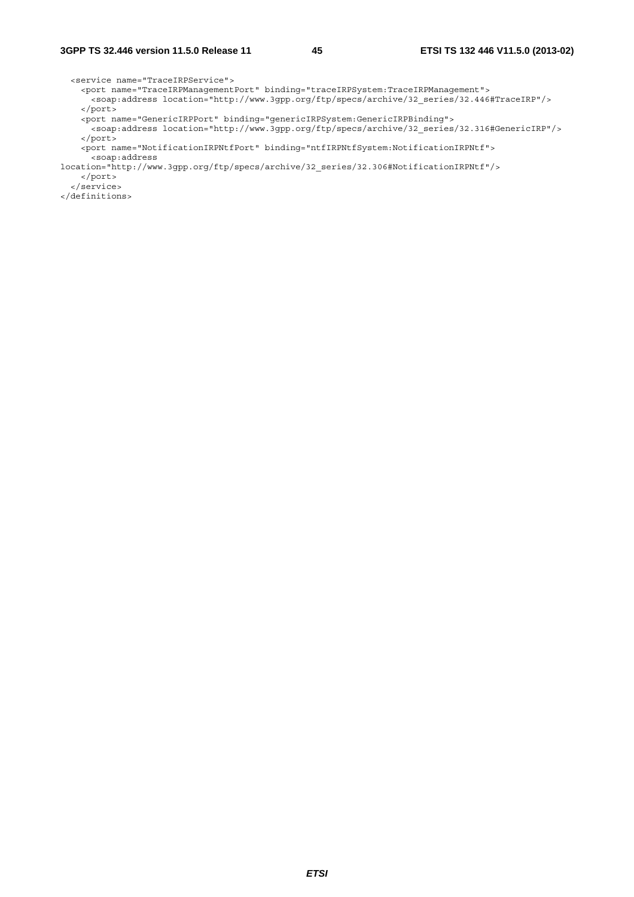```
  <service name="TraceIRPService">
    <port name="TraceIRPManagementPort" binding="traceIRPSystem:TraceIRPManagement">
      <soap:address location="http://www.3gpp.org/ftp/specs/archive/32_series/32.446#TraceIRP"/>
    </port>
    <port name="GenericIRPPort" binding="genericIRPSystem:GenericIRPBinding">
      <soap:address location="http://www.3gpp.org/ftp/specs/archive/32_series/32.316#GenericIRP"/>
    </port>
    <port name="NotificationIRPNtfPort" binding="ntfIRPNtfSystem:NotificationIRPNtf">
      <soap:address
location="http://www.3gpp.org/ftp/specs/archive/32_series/32.306#NotificationIRPNtf"/>
    </port>
  </service>
</definitions>
```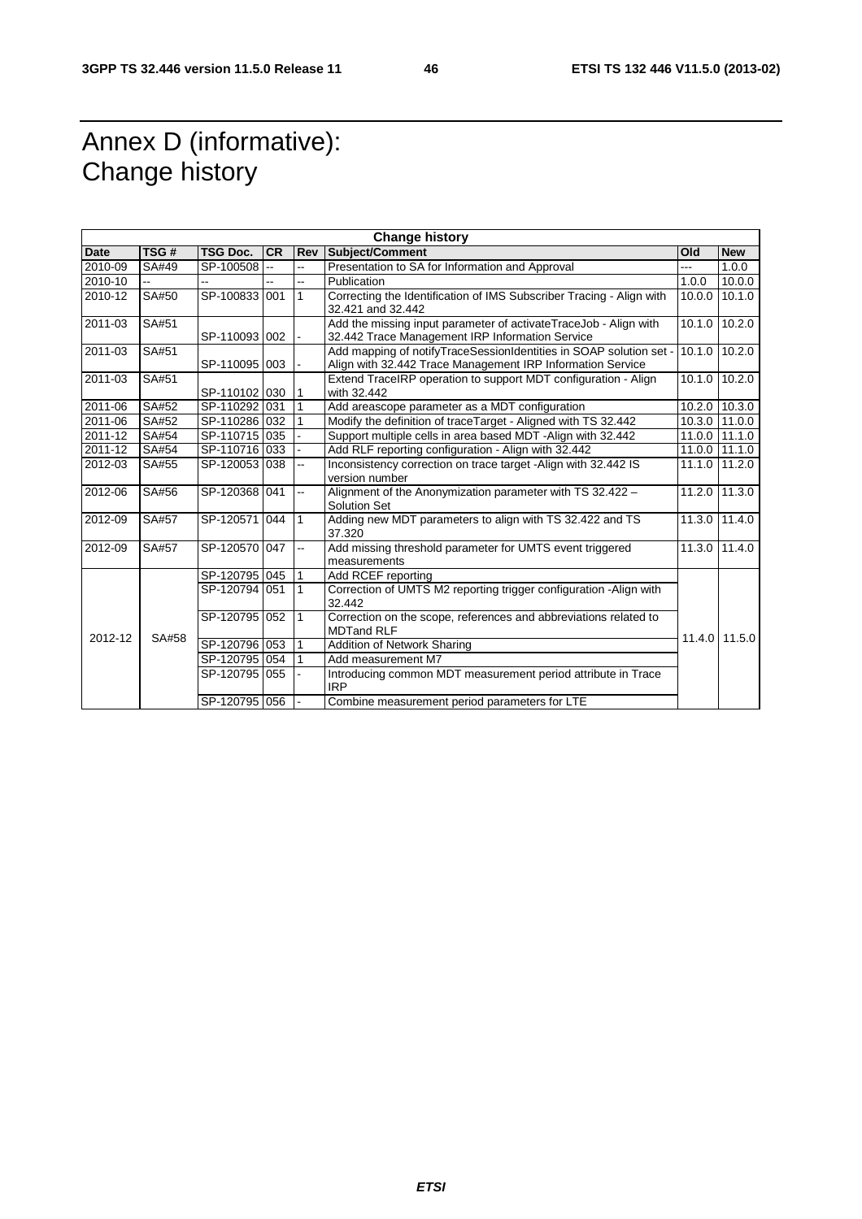# Annex D (informative): Change history

| Change history | | | | | | | |
|---|---|---|---|---|---|---|---|
| **Date** | **TSG #** | **TSG Doc.** | **CR** | **Rev** | **Subject/Comment** | **Old** | **New** |
| 2010-09 | SA#49 | SP-100508 | -- | -- | Presentation to SA for Information and Approval | --- | 1.0.0 |
| 2010-10 | -- | -- | -- | -- | Publication | 1.0.0 | 10.0.0 |
| 2010-12 | SA#50 | SP-100833 | 001 | 1 | Correcting the Identification of IMS Subscriber Tracing - Align with 32.421 and 32.442 | 10.0.0 | 10.1.0 |
| 2011-03 | SA#51 | SP-110093 | 002 | - | Add the missing input parameter of activateTraceJob - Align with 32.442 Trace Management IRP Information Service | 10.1.0 | 10.2.0 |
| 2011-03 | SA#51 | SP-110095 | 003 | - | Add mapping of notifyTraceSessionIdentities in SOAP solution set - Align with 32.442 Trace Management IRP Information Service | 10.1.0 | 10.2.0 |
| 2011-03 | SA#51 | SP-110102 | 030 | 1 | Extend TraceIRP operation to support MDT configuration - Align with 32.442 | 10.1.0 | 10.2.0 |
| 2011-06 | SA#52 | SP-110292 | 031 | 1 | Add areascope parameter as a MDT configuration | 10.2.0 | 10.3.0 |
| 2011-06 | SA#52 | SP-110286 | 032 | 1 | Modify the definition of traceTarget - Aligned with TS 32.442 | 10.3.0 | 11.0.0 |
| 2011-12 | SA#54 | SP-110715 | 035 | - | Support multiple cells in area based MDT -Align with 32.442 | 11.0.0 | 11.1.0 |
| 2011-12 | SA#54 | SP-110716 | 033 | - | Add RLF reporting configuration - Align with 32.442 | 11.0.0 | 11.1.0 |
| 2012-03 | SA#55 | SP-120053 | 038 | -- | Inconsistency correction on trace target -Align with 32.442 IS version number | 11.1.0 | 11.2.0 |
| 2012-06 | SA#56 | SP-120368 | 041 | -- | Alignment of the Anonymization parameter with TS 32.422 – Solution Set | 11.2.0 | 11.3.0 |
| 2012-09 | SA#57 | SP-120571 | 044 | 1 | Adding new MDT parameters to align with TS 32.422 and TS 37.320 | 11.3.0 | 11.4.0 |
| 2012-09 | SA#57 | SP-120570 | 047 | -- | Add missing threshold parameter for UMTS event triggered measurements | 11.3.0 | 11.4.0 |
| 2012-12 | SA#58 | SP-120795 | 045 | 1 | Add RCEF reporting | 11.4.0 | 11.5.0 |
| | | SP-120794 | 051 | 1 | Correction of UMTS M2 reporting trigger configuration -Align with 32.442 | | |
| | | SP-120795 | 052 | 1 | Correction on the scope, references and abbreviations related to MDTand RLF | | |
| | | SP-120796 | 053 | 1 | Addition of Network Sharing | | |
| | | SP-120795 | 054 | 1 | Add measurement M7 | | |
| | | SP-120795 | 055 | - | Introducing common MDT measurement period attribute in Trace IRP | | |
| | | SP-120795 | 056 | - | Combine measurement period parameters for LTE | | |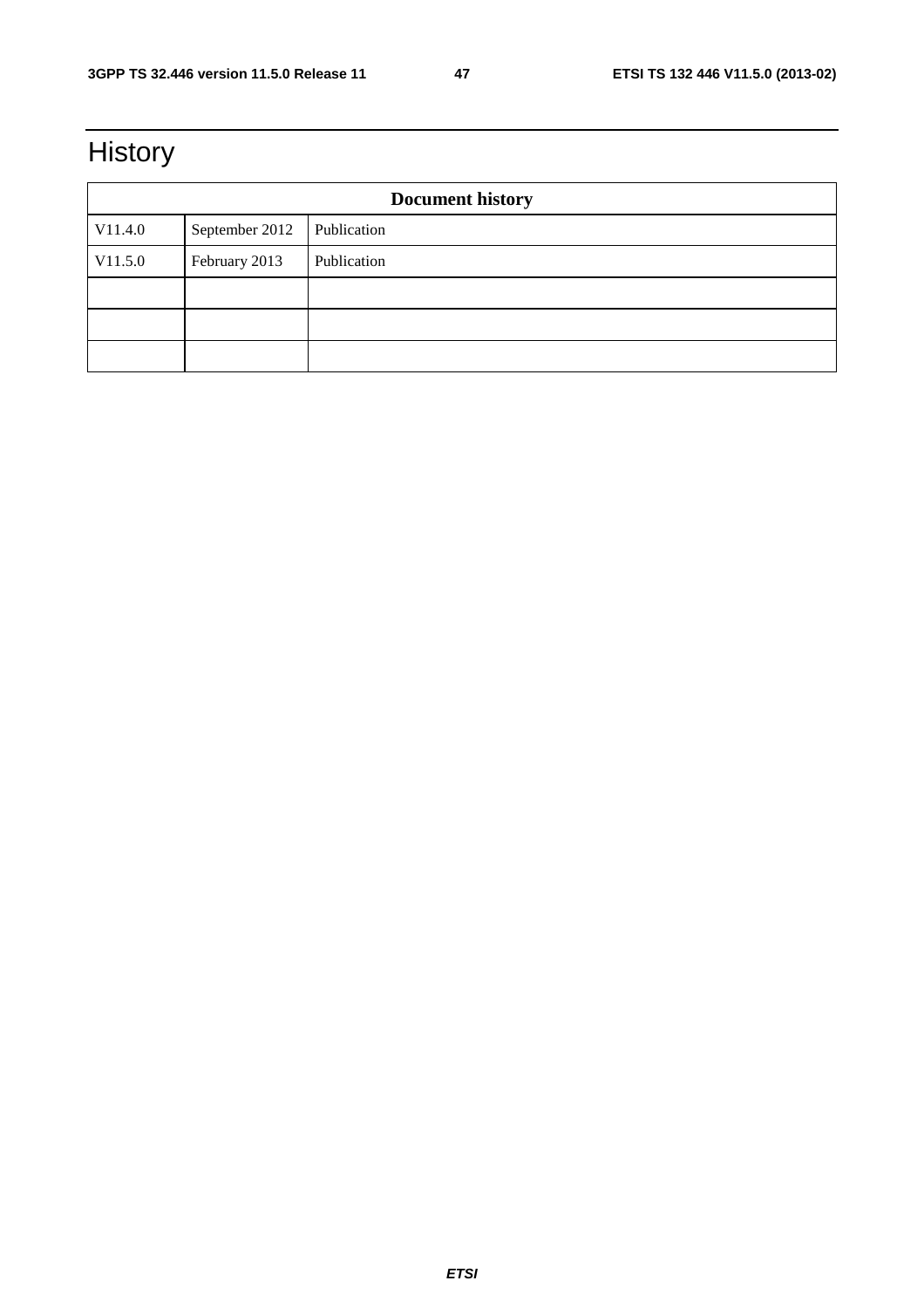# History

| Document history | | |
|---|---|---|
| V11.4.0 | September 2012 | Publication |
| V11.5.0 | February 2013 | Publication |
| | | |
| | | |
| | | |